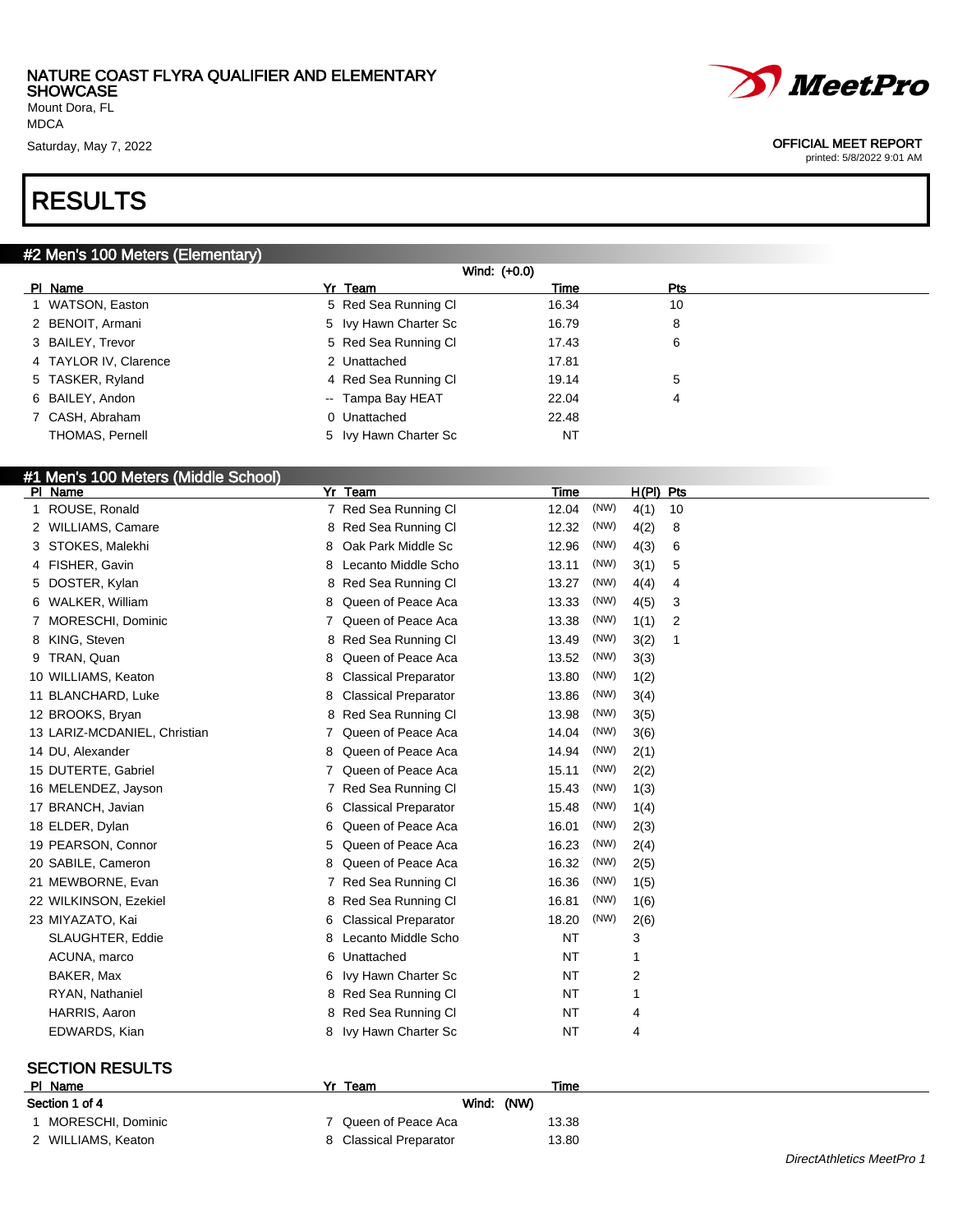NATURE COAST FLYRA QUALIFIER AND ELEMENTARY SHOWCASE
Mount Dora, FL
MDCA
Saturday, May 7, 2022

OFFICIAL MEET REPORT
printed: 5/8/2022 9:01 AM

# RESULTS

## #2 Men's 100 Meters (Elementary)

Wind: (+0.0)

| Pl | Name | Yr | Team | Time | Pts |
|---|---|---|---|---|---|
| 1 | WATSON, Easton | 5 | Red Sea Running Cl | 16.34 | 10 |
| 2 | BENOIT, Armani | 5 | Ivy Hawn Charter Sc | 16.79 | 8 |
| 3 | BAILEY, Trevor | 5 | Red Sea Running Cl | 17.43 | 6 |
| 4 | TAYLOR IV, Clarence | 2 | Unattached | 17.81 | |
| 5 | TASKER, Ryland | 4 | Red Sea Running Cl | 19.14 | 5 |
| 6 | BAILEY, Andon | -- | Tampa Bay HEAT | 22.04 | 4 |
| 7 | CASH, Abraham | 0 | Unattached | 22.48 | |
| | THOMAS, Pernell | 5 | Ivy Hawn Charter Sc | NT | |

## #1 Men's 100 Meters (Middle School)

| Pl | Name | Yr | Team | Time | | H(Pl) | Pts |
|---|---|---|---|---|---|---|---|
| 1 | ROUSE, Ronald | 7 | Red Sea Running Cl | 12.04 | (NW) | 4(1) | 10 |
| 2 | WILLIAMS, Camare | 8 | Red Sea Running Cl | 12.32 | (NW) | 4(2) | 8 |
| 3 | STOKES, Malekhi | 8 | Oak Park Middle Sc | 12.96 | (NW) | 4(3) | 6 |
| 4 | FISHER, Gavin | 8 | Lecanto Middle Scho | 13.11 | (NW) | 3(1) | 5 |
| 5 | DOSTER, Kylan | 8 | Red Sea Running Cl | 13.27 | (NW) | 4(4) | 4 |
| 6 | WALKER, William | 8 | Queen of Peace Aca | 13.33 | (NW) | 4(5) | 3 |
| 7 | MORESCHI, Dominic | 7 | Queen of Peace Aca | 13.38 | (NW) | 1(1) | 2 |
| 8 | KING, Steven | 8 | Red Sea Running Cl | 13.49 | (NW) | 3(2) | 1 |
| 9 | TRAN, Quan | 8 | Queen of Peace Aca | 13.52 | (NW) | 3(3) | |
| 10 | WILLIAMS, Keaton | 8 | Classical Preparator | 13.80 | (NW) | 1(2) | |
| 11 | BLANCHARD, Luke | 8 | Classical Preparator | 13.86 | (NW) | 3(4) | |
| 12 | BROOKS, Bryan | 8 | Red Sea Running Cl | 13.98 | (NW) | 3(5) | |
| 13 | LARIZ-MCDANIEL, Christian | 7 | Queen of Peace Aca | 14.04 | (NW) | 3(6) | |
| 14 | DU, Alexander | 8 | Queen of Peace Aca | 14.94 | (NW) | 2(1) | |
| 15 | DUTERTE, Gabriel | 7 | Queen of Peace Aca | 15.11 | (NW) | 2(2) | |
| 16 | MELENDEZ, Jayson | 7 | Red Sea Running Cl | 15.43 | (NW) | 1(3) | |
| 17 | BRANCH, Javian | 6 | Classical Preparator | 15.48 | (NW) | 1(4) | |
| 18 | ELDER, Dylan | 6 | Queen of Peace Aca | 16.01 | (NW) | 2(3) | |
| 19 | PEARSON, Connor | 5 | Queen of Peace Aca | 16.23 | (NW) | 2(4) | |
| 20 | SABILE, Cameron | 8 | Queen of Peace Aca | 16.32 | (NW) | 2(5) | |
| 21 | MEWBORNE, Evan | 7 | Red Sea Running Cl | 16.36 | (NW) | 1(5) | |
| 22 | WILKINSON, Ezekiel | 8 | Red Sea Running Cl | 16.81 | (NW) | 1(6) | |
| 23 | MIYAZATO, Kai | 6 | Classical Preparator | 18.20 | (NW) | 2(6) | |
| | SLAUGHTER, Eddie | 8 | Lecanto Middle Scho | NT | | 3 | |
| | ACUNA, marco | 6 | Unattached | NT | | 1 | |
| | BAKER, Max | 6 | Ivy Hawn Charter Sc | NT | | 2 | |
| | RYAN, Nathaniel | 8 | Red Sea Running Cl | NT | | 1 | |
| | HARRIS, Aaron | 8 | Red Sea Running Cl | NT | | 4 | |
| | EDWARDS, Kian | 8 | Ivy Hawn Charter Sc | NT | | 4 | |

### SECTION RESULTS

**Section 1 of 4** — Wind: (NW)

| Pl | Name | Yr | Team | Time |
|---|---|---|---|---|
| 1 | MORESCHI, Dominic | 7 | Queen of Peace Aca | 13.38 |
| 2 | WILLIAMS, Keaton | 8 | Classical Preparator | 13.80 |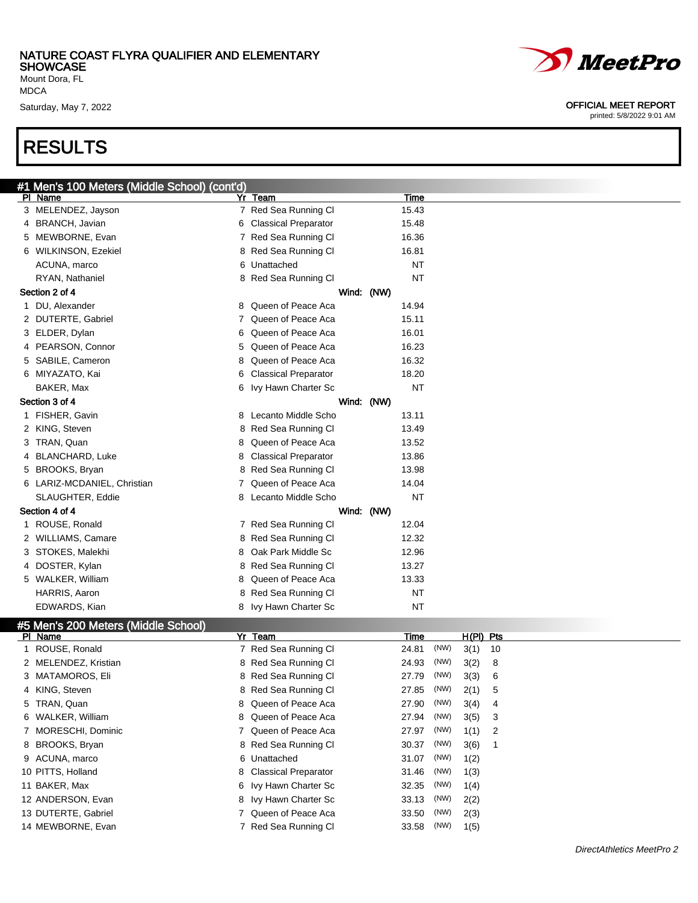NATURE COAST FLYRA QUALIFIER AND ELEMENTARY SHOWCASE
Mount Dora, FL
MDCA
Saturday, May 7, 2022

OFFICIAL MEET REPORT
printed: 5/8/2022 9:01 AM

# RESULTS

## #1 Men's 100 Meters (Middle School) (cont'd)

| Pl | Name | Yr | Team | Time |
|---|---|---|---|---|
| 3 | MELENDEZ, Jayson | 7 | Red Sea Running Cl | 15.43 |
| 4 | BRANCH, Javian | 6 | Classical Preparator | 15.48 |
| 5 | MEWBORNE, Evan | 7 | Red Sea Running Cl | 16.36 |
| 6 | WILKINSON, Ezekiel | 8 | Red Sea Running Cl | 16.81 |
| | ACUNA, marco | 6 | Unattached | NT |
| | RYAN, Nathaniel | 8 | Red Sea Running Cl | NT |

**Section 2 of 4** Wind: (NW)

| Pl | Name | Yr | Team | Time |
|---|---|---|---|---|
| 1 | DU, Alexander | 8 | Queen of Peace Aca | 14.94 |
| 2 | DUTERTE, Gabriel | 7 | Queen of Peace Aca | 15.11 |
| 3 | ELDER, Dylan | 6 | Queen of Peace Aca | 16.01 |
| 4 | PEARSON, Connor | 5 | Queen of Peace Aca | 16.23 |
| 5 | SABILE, Cameron | 8 | Queen of Peace Aca | 16.32 |
| 6 | MIYAZATO, Kai | 6 | Classical Preparator | 18.20 |
| | BAKER, Max | 6 | Ivy Hawn Charter Sc | NT |

**Section 3 of 4** Wind: (NW)

| Pl | Name | Yr | Team | Time |
|---|---|---|---|---|
| 1 | FISHER, Gavin | 8 | Lecanto Middle Scho | 13.11 |
| 2 | KING, Steven | 8 | Red Sea Running Cl | 13.49 |
| 3 | TRAN, Quan | 8 | Queen of Peace Aca | 13.52 |
| 4 | BLANCHARD, Luke | 8 | Classical Preparator | 13.86 |
| 5 | BROOKS, Bryan | 8 | Red Sea Running Cl | 13.98 |
| 6 | LARIZ-MCDANIEL, Christian | 7 | Queen of Peace Aca | 14.04 |
| | SLAUGHTER, Eddie | 8 | Lecanto Middle Scho | NT |

**Section 4 of 4** Wind: (NW)

| Pl | Name | Yr | Team | Time |
|---|---|---|---|---|
| 1 | ROUSE, Ronald | 7 | Red Sea Running Cl | 12.04 |
| 2 | WILLIAMS, Camare | 8 | Red Sea Running Cl | 12.32 |
| 3 | STOKES, Malekhi | 8 | Oak Park Middle Sc | 12.96 |
| 4 | DOSTER, Kylan | 8 | Red Sea Running Cl | 13.27 |
| 5 | WALKER, William | 8 | Queen of Peace Aca | 13.33 |
| | HARRIS, Aaron | 8 | Red Sea Running Cl | NT |
| | EDWARDS, Kian | 8 | Ivy Hawn Charter Sc | NT |

## #5 Men's 200 Meters (Middle School)

| Pl | Name | Yr | Team | Time | | H(Pl) | Pts |
|---|---|---|---|---|---|---|---|
| 1 | ROUSE, Ronald | 7 | Red Sea Running Cl | 24.81 | (NW) | 3(1) | 10 |
| 2 | MELENDEZ, Kristian | 8 | Red Sea Running Cl | 24.93 | (NW) | 3(2) | 8 |
| 3 | MATAMOROS, Eli | 8 | Red Sea Running Cl | 27.79 | (NW) | 3(3) | 6 |
| 4 | KING, Steven | 8 | Red Sea Running Cl | 27.85 | (NW) | 2(1) | 5 |
| 5 | TRAN, Quan | 8 | Queen of Peace Aca | 27.90 | (NW) | 3(4) | 4 |
| 6 | WALKER, William | 8 | Queen of Peace Aca | 27.94 | (NW) | 3(5) | 3 |
| 7 | MORESCHI, Dominic | 7 | Queen of Peace Aca | 27.97 | (NW) | 1(1) | 2 |
| 8 | BROOKS, Bryan | 8 | Red Sea Running Cl | 30.37 | (NW) | 3(6) | 1 |
| 9 | ACUNA, marco | 6 | Unattached | 31.07 | (NW) | 1(2) | |
| 10 | PITTS, Holland | 8 | Classical Preparator | 31.46 | (NW) | 1(3) | |
| 11 | BAKER, Max | 6 | Ivy Hawn Charter Sc | 32.35 | (NW) | 1(4) | |
| 12 | ANDERSON, Evan | 8 | Ivy Hawn Charter Sc | 33.13 | (NW) | 2(2) | |
| 13 | DUTERTE, Gabriel | 7 | Queen of Peace Aca | 33.50 | (NW) | 2(3) | |
| 14 | MEWBORNE, Evan | 7 | Red Sea Running Cl | 33.58 | (NW) | 1(5) | |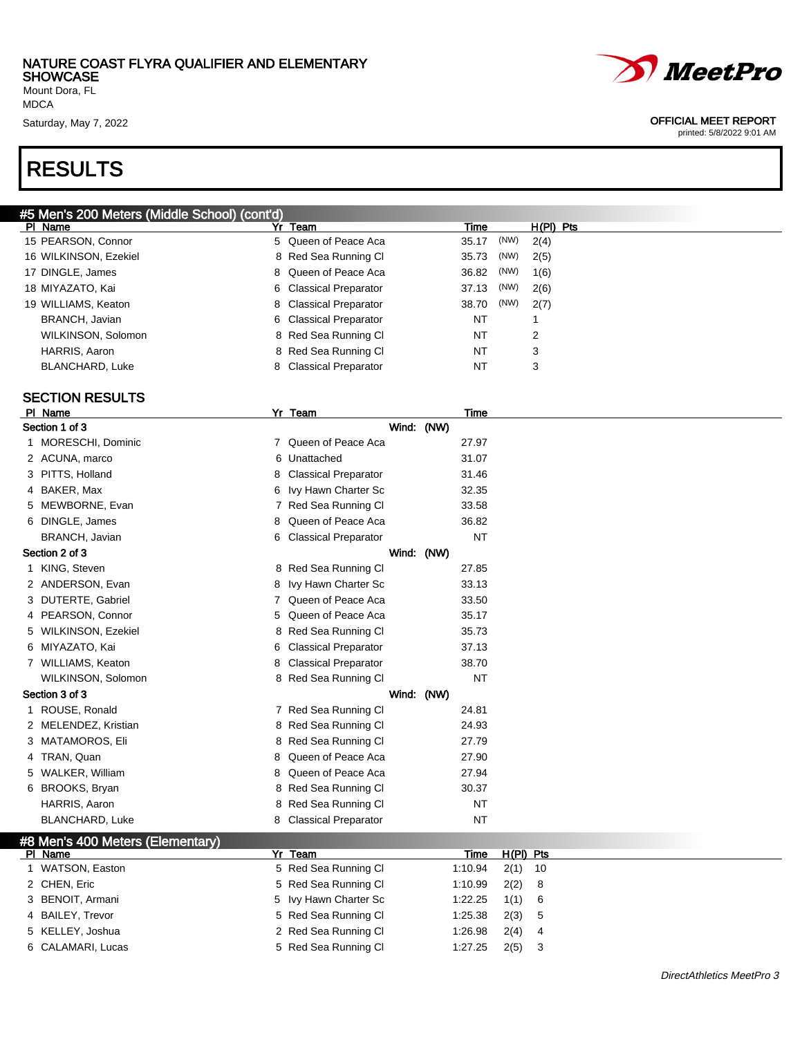# RESULTS

## #5 Men's 200 Meters (Middle School) (cont'd)

| Pl | Name | Yr | Team | Time | | H(Pl) | Pts |
|---|---|---|---|---|---|---|---|
| 15 | PEARSON, Connor | 5 | Queen of Peace Aca | 35.17 | (NW) | 2(4) | |
| 16 | WILKINSON, Ezekiel | 8 | Red Sea Running Cl | 35.73 | (NW) | 2(5) | |
| 17 | DINGLE, James | 8 | Queen of Peace Aca | 36.82 | (NW) | 1(6) | |
| 18 | MIYAZATO, Kai | 6 | Classical Preparator | 37.13 | (NW) | 2(6) | |
| 19 | WILLIAMS, Keaton | 8 | Classical Preparator | 38.70 | (NW) | 2(7) | |
| | BRANCH, Javian | 6 | Classical Preparator | NT | | 1 | |
| | WILKINSON, Solomon | 8 | Red Sea Running Cl | NT | | 2 | |
| | HARRIS, Aaron | 8 | Red Sea Running Cl | NT | | 3 | |
| | BLANCHARD, Luke | 8 | Classical Preparator | NT | | 3 | |

### SECTION RESULTS

| Pl | Name | Yr | Team | Time |
|---|---|---|---|---|
| **Section 1 of 3** | | | Wind: (NW) | |
| 1 | MORESCHI, Dominic | 7 | Queen of Peace Aca | 27.97 |
| 2 | ACUNA, marco | 6 | Unattached | 31.07 |
| 3 | PITTS, Holland | 8 | Classical Preparator | 31.46 |
| 4 | BAKER, Max | 6 | Ivy Hawn Charter Sc | 32.35 |
| 5 | MEWBORNE, Evan | 7 | Red Sea Running Cl | 33.58 |
| 6 | DINGLE, James | 8 | Queen of Peace Aca | 36.82 |
| | BRANCH, Javian | 6 | Classical Preparator | NT |
| **Section 2 of 3** | | | Wind: (NW) | |
| 1 | KING, Steven | 8 | Red Sea Running Cl | 27.85 |
| 2 | ANDERSON, Evan | 8 | Ivy Hawn Charter Sc | 33.13 |
| 3 | DUTERTE, Gabriel | 7 | Queen of Peace Aca | 33.50 |
| 4 | PEARSON, Connor | 5 | Queen of Peace Aca | 35.17 |
| 5 | WILKINSON, Ezekiel | 8 | Red Sea Running Cl | 35.73 |
| 6 | MIYAZATO, Kai | 6 | Classical Preparator | 37.13 |
| 7 | WILLIAMS, Keaton | 8 | Classical Preparator | 38.70 |
| | WILKINSON, Solomon | 8 | Red Sea Running Cl | NT |
| **Section 3 of 3** | | | Wind: (NW) | |
| 1 | ROUSE, Ronald | 7 | Red Sea Running Cl | 24.81 |
| 2 | MELENDEZ, Kristian | 8 | Red Sea Running Cl | 24.93 |
| 3 | MATAMOROS, Eli | 8 | Red Sea Running Cl | 27.79 |
| 4 | TRAN, Quan | 8 | Queen of Peace Aca | 27.90 |
| 5 | WALKER, William | 8 | Queen of Peace Aca | 27.94 |
| 6 | BROOKS, Bryan | 8 | Red Sea Running Cl | 30.37 |
| | HARRIS, Aaron | 8 | Red Sea Running Cl | NT |
| | BLANCHARD, Luke | 8 | Classical Preparator | NT |

## #8 Men's 400 Meters (Elementary)

| Pl | Name | Yr | Team | Time | H(Pl) | Pts |
|---|---|---|---|---|---|---|
| 1 | WATSON, Easton | 5 | Red Sea Running Cl | 1:10.94 | 2(1) | 10 |
| 2 | CHEN, Eric | 5 | Red Sea Running Cl | 1:10.99 | 2(2) | 8 |
| 3 | BENOIT, Armani | 5 | Ivy Hawn Charter Sc | 1:22.25 | 1(1) | 6 |
| 4 | BAILEY, Trevor | 5 | Red Sea Running Cl | 1:25.38 | 2(3) | 5 |
| 5 | KELLEY, Joshua | 2 | Red Sea Running Cl | 1:26.98 | 2(4) | 4 |
| 6 | CALAMARI, Lucas | 5 | Red Sea Running Cl | 1:27.25 | 2(5) | 3 |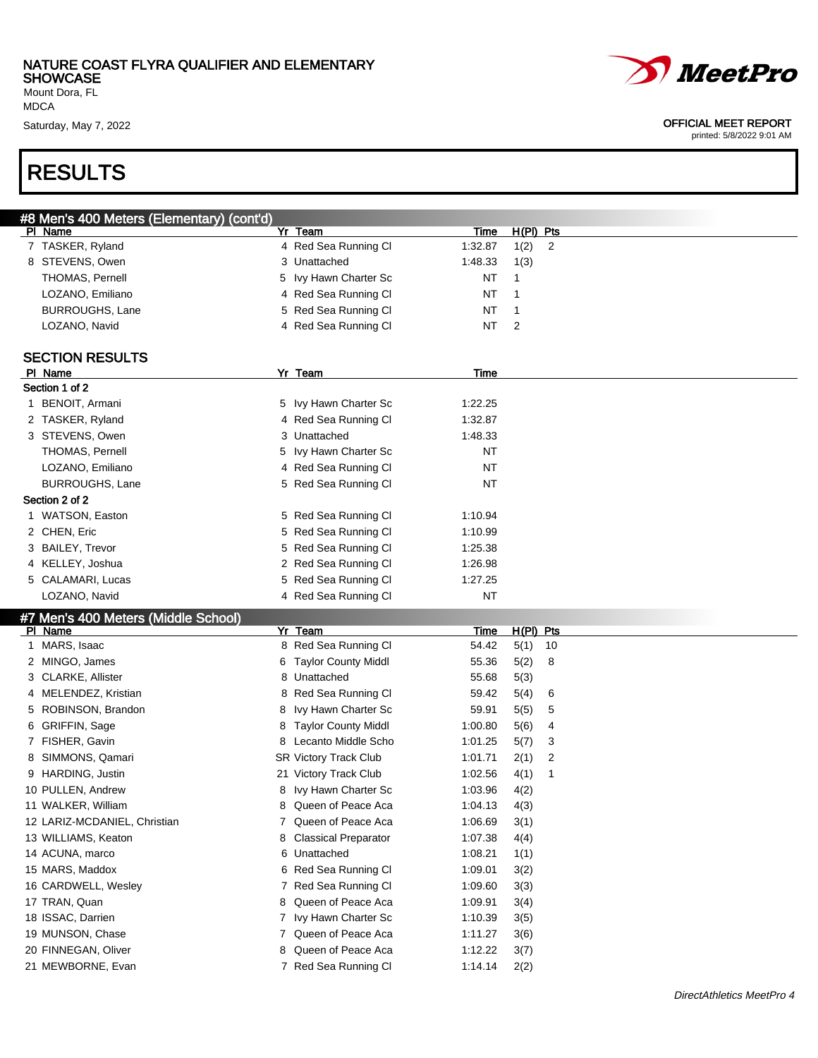# RESULTS

## #8 Men's 400 Meters (Elementary) (cont'd)

| Pl | Name | Yr | Team | Time | H(Pl) | Pts |
|---|---|---|---|---|---|---|
| 7 | TASKER, Ryland | 4 | Red Sea Running Cl | 1:32.87 | 1(2) | 2 |
| 8 | STEVENS, Owen | 3 | Unattached | 1:48.33 | 1(3) | |
| | THOMAS, Pernell | 5 | Ivy Hawn Charter Sc | NT | 1 | |
| | LOZANO, Emiliano | 4 | Red Sea Running Cl | NT | 1 | |
| | BURROUGHS, Lane | 5 | Red Sea Running Cl | NT | 1 | |
| | LOZANO, Navid | 4 | Red Sea Running Cl | NT | 2 | |

### SECTION RESULTS

| Pl | Name | Yr | Team | Time |
|---|---|---|---|---|
| **Section 1 of 2** | | | | |
| 1 | BENOIT, Armani | 5 | Ivy Hawn Charter Sc | 1:22.25 |
| 2 | TASKER, Ryland | 4 | Red Sea Running Cl | 1:32.87 |
| 3 | STEVENS, Owen | 3 | Unattached | 1:48.33 |
| | THOMAS, Pernell | 5 | Ivy Hawn Charter Sc | NT |
| | LOZANO, Emiliano | 4 | Red Sea Running Cl | NT |
| | BURROUGHS, Lane | 5 | Red Sea Running Cl | NT |
| **Section 2 of 2** | | | | |
| 1 | WATSON, Easton | 5 | Red Sea Running Cl | 1:10.94 |
| 2 | CHEN, Eric | 5 | Red Sea Running Cl | 1:10.99 |
| 3 | BAILEY, Trevor | 5 | Red Sea Running Cl | 1:25.38 |
| 4 | KELLEY, Joshua | 2 | Red Sea Running Cl | 1:26.98 |
| 5 | CALAMARI, Lucas | 5 | Red Sea Running Cl | 1:27.25 |
| | LOZANO, Navid | 4 | Red Sea Running Cl | NT |

## #7 Men's 400 Meters (Middle School)

| Pl | Name | Yr | Team | Time | H(Pl) | Pts |
|---|---|---|---|---|---|---|
| 1 | MARS, Isaac | 8 | Red Sea Running Cl | 54.42 | 5(1) | 10 |
| 2 | MINGO, James | 6 | Taylor County Middl | 55.36 | 5(2) | 8 |
| 3 | CLARKE, Allister | 8 | Unattached | 55.68 | 5(3) | |
| 4 | MELENDEZ, Kristian | 8 | Red Sea Running Cl | 59.42 | 5(4) | 6 |
| 5 | ROBINSON, Brandon | 8 | Ivy Hawn Charter Sc | 59.91 | 5(5) | 5 |
| 6 | GRIFFIN, Sage | 8 | Taylor County Middl | 1:00.80 | 5(6) | 4 |
| 7 | FISHER, Gavin | 8 | Lecanto Middle Scho | 1:01.25 | 5(7) | 3 |
| 8 | SIMMONS, Qamari | SR | Victory Track Club | 1:01.71 | 2(1) | 2 |
| 9 | HARDING, Justin | 21 | Victory Track Club | 1:02.56 | 4(1) | 1 |
| 10 | PULLEN, Andrew | 8 | Ivy Hawn Charter Sc | 1:03.96 | 4(2) | |
| 11 | WALKER, William | 8 | Queen of Peace Aca | 1:04.13 | 4(3) | |
| 12 | LARIZ-MCDANIEL, Christian | 7 | Queen of Peace Aca | 1:06.69 | 3(1) | |
| 13 | WILLIAMS, Keaton | 8 | Classical Preparator | 1:07.38 | 4(4) | |
| 14 | ACUNA, marco | 6 | Unattached | 1:08.21 | 1(1) | |
| 15 | MARS, Maddox | 6 | Red Sea Running Cl | 1:09.01 | 3(2) | |
| 16 | CARDWELL, Wesley | 7 | Red Sea Running Cl | 1:09.60 | 3(3) | |
| 17 | TRAN, Quan | 8 | Queen of Peace Aca | 1:09.91 | 3(4) | |
| 18 | ISSAC, Darrien | 7 | Ivy Hawn Charter Sc | 1:10.39 | 3(5) | |
| 19 | MUNSON, Chase | 7 | Queen of Peace Aca | 1:11.27 | 3(6) | |
| 20 | FINNEGAN, Oliver | 8 | Queen of Peace Aca | 1:12.22 | 3(7) | |
| 21 | MEWBORNE, Evan | 7 | Red Sea Running Cl | 1:14.14 | 2(2) | |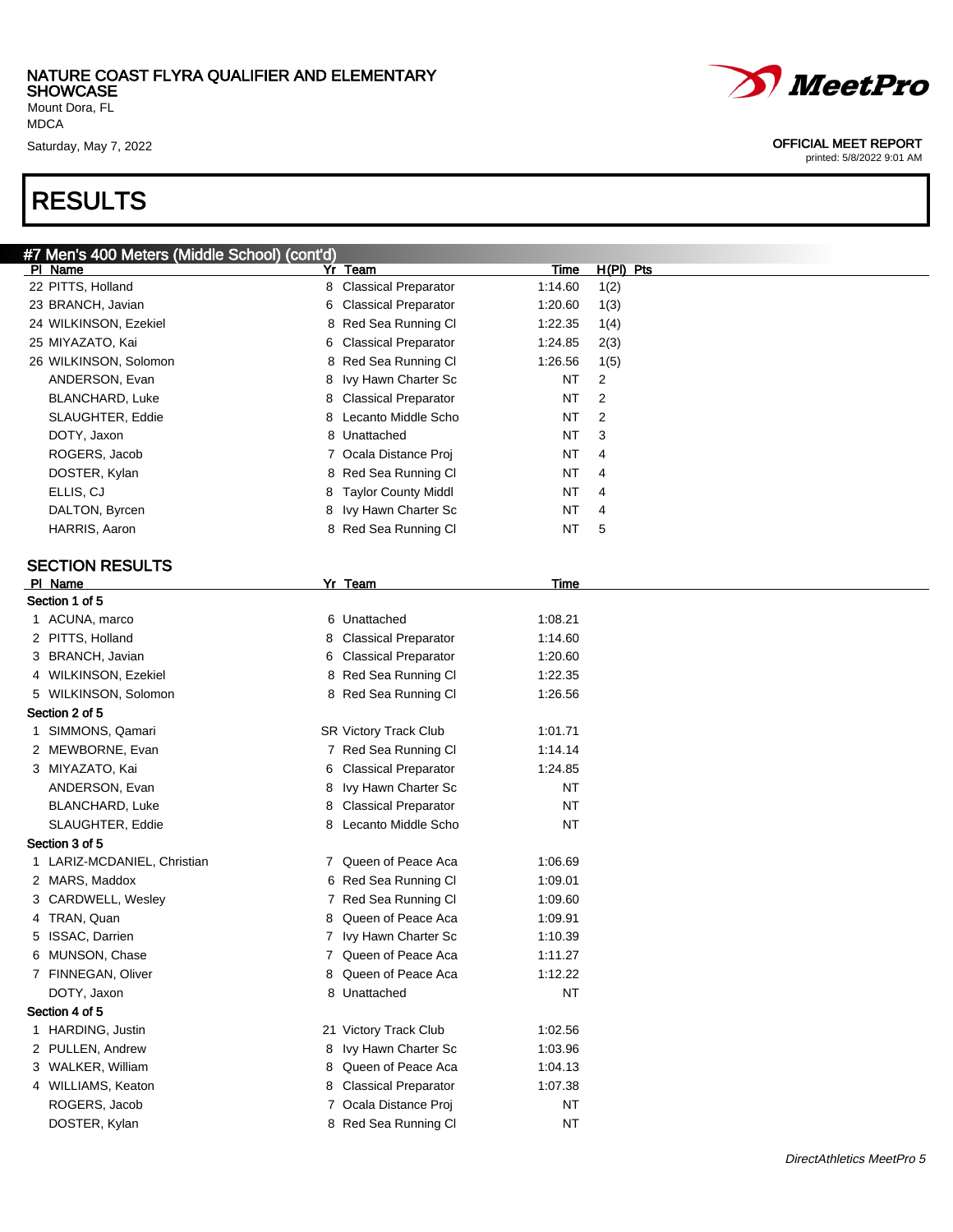NATURE COAST FLYRA QUALIFIER AND ELEMENTARY SHOWCASE
Mount Dora, FL
MDCA
Saturday, May 7, 2022

OFFICIAL MEET REPORT
printed: 5/8/2022 9:01 AM

# RESULTS

## #7 Men's 400 Meters (Middle School) (cont'd)

| Pl | Name | Yr | Team | Time | H(Pl) | Pts |
|---|---|---|---|---|---|---|
| 22 | PITTS, Holland | 8 | Classical Preparator | 1:14.60 | 1(2) | |
| 23 | BRANCH, Javian | 6 | Classical Preparator | 1:20.60 | 1(3) | |
| 24 | WILKINSON, Ezekiel | 8 | Red Sea Running Cl | 1:22.35 | 1(4) | |
| 25 | MIYAZATO, Kai | 6 | Classical Preparator | 1:24.85 | 2(3) | |
| 26 | WILKINSON, Solomon | 8 | Red Sea Running Cl | 1:26.56 | 1(5) | |
| | ANDERSON, Evan | 8 | Ivy Hawn Charter Sc | NT | 2 | |
| | BLANCHARD, Luke | 8 | Classical Preparator | NT | 2 | |
| | SLAUGHTER, Eddie | 8 | Lecanto Middle Scho | NT | 2 | |
| | DOTY, Jaxon | 8 | Unattached | NT | 3 | |
| | ROGERS, Jacob | 7 | Ocala Distance Proj | NT | 4 | |
| | DOSTER, Kylan | 8 | Red Sea Running Cl | NT | 4 | |
| | ELLIS, CJ | 8 | Taylor County Middl | NT | 4 | |
| | DALTON, Byrcen | 8 | Ivy Hawn Charter Sc | NT | 4 | |
| | HARRIS, Aaron | 8 | Red Sea Running Cl | NT | 5 | |

### SECTION RESULTS

| Pl | Name | Yr | Team | Time |
|---|---|---|---|---|
| **Section 1 of 5** | | | | |
| 1 | ACUNA, marco | 6 | Unattached | 1:08.21 |
| 2 | PITTS, Holland | 8 | Classical Preparator | 1:14.60 |
| 3 | BRANCH, Javian | 6 | Classical Preparator | 1:20.60 |
| 4 | WILKINSON, Ezekiel | 8 | Red Sea Running Cl | 1:22.35 |
| 5 | WILKINSON, Solomon | 8 | Red Sea Running Cl | 1:26.56 |
| **Section 2 of 5** | | | | |
| 1 | SIMMONS, Qamari | SR | Victory Track Club | 1:01.71 |
| 2 | MEWBORNE, Evan | 7 | Red Sea Running Cl | 1:14.14 |
| 3 | MIYAZATO, Kai | 6 | Classical Preparator | 1:24.85 |
| | ANDERSON, Evan | 8 | Ivy Hawn Charter Sc | NT |
| | BLANCHARD, Luke | 8 | Classical Preparator | NT |
| | SLAUGHTER, Eddie | 8 | Lecanto Middle Scho | NT |
| **Section 3 of 5** | | | | |
| 1 | LARIZ-MCDANIEL, Christian | 7 | Queen of Peace Aca | 1:06.69 |
| 2 | MARS, Maddox | 6 | Red Sea Running Cl | 1:09.01 |
| 3 | CARDWELL, Wesley | 7 | Red Sea Running Cl | 1:09.60 |
| 4 | TRAN, Quan | 8 | Queen of Peace Aca | 1:09.91 |
| 5 | ISSAC, Darrien | 7 | Ivy Hawn Charter Sc | 1:10.39 |
| 6 | MUNSON, Chase | 7 | Queen of Peace Aca | 1:11.27 |
| 7 | FINNEGAN, Oliver | 8 | Queen of Peace Aca | 1:12.22 |
| | DOTY, Jaxon | 8 | Unattached | NT |
| **Section 4 of 5** | | | | |
| 1 | HARDING, Justin | 21 | Victory Track Club | 1:02.56 |
| 2 | PULLEN, Andrew | 8 | Ivy Hawn Charter Sc | 1:03.96 |
| 3 | WALKER, William | 8 | Queen of Peace Aca | 1:04.13 |
| 4 | WILLIAMS, Keaton | 8 | Classical Preparator | 1:07.38 |
| | ROGERS, Jacob | 7 | Ocala Distance Proj | NT |
| | DOSTER, Kylan | 8 | Red Sea Running Cl | NT |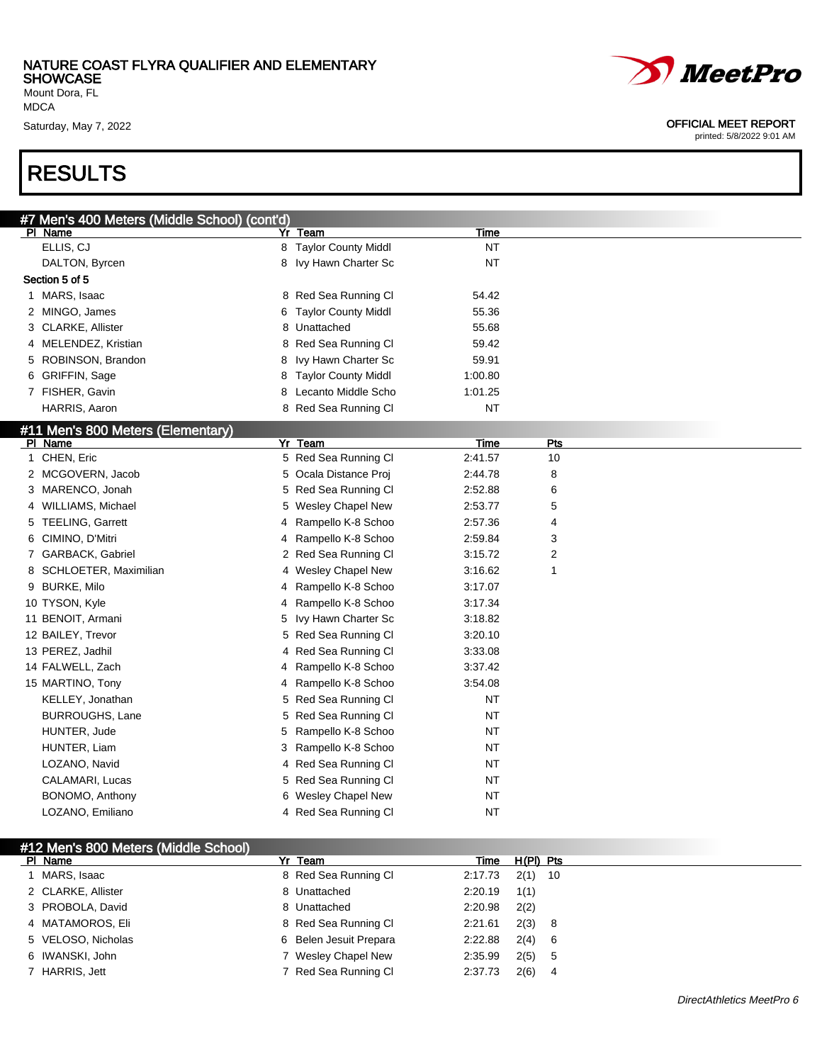NATURE COAST FLYRA QUALIFIER AND ELEMENTARY SHOWCASE
Mount Dora, FL
MDCA
Saturday, May 7, 2022

OFFICIAL MEET REPORT
printed: 5/8/2022 9:01 AM

# RESULTS

## #7 Men's 400 Meters (Middle School) (cont'd)

| Pl | Name | Yr | Team | Time |
|---|---|---|---|---|
| | ELLIS, CJ | 8 | Taylor County Middl | NT |
| | DALTON, Byrcen | 8 | Ivy Hawn Charter Sc | NT |
| **Section 5 of 5** | | | | |
| 1 | MARS, Isaac | 8 | Red Sea Running Cl | 54.42 |
| 2 | MINGO, James | 6 | Taylor County Middl | 55.36 |
| 3 | CLARKE, Allister | 8 | Unattached | 55.68 |
| 4 | MELENDEZ, Kristian | 8 | Red Sea Running Cl | 59.42 |
| 5 | ROBINSON, Brandon | 8 | Ivy Hawn Charter Sc | 59.91 |
| 6 | GRIFFIN, Sage | 8 | Taylor County Middl | 1:00.80 |
| 7 | FISHER, Gavin | 8 | Lecanto Middle Scho | 1:01.25 |
| | HARRIS, Aaron | 8 | Red Sea Running Cl | NT |

## #11 Men's 800 Meters (Elementary)

| Pl | Name | Yr | Team | Time | Pts |
|---|---|---|---|---|---|
| 1 | CHEN, Eric | 5 | Red Sea Running Cl | 2:41.57 | 10 |
| 2 | MCGOVERN, Jacob | 5 | Ocala Distance Proj | 2:44.78 | 8 |
| 3 | MARENCO, Jonah | 5 | Red Sea Running Cl | 2:52.88 | 6 |
| 4 | WILLIAMS, Michael | 5 | Wesley Chapel New | 2:53.77 | 5 |
| 5 | TEELING, Garrett | 4 | Rampello K-8 Schoo | 2:57.36 | 4 |
| 6 | CIMINO, D'Mitri | 4 | Rampello K-8 Schoo | 2:59.84 | 3 |
| 7 | GARBACK, Gabriel | 2 | Red Sea Running Cl | 3:15.72 | 2 |
| 8 | SCHLOETER, Maximilian | 4 | Wesley Chapel New | 3:16.62 | 1 |
| 9 | BURKE, Milo | 4 | Rampello K-8 Schoo | 3:17.07 | |
| 10 | TYSON, Kyle | 4 | Rampello K-8 Schoo | 3:17.34 | |
| 11 | BENOIT, Armani | 5 | Ivy Hawn Charter Sc | 3:18.82 | |
| 12 | BAILEY, Trevor | 5 | Red Sea Running Cl | 3:20.10 | |
| 13 | PEREZ, Jadhil | 4 | Red Sea Running Cl | 3:33.08 | |
| 14 | FALWELL, Zach | 4 | Rampello K-8 Schoo | 3:37.42 | |
| 15 | MARTINO, Tony | 4 | Rampello K-8 Schoo | 3:54.08 | |
| | KELLEY, Jonathan | 5 | Red Sea Running Cl | NT | |
| | BURROUGHS, Lane | 5 | Red Sea Running Cl | NT | |
| | HUNTER, Jude | 5 | Rampello K-8 Schoo | NT | |
| | HUNTER, Liam | 3 | Rampello K-8 Schoo | NT | |
| | LOZANO, Navid | 4 | Red Sea Running Cl | NT | |
| | CALAMARI, Lucas | 5 | Red Sea Running Cl | NT | |
| | BONOMO, Anthony | 6 | Wesley Chapel New | NT | |
| | LOZANO, Emiliano | 4 | Red Sea Running Cl | NT | |

## #12 Men's 800 Meters (Middle School)

| Pl | Name | Yr | Team | Time | H(Pl) | Pts |
|---|---|---|---|---|---|---|
| 1 | MARS, Isaac | 8 | Red Sea Running Cl | 2:17.73 | 2(1) | 10 |
| 2 | CLARKE, Allister | 8 | Unattached | 2:20.19 | 1(1) | |
| 3 | PROBOLA, David | 8 | Unattached | 2:20.98 | 2(2) | |
| 4 | MATAMOROS, Eli | 8 | Red Sea Running Cl | 2:21.61 | 2(3) | 8 |
| 5 | VELOSO, Nicholas | 6 | Belen Jesuit Prepara | 2:22.88 | 2(4) | 6 |
| 6 | IWANSKI, John | 7 | Wesley Chapel New | 2:35.99 | 2(5) | 5 |
| 7 | HARRIS, Jett | 7 | Red Sea Running Cl | 2:37.73 | 2(6) | 4 |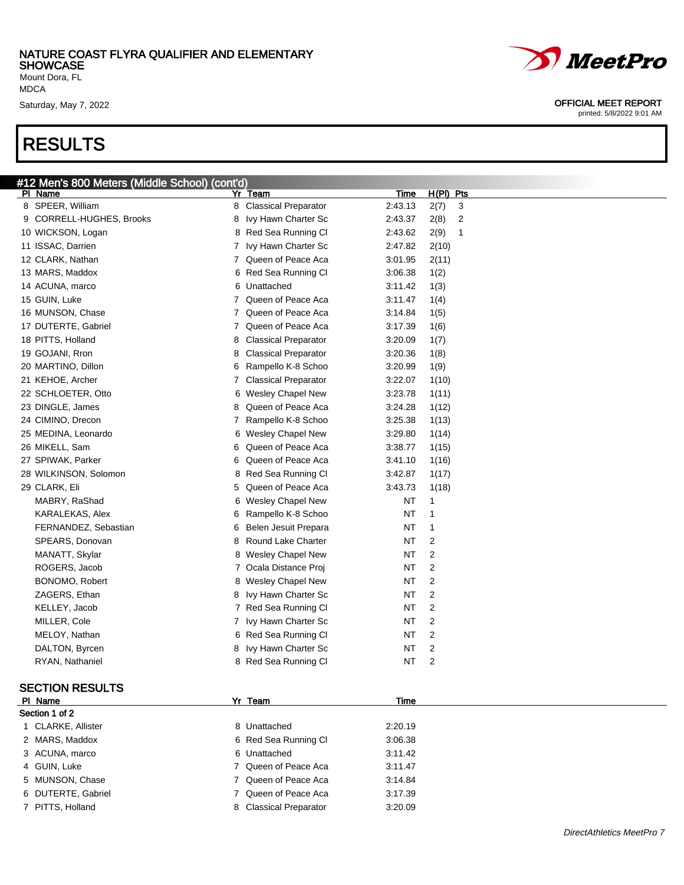NATURE COAST FLYRA QUALIFIER AND ELEMENTARY SHOWCASE
Mount Dora, FL
MDCA
Saturday, May 7, 2022

OFFICIAL MEET REPORT
printed: 5/8/2022 9:01 AM

# RESULTS

## #12 Men's 800 Meters (Middle School) (cont'd)

| Pl | Name | Yr | Team | Time | H(Pl) | Pts |
|---|---|---|---|---|---|---|
| 8 | SPEER, William | 8 | Classical Preparator | 2:43.13 | 2(7) | 3 |
| 9 | CORRELL-HUGHES, Brooks | 8 | Ivy Hawn Charter Sc | 2:43.37 | 2(8) | 2 |
| 10 | WICKSON, Logan | 8 | Red Sea Running Cl | 2:43.62 | 2(9) | 1 |
| 11 | ISSAC, Darrien | 7 | Ivy Hawn Charter Sc | 2:47.82 | 2(10) | |
| 12 | CLARK, Nathan | 7 | Queen of Peace Aca | 3:01.95 | 2(11) | |
| 13 | MARS, Maddox | 6 | Red Sea Running Cl | 3:06.38 | 1(2) | |
| 14 | ACUNA, marco | 6 | Unattached | 3:11.42 | 1(3) | |
| 15 | GUIN, Luke | 7 | Queen of Peace Aca | 3:11.47 | 1(4) | |
| 16 | MUNSON, Chase | 7 | Queen of Peace Aca | 3:14.84 | 1(5) | |
| 17 | DUTERTE, Gabriel | 7 | Queen of Peace Aca | 3:17.39 | 1(6) | |
| 18 | PITTS, Holland | 8 | Classical Preparator | 3:20.09 | 1(7) | |
| 19 | GOJANI, Rron | 8 | Classical Preparator | 3:20.36 | 1(8) | |
| 20 | MARTINO, Dillon | 6 | Rampello K-8 Schoo | 3:20.99 | 1(9) | |
| 21 | KEHOE, Archer | 7 | Classical Preparator | 3:22.07 | 1(10) | |
| 22 | SCHLOETER, Otto | 6 | Wesley Chapel New | 3:23.78 | 1(11) | |
| 23 | DINGLE, James | 8 | Queen of Peace Aca | 3:24.28 | 1(12) | |
| 24 | CIMINO, Drecon | 7 | Rampello K-8 Schoo | 3:25.38 | 1(13) | |
| 25 | MEDINA, Leonardo | 6 | Wesley Chapel New | 3:29.80 | 1(14) | |
| 26 | MIKELL, Sam | 6 | Queen of Peace Aca | 3:38.77 | 1(15) | |
| 27 | SPIWAK, Parker | 6 | Queen of Peace Aca | 3:41.10 | 1(16) | |
| 28 | WILKINSON, Solomon | 8 | Red Sea Running Cl | 3:42.87 | 1(17) | |
| 29 | CLARK, Eli | 5 | Queen of Peace Aca | 3:43.73 | 1(18) | |
| | MABRY, RaShad | 6 | Wesley Chapel New | NT | 1 | |
| | KARALEKAS, Alex | 6 | Rampello K-8 Schoo | NT | 1 | |
| | FERNANDEZ, Sebastian | 6 | Belen Jesuit Prepara | NT | 1 | |
| | SPEARS, Donovan | 8 | Round Lake Charter | NT | 2 | |
| | MANATT, Skylar | 8 | Wesley Chapel New | NT | 2 | |
| | ROGERS, Jacob | 7 | Ocala Distance Proj | NT | 2 | |
| | BONOMO, Robert | 8 | Wesley Chapel New | NT | 2 | |
| | ZAGERS, Ethan | 8 | Ivy Hawn Charter Sc | NT | 2 | |
| | KELLEY, Jacob | 7 | Red Sea Running Cl | NT | 2 | |
| | MILLER, Cole | 7 | Ivy Hawn Charter Sc | NT | 2 | |
| | MELOY, Nathan | 6 | Red Sea Running Cl | NT | 2 | |
| | DALTON, Byrcen | 8 | Ivy Hawn Charter Sc | NT | 2 | |
| | RYAN, Nathaniel | 8 | Red Sea Running Cl | NT | 2 | |

### SECTION RESULTS

**Section 1 of 2**

| Pl | Name | Yr | Team | Time |
|---|---|---|---|---|
| 1 | CLARKE, Allister | 8 | Unattached | 2:20.19 |
| 2 | MARS, Maddox | 6 | Red Sea Running Cl | 3:06.38 |
| 3 | ACUNA, marco | 6 | Unattached | 3:11.42 |
| 4 | GUIN, Luke | 7 | Queen of Peace Aca | 3:11.47 |
| 5 | MUNSON, Chase | 7 | Queen of Peace Aca | 3:14.84 |
| 6 | DUTERTE, Gabriel | 7 | Queen of Peace Aca | 3:17.39 |
| 7 | PITTS, Holland | 8 | Classical Preparator | 3:20.09 |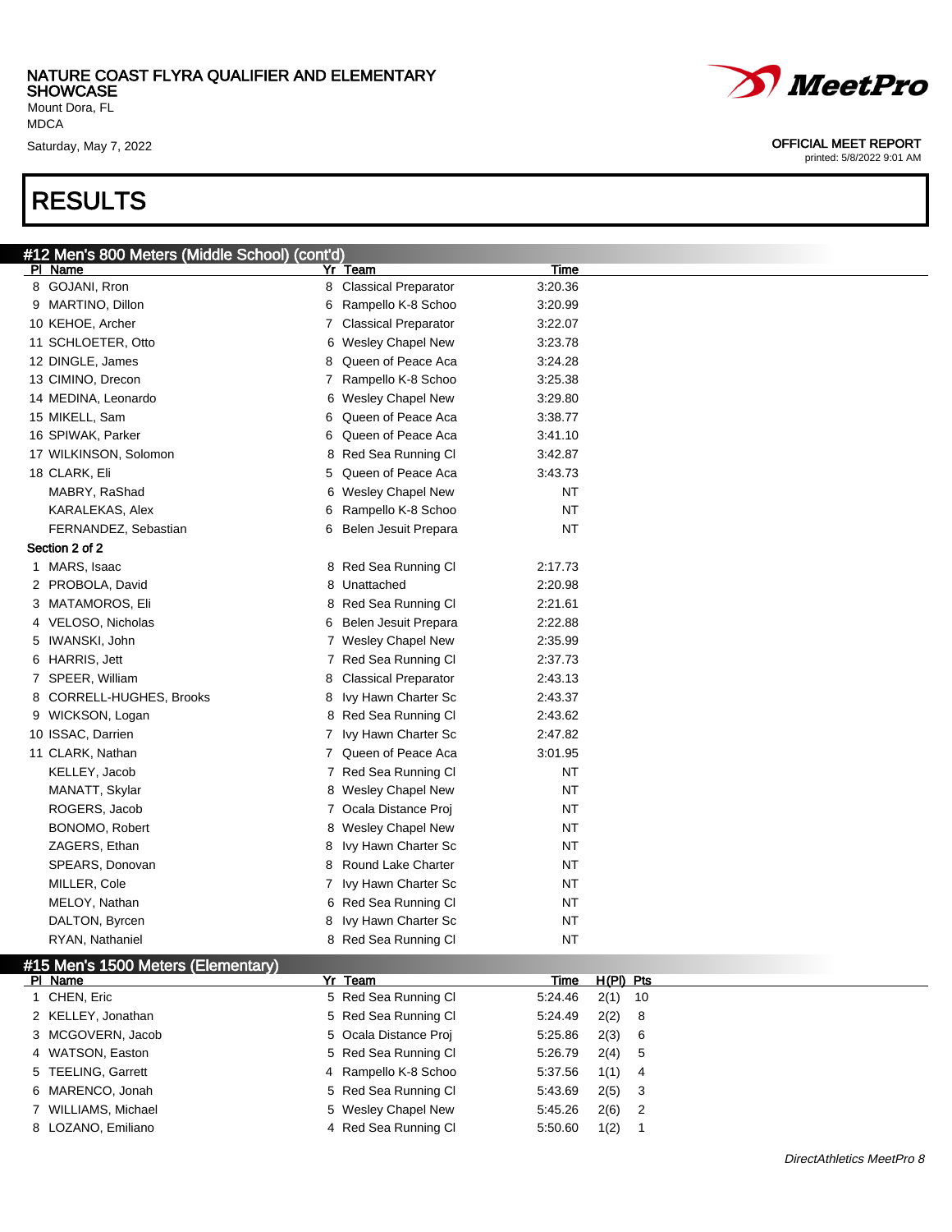## #12 Men's 800 Meters (Middle School) (cont'd)

| Pl | Name | Yr | Team | Time |
|---|---|---|---|---|
| 8 | GOJANI, Rron | 8 | Classical Preparator | 3:20.36 |
| 9 | MARTINO, Dillon | 6 | Rampello K-8 Schoo | 3:20.99 |
| 10 | KEHOE, Archer | 7 | Classical Preparator | 3:22.07 |
| 11 | SCHLOETER, Otto | 6 | Wesley Chapel New | 3:23.78 |
| 12 | DINGLE, James | 8 | Queen of Peace Aca | 3:24.28 |
| 13 | CIMINO, Drecon | 7 | Rampello K-8 Schoo | 3:25.38 |
| 14 | MEDINA, Leonardo | 6 | Wesley Chapel New | 3:29.80 |
| 15 | MIKELL, Sam | 6 | Queen of Peace Aca | 3:38.77 |
| 16 | SPIWAK, Parker | 6 | Queen of Peace Aca | 3:41.10 |
| 17 | WILKINSON, Solomon | 8 | Red Sea Running Cl | 3:42.87 |
| 18 | CLARK, Eli | 5 | Queen of Peace Aca | 3:43.73 |
| | MABRY, RaShad | 6 | Wesley Chapel New | NT |
| | KARALEKAS, Alex | 6 | Rampello K-8 Schoo | NT |
| | FERNANDEZ, Sebastian | 6 | Belen Jesuit Prepara | NT |

**Section 2 of 2**

| Pl | Name | Yr | Team | Time |
|---|---|---|---|---|
| 1 | MARS, Isaac | 8 | Red Sea Running Cl | 2:17.73 |
| 2 | PROBOLA, David | 8 | Unattached | 2:20.98 |
| 3 | MATAMOROS, Eli | 8 | Red Sea Running Cl | 2:21.61 |
| 4 | VELOSO, Nicholas | 6 | Belen Jesuit Prepara | 2:22.88 |
| 5 | IWANSKI, John | 7 | Wesley Chapel New | 2:35.99 |
| 6 | HARRIS, Jett | 7 | Red Sea Running Cl | 2:37.73 |
| 7 | SPEER, William | 8 | Classical Preparator | 2:43.13 |
| 8 | CORRELL-HUGHES, Brooks | 8 | Ivy Hawn Charter Sc | 2:43.37 |
| 9 | WICKSON, Logan | 8 | Red Sea Running Cl | 2:43.62 |
| 10 | ISSAC, Darrien | 7 | Ivy Hawn Charter Sc | 2:47.82 |
| 11 | CLARK, Nathan | 7 | Queen of Peace Aca | 3:01.95 |
| | KELLEY, Jacob | 7 | Red Sea Running Cl | NT |
| | MANATT, Skylar | 8 | Wesley Chapel New | NT |
| | ROGERS, Jacob | 7 | Ocala Distance Proj | NT |
| | BONOMO, Robert | 8 | Wesley Chapel New | NT |
| | ZAGERS, Ethan | 8 | Ivy Hawn Charter Sc | NT |
| | SPEARS, Donovan | 8 | Round Lake Charter | NT |
| | MILLER, Cole | 7 | Ivy Hawn Charter Sc | NT |
| | MELOY, Nathan | 6 | Red Sea Running Cl | NT |
| | DALTON, Byrcen | 8 | Ivy Hawn Charter Sc | NT |
| | RYAN, Nathaniel | 8 | Red Sea Running Cl | NT |

## #15 Men's 1500 Meters (Elementary)

| Pl | Name | Yr | Team | Time | H(Pl) | Pts |
|---|---|---|---|---|---|---|
| 1 | CHEN, Eric | 5 | Red Sea Running Cl | 5:24.46 | 2(1) | 10 |
| 2 | KELLEY, Jonathan | 5 | Red Sea Running Cl | 5:24.49 | 2(2) | 8 |
| 3 | MCGOVERN, Jacob | 5 | Ocala Distance Proj | 5:25.86 | 2(3) | 6 |
| 4 | WATSON, Easton | 5 | Red Sea Running Cl | 5:26.79 | 2(4) | 5 |
| 5 | TEELING, Garrett | 4 | Rampello K-8 Schoo | 5:37.56 | 1(1) | 4 |
| 6 | MARENCO, Jonah | 5 | Red Sea Running Cl | 5:43.69 | 2(5) | 3 |
| 7 | WILLIAMS, Michael | 5 | Wesley Chapel New | 5:45.26 | 2(6) | 2 |
| 8 | LOZANO, Emiliano | 4 | Red Sea Running Cl | 5:50.60 | 1(2) | 1 |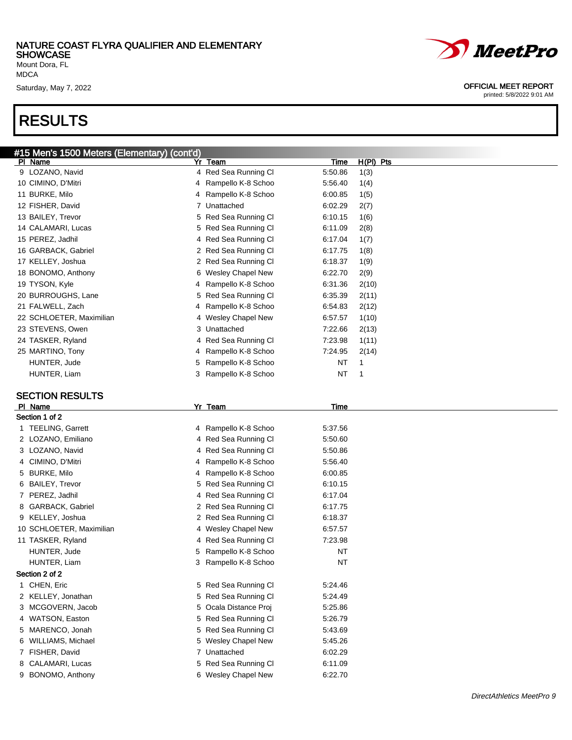# RESULTS

## #15 Men's 1500 Meters (Elementary) (cont'd)

| Pl | Name | Yr | Team | Time | H(Pl) | Pts |
|---|---|---|---|---|---|---|
| 9 | LOZANO, Navid | 4 | Red Sea Running Cl | 5:50.86 | 1(3) | |
| 10 | CIMINO, D'Mitri | 4 | Rampello K-8 Schoo | 5:56.40 | 1(4) | |
| 11 | BURKE, Milo | 4 | Rampello K-8 Schoo | 6:00.85 | 1(5) | |
| 12 | FISHER, David | 7 | Unattached | 6:02.29 | 2(7) | |
| 13 | BAILEY, Trevor | 5 | Red Sea Running Cl | 6:10.15 | 1(6) | |
| 14 | CALAMARI, Lucas | 5 | Red Sea Running Cl | 6:11.09 | 2(8) | |
| 15 | PEREZ, Jadhil | 4 | Red Sea Running Cl | 6:17.04 | 1(7) | |
| 16 | GARBACK, Gabriel | 2 | Red Sea Running Cl | 6:17.75 | 1(8) | |
| 17 | KELLEY, Joshua | 2 | Red Sea Running Cl | 6:18.37 | 1(9) | |
| 18 | BONOMO, Anthony | 6 | Wesley Chapel New | 6:22.70 | 2(9) | |
| 19 | TYSON, Kyle | 4 | Rampello K-8 Schoo | 6:31.36 | 2(10) | |
| 20 | BURROUGHS, Lane | 5 | Red Sea Running Cl | 6:35.39 | 2(11) | |
| 21 | FALWELL, Zach | 4 | Rampello K-8 Schoo | 6:54.83 | 2(12) | |
| 22 | SCHLOETER, Maximilian | 4 | Wesley Chapel New | 6:57.57 | 1(10) | |
| 23 | STEVENS, Owen | 3 | Unattached | 7:22.66 | 2(13) | |
| 24 | TASKER, Ryland | 4 | Red Sea Running Cl | 7:23.98 | 1(11) | |
| 25 | MARTINO, Tony | 4 | Rampello K-8 Schoo | 7:24.95 | 2(14) | |
| | HUNTER, Jude | 5 | Rampello K-8 Schoo | NT | 1 | |
| | HUNTER, Liam | 3 | Rampello K-8 Schoo | NT | 1 | |

## SECTION RESULTS

| Pl | Name | Yr | Team | Time |
|---|---|---|---|---|
| **Section 1 of 2** | | | | |
| 1 | TEELING, Garrett | 4 | Rampello K-8 Schoo | 5:37.56 |
| 2 | LOZANO, Emiliano | 4 | Red Sea Running Cl | 5:50.60 |
| 3 | LOZANO, Navid | 4 | Red Sea Running Cl | 5:50.86 |
| 4 | CIMINO, D'Mitri | 4 | Rampello K-8 Schoo | 5:56.40 |
| 5 | BURKE, Milo | 4 | Rampello K-8 Schoo | 6:00.85 |
| 6 | BAILEY, Trevor | 5 | Red Sea Running Cl | 6:10.15 |
| 7 | PEREZ, Jadhil | 4 | Red Sea Running Cl | 6:17.04 |
| 8 | GARBACK, Gabriel | 2 | Red Sea Running Cl | 6:17.75 |
| 9 | KELLEY, Joshua | 2 | Red Sea Running Cl | 6:18.37 |
| 10 | SCHLOETER, Maximilian | 4 | Wesley Chapel New | 6:57.57 |
| 11 | TASKER, Ryland | 4 | Red Sea Running Cl | 7:23.98 |
| | HUNTER, Jude | 5 | Rampello K-8 Schoo | NT |
| | HUNTER, Liam | 3 | Rampello K-8 Schoo | NT |
| **Section 2 of 2** | | | | |
| 1 | CHEN, Eric | 5 | Red Sea Running Cl | 5:24.46 |
| 2 | KELLEY, Jonathan | 5 | Red Sea Running Cl | 5:24.49 |
| 3 | MCGOVERN, Jacob | 5 | Ocala Distance Proj | 5:25.86 |
| 4 | WATSON, Easton | 5 | Red Sea Running Cl | 5:26.79 |
| 5 | MARENCO, Jonah | 5 | Red Sea Running Cl | 5:43.69 |
| 6 | WILLIAMS, Michael | 5 | Wesley Chapel New | 5:45.26 |
| 7 | FISHER, David | 7 | Unattached | 6:02.29 |
| 8 | CALAMARI, Lucas | 5 | Red Sea Running Cl | 6:11.09 |
| 9 | BONOMO, Anthony | 6 | Wesley Chapel New | 6:22.70 |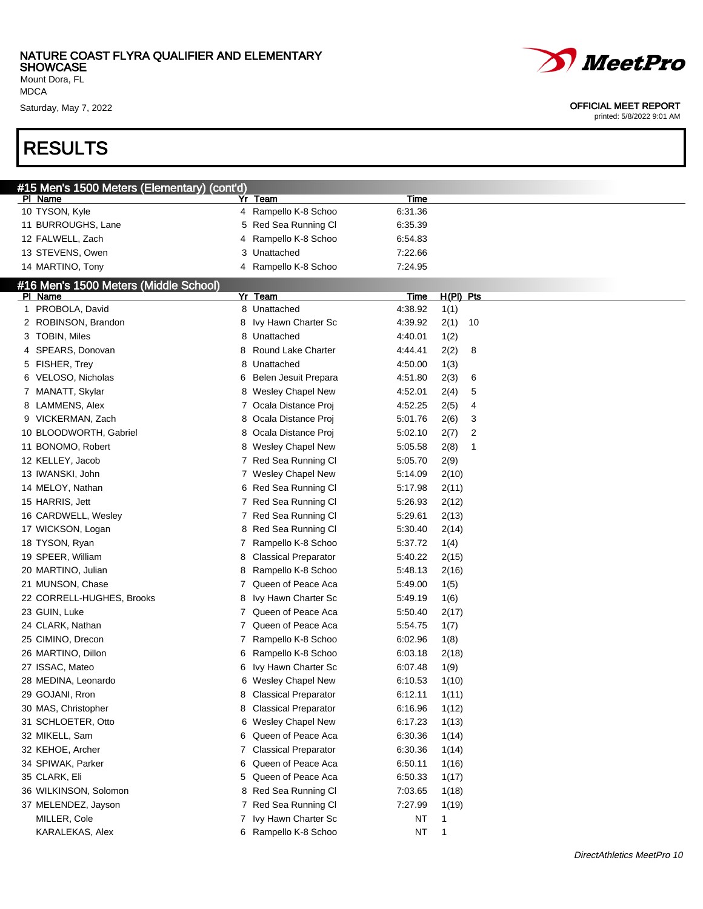NATURE COAST FLYRA QUALIFIER AND ELEMENTARY SHOWCASE
Mount Dora, FL
MDCA
Saturday, May 7, 2022

OFFICIAL MEET REPORT
printed: 5/8/2022 9:01 AM

# RESULTS

## #15 Men's 1500 Meters (Elementary) (cont'd)

| Pl | Name | Yr | Team | Time |
|---|---|---|---|---|
| 10 | TYSON, Kyle | 4 | Rampello K-8 Schoo | 6:31.36 |
| 11 | BURROUGHS, Lane | 5 | Red Sea Running Cl | 6:35.39 |
| 12 | FALWELL, Zach | 4 | Rampello K-8 Schoo | 6:54.83 |
| 13 | STEVENS, Owen | 3 | Unattached | 7:22.66 |
| 14 | MARTINO, Tony | 4 | Rampello K-8 Schoo | 7:24.95 |

## #16 Men's 1500 Meters (Middle School)

| Pl | Name | Yr | Team | Time | H(Pl) | Pts |
|---|---|---|---|---|---|---|
| 1 | PROBOLA, David | 8 | Unattached | 4:38.92 | 1(1) | |
| 2 | ROBINSON, Brandon | 8 | Ivy Hawn Charter Sc | 4:39.92 | 2(1) | 10 |
| 3 | TOBIN, Miles | 8 | Unattached | 4:40.01 | 1(2) | |
| 4 | SPEARS, Donovan | 8 | Round Lake Charter | 4:44.41 | 2(2) | 8 |
| 5 | FISHER, Trey | 8 | Unattached | 4:50.00 | 1(3) | |
| 6 | VELOSO, Nicholas | 6 | Belen Jesuit Prepara | 4:51.80 | 2(3) | 6 |
| 7 | MANATT, Skylar | 8 | Wesley Chapel New | 4:52.01 | 2(4) | 5 |
| 8 | LAMMENS, Alex | 7 | Ocala Distance Proj | 4:52.25 | 2(5) | 4 |
| 9 | VICKERMAN, Zach | 8 | Ocala Distance Proj | 5:01.76 | 2(6) | 3 |
| 10 | BLOODWORTH, Gabriel | 8 | Ocala Distance Proj | 5:02.10 | 2(7) | 2 |
| 11 | BONOMO, Robert | 8 | Wesley Chapel New | 5:05.58 | 2(8) | 1 |
| 12 | KELLEY, Jacob | 7 | Red Sea Running Cl | 5:05.70 | 2(9) | |
| 13 | IWANSKI, John | 7 | Wesley Chapel New | 5:14.09 | 2(10) | |
| 14 | MELOY, Nathan | 6 | Red Sea Running Cl | 5:17.98 | 2(11) | |
| 15 | HARRIS, Jett | 7 | Red Sea Running Cl | 5:26.93 | 2(12) | |
| 16 | CARDWELL, Wesley | 7 | Red Sea Running Cl | 5:29.61 | 2(13) | |
| 17 | WICKSON, Logan | 8 | Red Sea Running Cl | 5:30.40 | 2(14) | |
| 18 | TYSON, Ryan | 7 | Rampello K-8 Schoo | 5:37.72 | 1(4) | |
| 19 | SPEER, William | 8 | Classical Preparator | 5:40.22 | 2(15) | |
| 20 | MARTINO, Julian | 8 | Rampello K-8 Schoo | 5:48.13 | 2(16) | |
| 21 | MUNSON, Chase | 7 | Queen of Peace Aca | 5:49.00 | 1(5) | |
| 22 | CORRELL-HUGHES, Brooks | 8 | Ivy Hawn Charter Sc | 5:49.19 | 1(6) | |
| 23 | GUIN, Luke | 7 | Queen of Peace Aca | 5:50.40 | 2(17) | |
| 24 | CLARK, Nathan | 7 | Queen of Peace Aca | 5:54.75 | 1(7) | |
| 25 | CIMINO, Drecon | 7 | Rampello K-8 Schoo | 6:02.96 | 1(8) | |
| 26 | MARTINO, Dillon | 6 | Rampello K-8 Schoo | 6:03.18 | 2(18) | |
| 27 | ISSAC, Mateo | 6 | Ivy Hawn Charter Sc | 6:07.48 | 1(9) | |
| 28 | MEDINA, Leonardo | 6 | Wesley Chapel New | 6:10.53 | 1(10) | |
| 29 | GOJANI, Rron | 8 | Classical Preparator | 6:12.11 | 1(11) | |
| 30 | MAS, Christopher | 8 | Classical Preparator | 6:16.96 | 1(12) | |
| 31 | SCHLOETER, Otto | 6 | Wesley Chapel New | 6:17.23 | 1(13) | |
| 32 | MIKELL, Sam | 6 | Queen of Peace Aca | 6:30.36 | 1(14) | |
| 32 | KEHOE, Archer | 7 | Classical Preparator | 6:30.36 | 1(14) | |
| 34 | SPIWAK, Parker | 6 | Queen of Peace Aca | 6:50.11 | 1(16) | |
| 35 | CLARK, Eli | 5 | Queen of Peace Aca | 6:50.33 | 1(17) | |
| 36 | WILKINSON, Solomon | 8 | Red Sea Running Cl | 7:03.65 | 1(18) | |
| 37 | MELENDEZ, Jayson | 7 | Red Sea Running Cl | 7:27.99 | 1(19) | |
| | MILLER, Cole | 7 | Ivy Hawn Charter Sc | NT | 1 | |
| | KARALEKAS, Alex | 6 | Rampello K-8 Schoo | NT | 1 | |

DirectAthletics MeetPro 10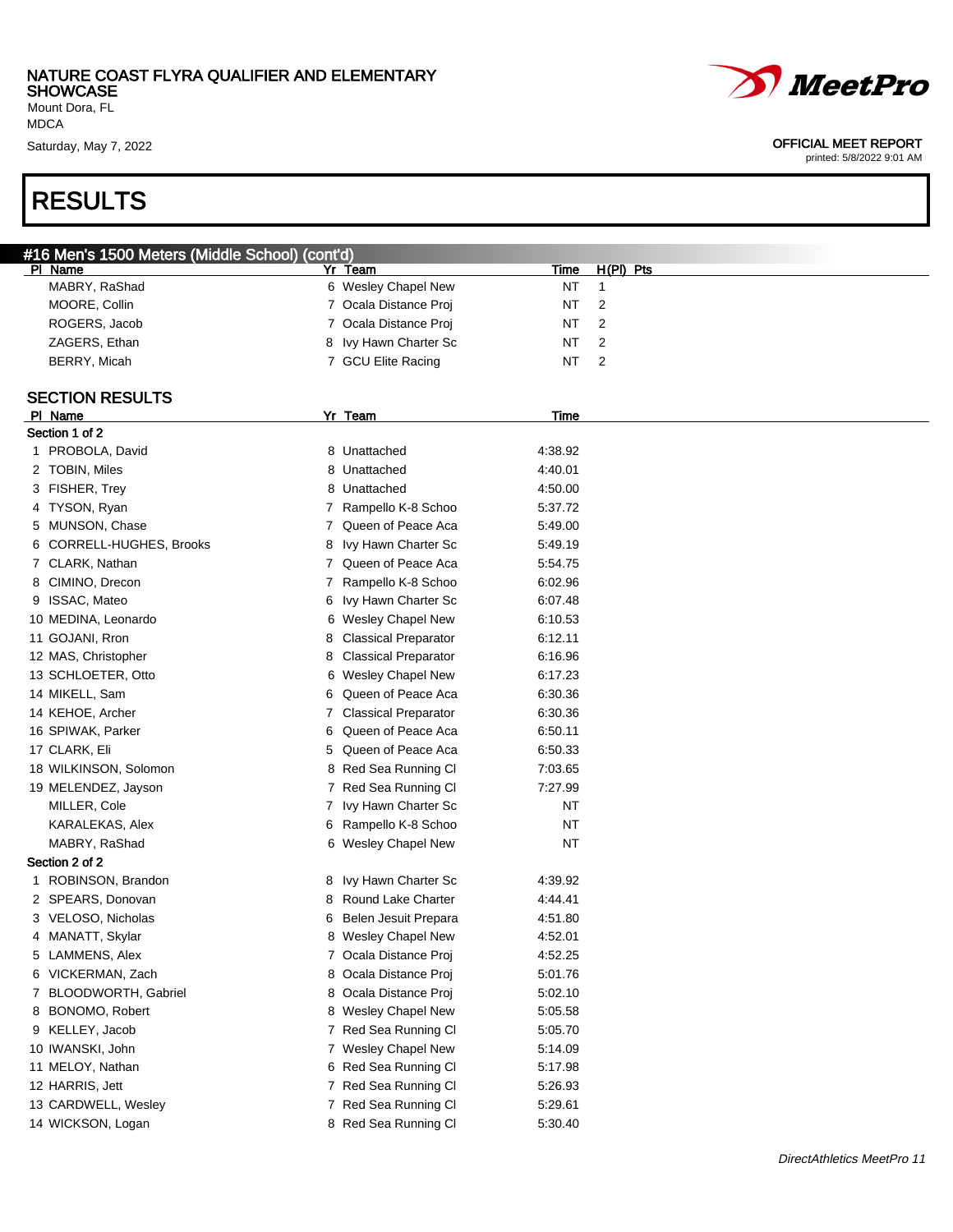NATURE COAST FLYRA QUALIFIER AND ELEMENTARY SHOWCASE
Mount Dora, FL
MDCA
Saturday, May 7, 2022

OFFICIAL MEET REPORT
printed: 5/8/2022 9:01 AM

# RESULTS

## #16 Men's 1500 Meters (Middle School) (cont'd)

| Pl | Name | Yr | Team | Time | H(Pl) | Pts |
|---|---|---|---|---|---|---|
| | MABRY, RaShad | 6 | Wesley Chapel New | NT | 1 | |
| | MOORE, Collin | 7 | Ocala Distance Proj | NT | 2 | |
| | ROGERS, Jacob | 7 | Ocala Distance Proj | NT | 2 | |
| | ZAGERS, Ethan | 8 | Ivy Hawn Charter Sc | NT | 2 | |
| | BERRY, Micah | 7 | GCU Elite Racing | NT | 2 | |

### SECTION RESULTS

| Pl | Name | Yr | Team | Time |
|---|---|---|---|---|
| **Section 1 of 2** | | | | |
| 1 | PROBOLA, David | 8 | Unattached | 4:38.92 |
| 2 | TOBIN, Miles | 8 | Unattached | 4:40.01 |
| 3 | FISHER, Trey | 8 | Unattached | 4:50.00 |
| 4 | TYSON, Ryan | 7 | Rampello K-8 Schoo | 5:37.72 |
| 5 | MUNSON, Chase | 7 | Queen of Peace Aca | 5:49.00 |
| 6 | CORRELL-HUGHES, Brooks | 8 | Ivy Hawn Charter Sc | 5:49.19 |
| 7 | CLARK, Nathan | 7 | Queen of Peace Aca | 5:54.75 |
| 8 | CIMINO, Drecon | 7 | Rampello K-8 Schoo | 6:02.96 |
| 9 | ISSAC, Mateo | 6 | Ivy Hawn Charter Sc | 6:07.48 |
| 10 | MEDINA, Leonardo | 6 | Wesley Chapel New | 6:10.53 |
| 11 | GOJANI, Rron | 8 | Classical Preparator | 6:12.11 |
| 12 | MAS, Christopher | 8 | Classical Preparator | 6:16.96 |
| 13 | SCHLOETER, Otto | 6 | Wesley Chapel New | 6:17.23 |
| 14 | MIKELL, Sam | 6 | Queen of Peace Aca | 6:30.36 |
| 14 | KEHOE, Archer | 7 | Classical Preparator | 6:30.36 |
| 16 | SPIWAK, Parker | 6 | Queen of Peace Aca | 6:50.11 |
| 17 | CLARK, Eli | 5 | Queen of Peace Aca | 6:50.33 |
| 18 | WILKINSON, Solomon | 8 | Red Sea Running Cl | 7:03.65 |
| 19 | MELENDEZ, Jayson | 7 | Red Sea Running Cl | 7:27.99 |
| | MILLER, Cole | 7 | Ivy Hawn Charter Sc | NT |
| | KARALEKAS, Alex | 6 | Rampello K-8 Schoo | NT |
| | MABRY, RaShad | 6 | Wesley Chapel New | NT |
| **Section 2 of 2** | | | | |
| 1 | ROBINSON, Brandon | 8 | Ivy Hawn Charter Sc | 4:39.92 |
| 2 | SPEARS, Donovan | 8 | Round Lake Charter | 4:44.41 |
| 3 | VELOSO, Nicholas | 6 | Belen Jesuit Prepara | 4:51.80 |
| 4 | MANATT, Skylar | 8 | Wesley Chapel New | 4:52.01 |
| 5 | LAMMENS, Alex | 7 | Ocala Distance Proj | 4:52.25 |
| 6 | VICKERMAN, Zach | 8 | Ocala Distance Proj | 5:01.76 |
| 7 | BLOODWORTH, Gabriel | 8 | Ocala Distance Proj | 5:02.10 |
| 8 | BONOMO, Robert | 8 | Wesley Chapel New | 5:05.58 |
| 9 | KELLEY, Jacob | 7 | Red Sea Running Cl | 5:05.70 |
| 10 | IWANSKI, John | 7 | Wesley Chapel New | 5:14.09 |
| 11 | MELOY, Nathan | 6 | Red Sea Running Cl | 5:17.98 |
| 12 | HARRIS, Jett | 7 | Red Sea Running Cl | 5:26.93 |
| 13 | CARDWELL, Wesley | 7 | Red Sea Running Cl | 5:29.61 |
| 14 | WICKSON, Logan | 8 | Red Sea Running Cl | 5:30.40 |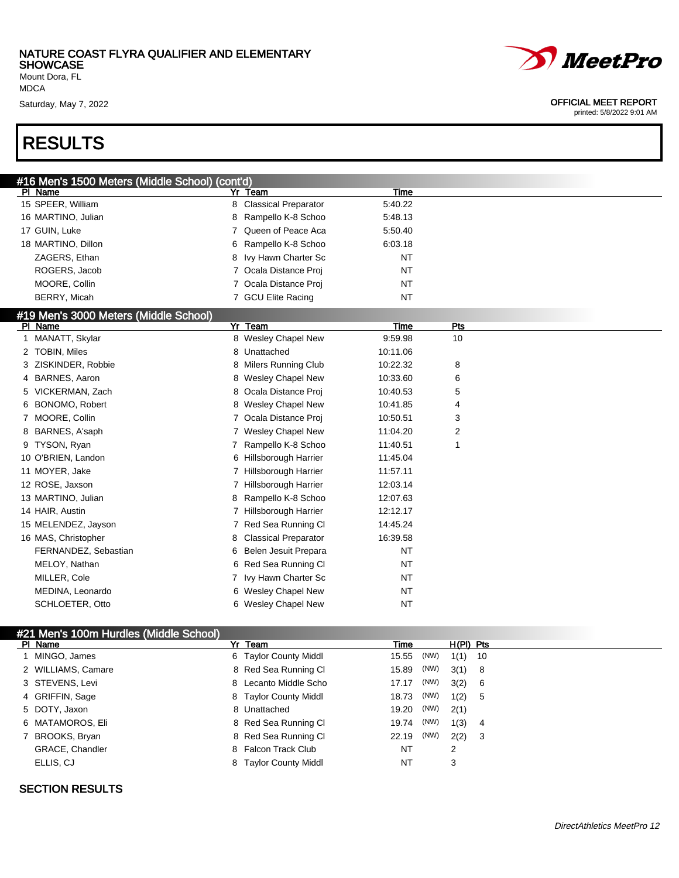## RESULTS

### #16 Men's 1500 Meters (Middle School) (cont'd)

| Pl | Name | Yr | Team | Time |
|---|---|---|---|---|
| 15 | SPEER, William | 8 | Classical Preparator | 5:40.22 |
| 16 | MARTINO, Julian | 8 | Rampello K-8 Schoo | 5:48.13 |
| 17 | GUIN, Luke | 7 | Queen of Peace Aca | 5:50.40 |
| 18 | MARTINO, Dillon | 6 | Rampello K-8 Schoo | 6:03.18 |
| | ZAGERS, Ethan | 8 | Ivy Hawn Charter Sc | NT |
| | ROGERS, Jacob | 7 | Ocala Distance Proj | NT |
| | MOORE, Collin | 7 | Ocala Distance Proj | NT |
| | BERRY, Micah | 7 | GCU Elite Racing | NT |

### #19 Men's 3000 Meters (Middle School)

| Pl | Name | Yr | Team | Time | Pts |
|---|---|---|---|---|---|
| 1 | MANATT, Skylar | 8 | Wesley Chapel New | 9:59.98 | 10 |
| 2 | TOBIN, Miles | 8 | Unattached | 10:11.06 | |
| 3 | ZISKINDER, Robbie | 8 | Milers Running Club | 10:22.32 | 8 |
| 4 | BARNES, Aaron | 8 | Wesley Chapel New | 10:33.60 | 6 |
| 5 | VICKERMAN, Zach | 8 | Ocala Distance Proj | 10:40.53 | 5 |
| 6 | BONOMO, Robert | 8 | Wesley Chapel New | 10:41.85 | 4 |
| 7 | MOORE, Collin | 7 | Ocala Distance Proj | 10:50.51 | 3 |
| 8 | BARNES, A'saph | 7 | Wesley Chapel New | 11:04.20 | 2 |
| 9 | TYSON, Ryan | 7 | Rampello K-8 Schoo | 11:40.51 | 1 |
| 10 | O'BRIEN, Landon | 6 | Hillsborough Harrier | 11:45.04 | |
| 11 | MOYER, Jake | 7 | Hillsborough Harrier | 11:57.11 | |
| 12 | ROSE, Jaxson | 7 | Hillsborough Harrier | 12:03.14 | |
| 13 | MARTINO, Julian | 8 | Rampello K-8 Schoo | 12:07.63 | |
| 14 | HAIR, Austin | 7 | Hillsborough Harrier | 12:12.17 | |
| 15 | MELENDEZ, Jayson | 7 | Red Sea Running Cl | 14:45.24 | |
| 16 | MAS, Christopher | 8 | Classical Preparator | 16:39.58 | |
| | FERNANDEZ, Sebastian | 6 | Belen Jesuit Prepara | NT | |
| | MELOY, Nathan | 6 | Red Sea Running Cl | NT | |
| | MILLER, Cole | 7 | Ivy Hawn Charter Sc | NT | |
| | MEDINA, Leonardo | 6 | Wesley Chapel New | NT | |
| | SCHLOETER, Otto | 6 | Wesley Chapel New | NT | |

### #21 Men's 100m Hurdles (Middle School)

| Pl | Name | Yr | Team | Time | | H(Pl) | Pts |
|---|---|---|---|---|---|---|---|
| 1 | MINGO, James | 6 | Taylor County Middl | 15.55 | (NW) | 1(1) | 10 |
| 2 | WILLIAMS, Camare | 8 | Red Sea Running Cl | 15.89 | (NW) | 3(1) | 8 |
| 3 | STEVENS, Levi | 8 | Lecanto Middle Scho | 17.17 | (NW) | 3(2) | 6 |
| 4 | GRIFFIN, Sage | 8 | Taylor County Middl | 18.73 | (NW) | 1(2) | 5 |
| 5 | DOTY, Jaxon | 8 | Unattached | 19.20 | (NW) | 2(1) | |
| 6 | MATAMOROS, Eli | 8 | Red Sea Running Cl | 19.74 | (NW) | 1(3) | 4 |
| 7 | BROOKS, Bryan | 8 | Red Sea Running Cl | 22.19 | (NW) | 2(2) | 3 |
| | GRACE, Chandler | 8 | Falcon Track Club | NT | | 2 | |
| | ELLIS, CJ | 8 | Taylor County Middl | NT | | 3 | |

SECTION RESULTS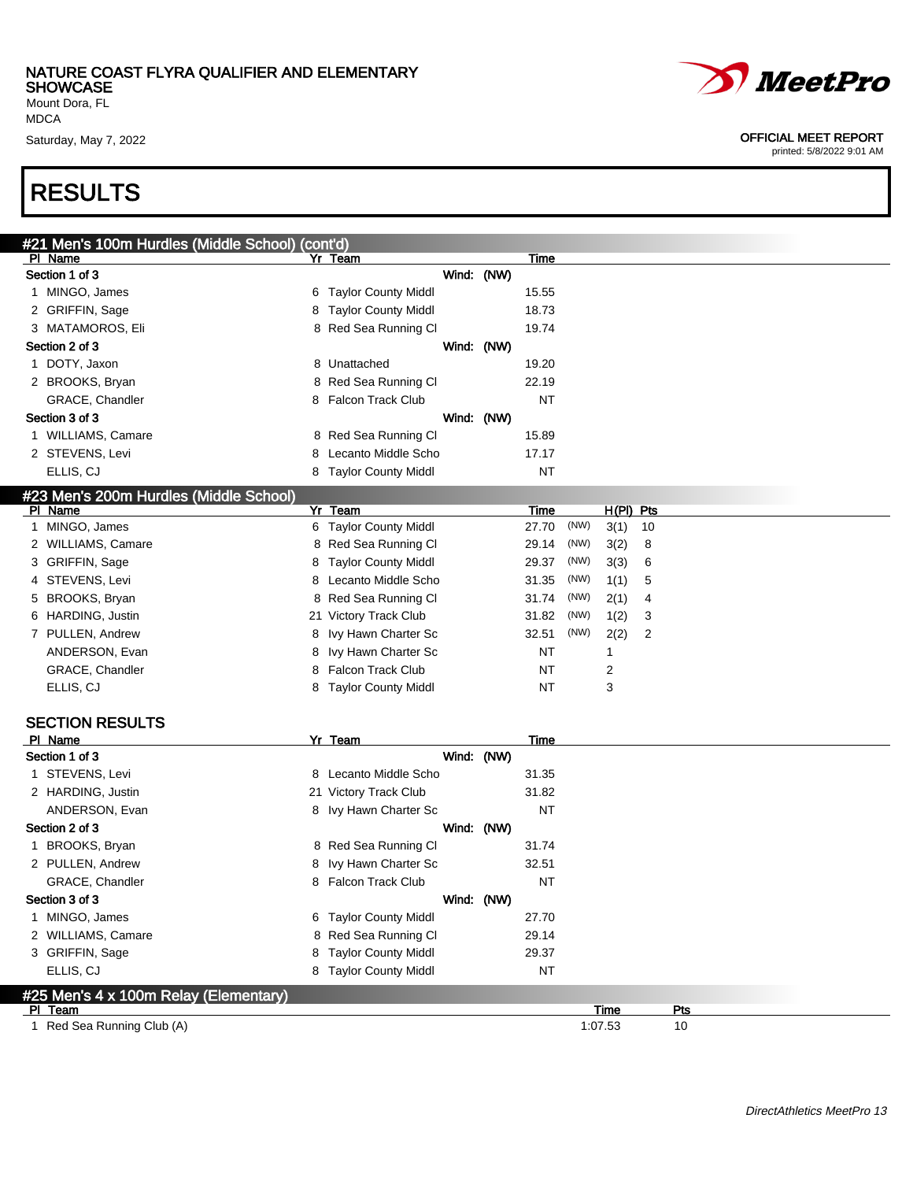# RESULTS

## #21 Men's 100m Hurdles (Middle School) (cont'd)

| Pl | Name | Yr | Team | Time |
|---|---|---|---|---|
| **Section 1 of 3** | | | Wind: (NW) | |
| 1 | MINGO, James | 6 | Taylor County Middl | 15.55 |
| 2 | GRIFFIN, Sage | 8 | Taylor County Middl | 18.73 |
| 3 | MATAMOROS, Eli | 8 | Red Sea Running Cl | 19.74 |
| **Section 2 of 3** | | | Wind: (NW) | |
| 1 | DOTY, Jaxon | 8 | Unattached | 19.20 |
| 2 | BROOKS, Bryan | 8 | Red Sea Running Cl | 22.19 |
| | GRACE, Chandler | 8 | Falcon Track Club | NT |
| **Section 3 of 3** | | | Wind: (NW) | |
| 1 | WILLIAMS, Camare | 8 | Red Sea Running Cl | 15.89 |
| 2 | STEVENS, Levi | 8 | Lecanto Middle Scho | 17.17 |
| | ELLIS, CJ | 8 | Taylor County Middl | NT |

## #23 Men's 200m Hurdles (Middle School)

| Pl | Name | Yr | Team | Time | | H(Pl) | Pts |
|---|---|---|---|---|---|---|---|
| 1 | MINGO, James | 6 | Taylor County Middl | 27.70 | (NW) | 3(1) | 10 |
| 2 | WILLIAMS, Camare | 8 | Red Sea Running Cl | 29.14 | (NW) | 3(2) | 8 |
| 3 | GRIFFIN, Sage | 8 | Taylor County Middl | 29.37 | (NW) | 3(3) | 6 |
| 4 | STEVENS, Levi | 8 | Lecanto Middle Scho | 31.35 | (NW) | 1(1) | 5 |
| 5 | BROOKS, Bryan | 8 | Red Sea Running Cl | 31.74 | (NW) | 2(1) | 4 |
| 6 | HARDING, Justin | 21 | Victory Track Club | 31.82 | (NW) | 1(2) | 3 |
| 7 | PULLEN, Andrew | 8 | Ivy Hawn Charter Sc | 32.51 | (NW) | 2(2) | 2 |
| | ANDERSON, Evan | 8 | Ivy Hawn Charter Sc | NT | | 1 | |
| | GRACE, Chandler | 8 | Falcon Track Club | NT | | 2 | |
| | ELLIS, CJ | 8 | Taylor County Middl | NT | | 3 | |

### SECTION RESULTS

| Pl | Name | Yr | Team | Time |
|---|---|---|---|---|
| **Section 1 of 3** | | | Wind: (NW) | |
| 1 | STEVENS, Levi | 8 | Lecanto Middle Scho | 31.35 |
| 2 | HARDING, Justin | 21 | Victory Track Club | 31.82 |
| | ANDERSON, Evan | 8 | Ivy Hawn Charter Sc | NT |
| **Section 2 of 3** | | | Wind: (NW) | |
| 1 | BROOKS, Bryan | 8 | Red Sea Running Cl | 31.74 |
| 2 | PULLEN, Andrew | 8 | Ivy Hawn Charter Sc | 32.51 |
| | GRACE, Chandler | 8 | Falcon Track Club | NT |
| **Section 3 of 3** | | | Wind: (NW) | |
| 1 | MINGO, James | 6 | Taylor County Middl | 27.70 |
| 2 | WILLIAMS, Camare | 8 | Red Sea Running Cl | 29.14 |
| 3 | GRIFFIN, Sage | 8 | Taylor County Middl | 29.37 |
| | ELLIS, CJ | 8 | Taylor County Middl | NT |

## #25 Men's 4 x 100m Relay (Elementary)

| Pl | Team | Time | Pts |
|---|---|---|---|
| 1 | Red Sea Running Club (A) | 1:07.53 | 10 |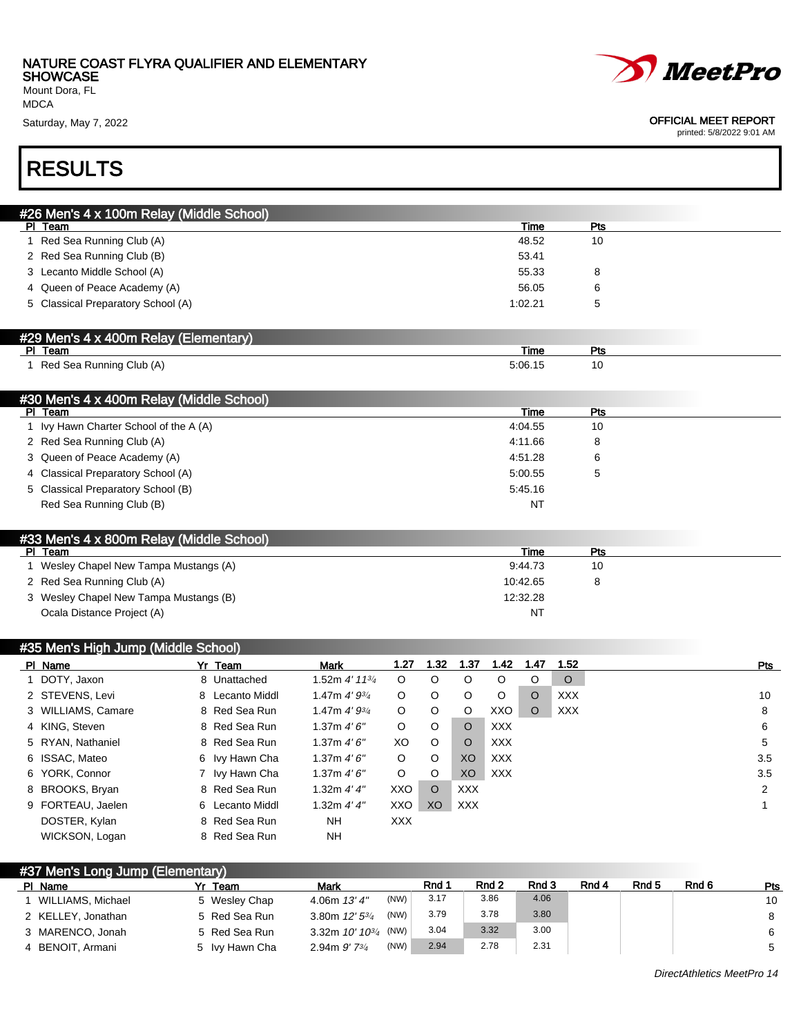NATURE COAST FLYRA QUALIFIER AND ELEMENTARY SHOWCASE
Mount Dora, FL
MDCA
Saturday, May 7, 2022

OFFICIAL MEET REPORT
printed: 5/8/2022 9:01 AM

# RESULTS

## #26 Men's 4 x 100m Relay (Middle School)

| Pl | Team | Time | Pts |
|---|---|---|---|
| 1 | Red Sea Running Club (A) | 48.52 | 10 |
| 2 | Red Sea Running Club (B) | 53.41 | |
| 3 | Lecanto Middle School (A) | 55.33 | 8 |
| 4 | Queen of Peace Academy (A) | 56.05 | 6 |
| 5 | Classical Preparatory School (A) | 1:02.21 | 5 |

## #29 Men's 4 x 400m Relay (Elementary)

| Pl | Team | Time | Pts |
|---|---|---|---|
| 1 | Red Sea Running Club (A) | 5:06.15 | 10 |

## #30 Men's 4 x 400m Relay (Middle School)

| Pl | Team | Time | Pts |
|---|---|---|---|
| 1 | Ivy Hawn Charter School of the A (A) | 4:04.55 | 10 |
| 2 | Red Sea Running Club (A) | 4:11.66 | 8 |
| 3 | Queen of Peace Academy (A) | 4:51.28 | 6 |
| 4 | Classical Preparatory School (A) | 5:00.55 | 5 |
| 5 | Classical Preparatory School (B) | 5:45.16 | |
| | Red Sea Running Club (B) | NT | |

## #33 Men's 4 x 800m Relay (Middle School)

| Pl | Team | Time | Pts |
|---|---|---|---|
| 1 | Wesley Chapel New Tampa Mustangs (A) | 9:44.73 | 10 |
| 2 | Red Sea Running Club (A) | 10:42.65 | 8 |
| 3 | Wesley Chapel New Tampa Mustangs (B) | 12:32.28 | |
| | Ocala Distance Project (A) | NT | |

## #35 Men's High Jump (Middle School)

| Pl | Name | Yr | Team | Mark | 1.27 | 1.32 | 1.37 | 1.42 | 1.47 | 1.52 | Pts |
|---|---|---|---|---|---|---|---|---|---|---|---|
| 1 | DOTY, Jaxon | 8 | Unattached | 1.52m *4' 11¾* | O | O | O | O | O | O | |
| 2 | STEVENS, Levi | 8 | Lecanto Middl | 1.47m *4' 9¾* | O | O | O | O | O | XXX | 10 |
| 3 | WILLIAMS, Camare | 8 | Red Sea Run | 1.47m *4' 9¾* | O | O | O | XXO | O | XXX | 8 |
| 4 | KING, Steven | 8 | Red Sea Run | 1.37m *4' 6"* | O | O | O | XXX | | | 6 |
| 5 | RYAN, Nathaniel | 8 | Red Sea Run | 1.37m *4' 6"* | XO | O | O | XXX | | | 5 |
| 6 | ISSAC, Mateo | 6 | Ivy Hawn Cha | 1.37m *4' 6"* | O | O | XO | XXX | | | 3.5 |
| 6 | YORK, Connor | 7 | Ivy Hawn Cha | 1.37m *4' 6"* | O | O | XO | XXX | | | 3.5 |
| 8 | BROOKS, Bryan | 8 | Red Sea Run | 1.32m *4' 4"* | XXO | O | XXX | | | | 2 |
| 9 | FORTEAU, Jaelen | 6 | Lecanto Middl | 1.32m *4' 4"* | XXO | XO | XXX | | | | 1 |
| | DOSTER, Kylan | 8 | Red Sea Run | NH | XXX | | | | | | |
| | WICKSON, Logan | 8 | Red Sea Run | NH | | | | | | | |

## #37 Men's Long Jump (Elementary)

| Pl | Name | Yr | Team | Mark | | Rnd 1 | Rnd 2 | Rnd 3 | Rnd 4 | Rnd 5 | Rnd 6 | Pts |
|---|---|---|---|---|---|---|---|---|---|---|---|---|
| 1 | WILLIAMS, Michael | 5 | Wesley Chap | 4.06m *13' 4"* | (NW) | 3.17 | 3.86 | 4.06 | | | | 10 |
| 2 | KELLEY, Jonathan | 5 | Red Sea Run | 3.80m *12' 5¾* | (NW) | 3.79 | 3.78 | 3.80 | | | | 8 |
| 3 | MARENCO, Jonah | 5 | Red Sea Run | 3.32m *10' 10¾* | (NW) | 3.04 | 3.32 | 3.00 | | | | 6 |
| 4 | BENOIT, Armani | 5 | Ivy Hawn Cha | 2.94m *9' 7¾* | (NW) | 2.94 | 2.78 | 2.31 | | | | 5 |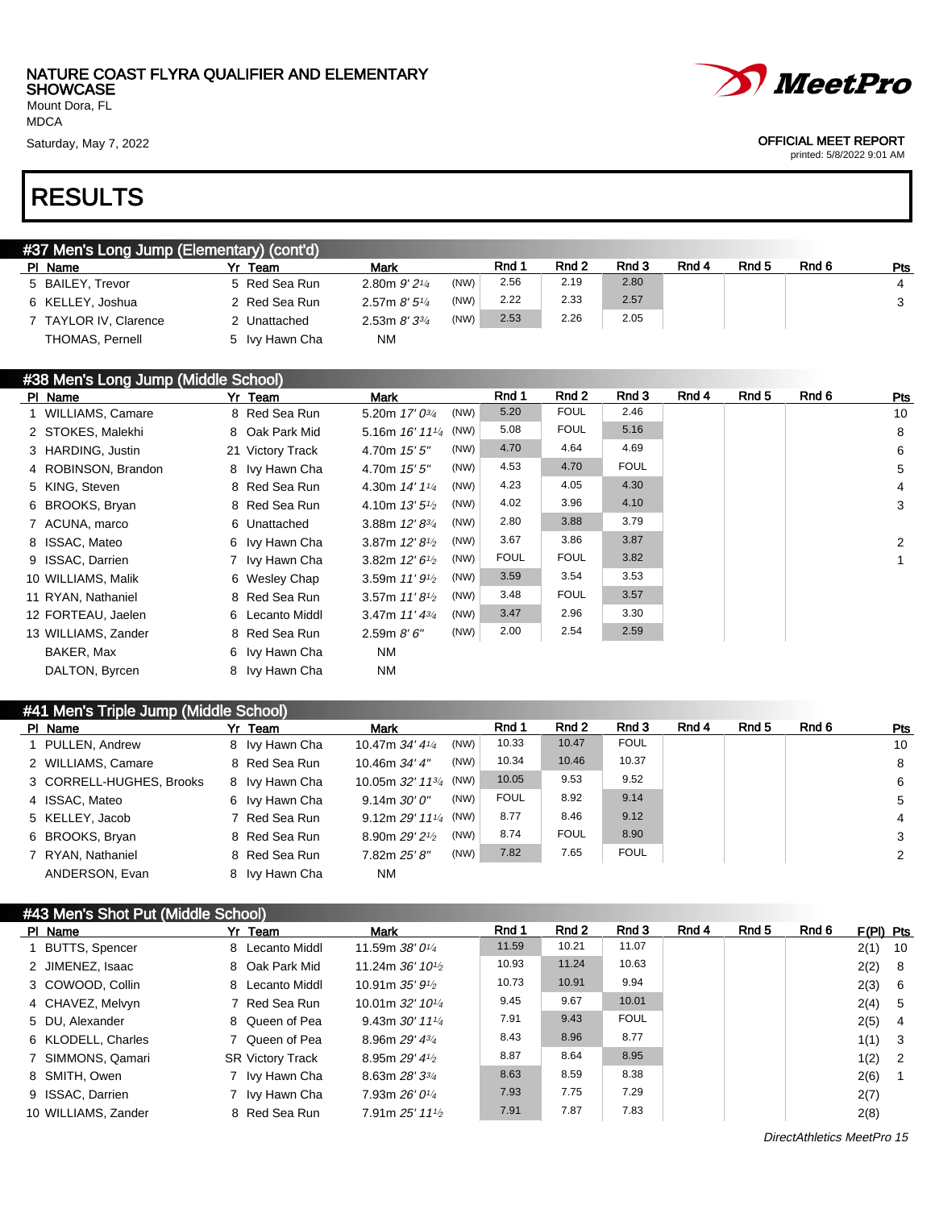NATURE COAST FLYRA QUALIFIER AND ELEMENTARY SHOWCASE
Mount Dora, FL
MDCA
Saturday, May 7, 2022

OFFICIAL MEET REPORT
printed: 5/8/2022 9:01 AM

# RESULTS

## #37 Men's Long Jump (Elementary) (cont'd)

| Pl | Name | Yr | Team | Mark | | Rnd 1 | Rnd 2 | Rnd 3 | Rnd 4 | Rnd 5 | Rnd 6 | Pts |
|---|---|---|---|---|---|---|---|---|---|---|---|---|
| 5 | BAILEY, Trevor | 5 | Red Sea Run | 2.80m *9' 2¼* | (NW) | 2.56 | 2.19 | 2.80 | | | | 4 |
| 6 | KELLEY, Joshua | 2 | Red Sea Run | 2.57m *8' 5¼* | (NW) | 2.22 | 2.33 | 2.57 | | | | 3 |
| 7 | TAYLOR IV, Clarence | 2 | Unattached | 2.53m *8' 3¾* | (NW) | 2.53 | 2.26 | 2.05 | | | | |
| | THOMAS, Pernell | 5 | Ivy Hawn Cha | NM | | | | | | | | |

## #38 Men's Long Jump (Middle School)

| Pl | Name | Yr | Team | Mark | | Rnd 1 | Rnd 2 | Rnd 3 | Rnd 4 | Rnd 5 | Rnd 6 | Pts |
|---|---|---|---|---|---|---|---|---|---|---|---|---|
| 1 | WILLIAMS, Camare | 8 | Red Sea Run | 5.20m *17' 0¾* | (NW) | 5.20 | FOUL | 2.46 | | | | 10 |
| 2 | STOKES, Malekhi | 8 | Oak Park Mid | 5.16m *16' 11¼* | (NW) | 5.08 | FOUL | 5.16 | | | | 8 |
| 3 | HARDING, Justin | 21 | Victory Track | 4.70m *15' 5"* | (NW) | 4.70 | 4.64 | 4.69 | | | | 6 |
| 4 | ROBINSON, Brandon | 8 | Ivy Hawn Cha | 4.70m *15' 5"* | (NW) | 4.53 | 4.70 | FOUL | | | | 5 |
| 5 | KING, Steven | 8 | Red Sea Run | 4.30m *14' 1¼* | (NW) | 4.23 | 4.05 | 4.30 | | | | 4 |
| 6 | BROOKS, Bryan | 8 | Red Sea Run | 4.10m *13' 5½* | (NW) | 4.02 | 3.96 | 4.10 | | | | 3 |
| 7 | ACUNA, marco | 6 | Unattached | 3.88m *12' 8¾* | (NW) | 2.80 | 3.88 | 3.79 | | | | |
| 8 | ISSAC, Mateo | 6 | Ivy Hawn Cha | 3.87m *12' 8½* | (NW) | 3.67 | 3.86 | 3.87 | | | | 2 |
| 9 | ISSAC, Darrien | 7 | Ivy Hawn Cha | 3.82m *12' 6½* | (NW) | FOUL | FOUL | 3.82 | | | | 1 |
| 10 | WILLIAMS, Malik | 6 | Wesley Chap | 3.59m *11' 9½* | (NW) | 3.59 | 3.54 | 3.53 | | | | |
| 11 | RYAN, Nathaniel | 8 | Red Sea Run | 3.57m *11' 8½* | (NW) | 3.48 | FOUL | 3.57 | | | | |
| 12 | FORTEAU, Jaelen | 6 | Lecanto Middl | 3.47m *11' 4¾* | (NW) | 3.47 | 2.96 | 3.30 | | | | |
| 13 | WILLIAMS, Zander | 8 | Red Sea Run | 2.59m *8' 6"* | (NW) | 2.00 | 2.54 | 2.59 | | | | |
| | BAKER, Max | 6 | Ivy Hawn Cha | NM | | | | | | | | |
| | DALTON, Byrcen | 8 | Ivy Hawn Cha | NM | | | | | | | | |

## #41 Men's Triple Jump (Middle School)

| Pl | Name | Yr | Team | Mark | | Rnd 1 | Rnd 2 | Rnd 3 | Rnd 4 | Rnd 5 | Rnd 6 | Pts |
|---|---|---|---|---|---|---|---|---|---|---|---|---|
| 1 | PULLEN, Andrew | 8 | Ivy Hawn Cha | 10.47m *34' 4¼* | (NW) | 10.33 | 10.47 | FOUL | | | | 10 |
| 2 | WILLIAMS, Camare | 8 | Red Sea Run | 10.46m *34' 4"* | (NW) | 10.34 | 10.46 | 10.37 | | | | 8 |
| 3 | CORRELL-HUGHES, Brooks | 8 | Ivy Hawn Cha | 10.05m *32' 11¾* | (NW) | 10.05 | 9.53 | 9.52 | | | | 6 |
| 4 | ISSAC, Mateo | 6 | Ivy Hawn Cha | 9.14m *30' 0"* | (NW) | FOUL | 8.92 | 9.14 | | | | 5 |
| 5 | KELLEY, Jacob | 7 | Red Sea Run | 9.12m *29' 11¼* | (NW) | 8.77 | 8.46 | 9.12 | | | | 4 |
| 6 | BROOKS, Bryan | 8 | Red Sea Run | 8.90m *29' 2½* | (NW) | 8.74 | FOUL | 8.90 | | | | 3 |
| 7 | RYAN, Nathaniel | 8 | Red Sea Run | 7.82m *25' 8"* | (NW) | 7.82 | 7.65 | FOUL | | | | 2 |
| | ANDERSON, Evan | 8 | Ivy Hawn Cha | NM | | | | | | | | |

## #43 Men's Shot Put (Middle School)

| Pl | Name | Yr | Team | Mark | Rnd 1 | Rnd 2 | Rnd 3 | Rnd 4 | Rnd 5 | Rnd 6 | F(Pl) | Pts |
|---|---|---|---|---|---|---|---|---|---|---|---|---|
| 1 | BUTTS, Spencer | 8 | Lecanto Middl | 11.59m *38' 0¼* | 11.59 | 10.21 | 11.07 | | | | 2(1) | 10 |
| 2 | JIMENEZ, Isaac | 8 | Oak Park Mid | 11.24m *36' 10½* | 10.93 | 11.24 | 10.63 | | | | 2(2) | 8 |
| 3 | COWOOD, Collin | 8 | Lecanto Middl | 10.91m *35' 9½* | 10.73 | 10.91 | 9.94 | | | | 2(3) | 6 |
| 4 | CHAVEZ, Melvyn | 7 | Red Sea Run | 10.01m *32' 10¼* | 9.45 | 9.67 | 10.01 | | | | 2(4) | 5 |
| 5 | DU, Alexander | 8 | Queen of Pea | 9.43m *30' 11¼* | 7.91 | 9.43 | FOUL | | | | 2(5) | 4 |
| 6 | KLODELL, Charles | 7 | Queen of Pea | 8.96m *29' 4¾* | 8.43 | 8.96 | 8.77 | | | | 1(1) | 3 |
| 7 | SIMMONS, Qamari | SR | Victory Track | 8.95m *29' 4½* | 8.87 | 8.64 | 8.95 | | | | 1(2) | 2 |
| 8 | SMITH, Owen | 7 | Ivy Hawn Cha | 8.63m *28' 3¾* | 8.63 | 8.59 | 8.38 | | | | 2(6) | 1 |
| 9 | ISSAC, Darrien | 7 | Ivy Hawn Cha | 7.93m *26' 0¼* | 7.93 | 7.75 | 7.29 | | | | 2(7) | |
| 10 | WILLIAMS, Zander | 8 | Red Sea Run | 7.91m *25' 11½* | 7.91 | 7.87 | 7.83 | | | | 2(8) | |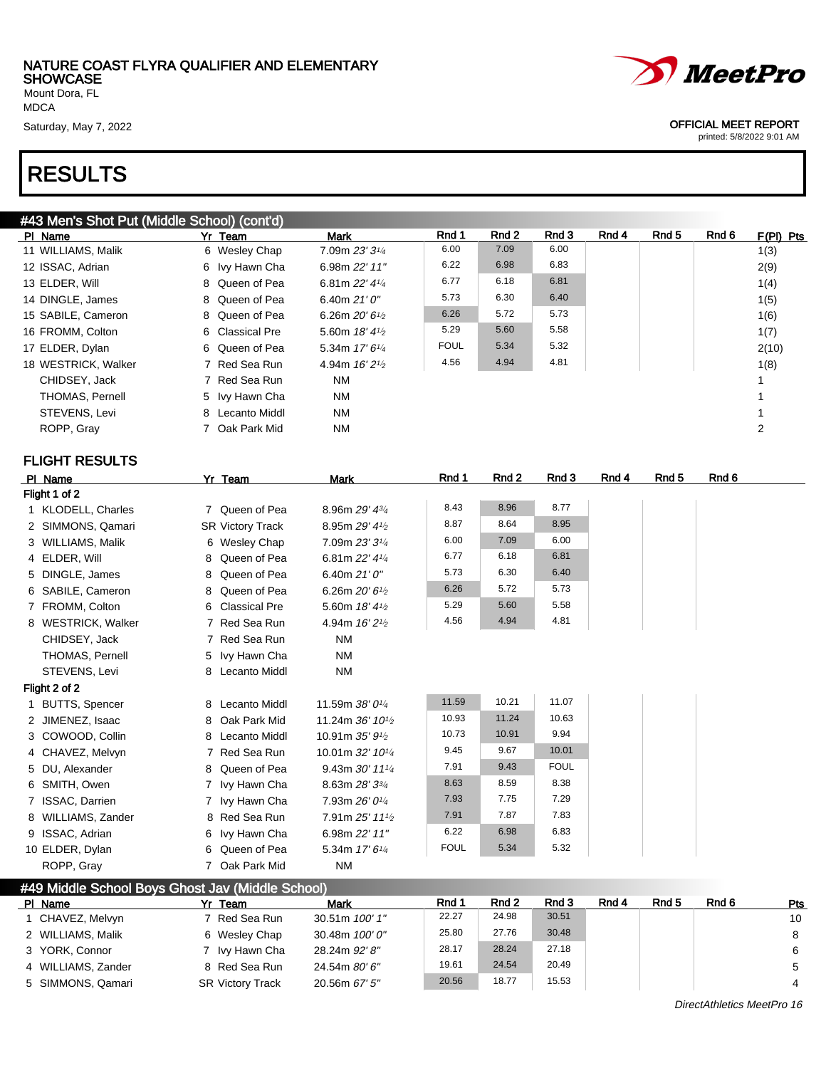NATURE COAST FLYRA QUALIFIER AND ELEMENTARY SHOWCASE
Mount Dora, FL
MDCA
Saturday, May 7, 2022

OFFICIAL MEET REPORT
printed: 5/8/2022 9:01 AM

# RESULTS

## #43 Men's Shot Put (Middle School) (cont'd)

| Pl | Name | Yr | Team | Mark | Rnd 1 | Rnd 2 | Rnd 3 | Rnd 4 | Rnd 5 | Rnd 6 | F(Pl) Pts |
|---|---|---|---|---|---|---|---|---|---|---|---|
| 11 | WILLIAMS, Malik | 6 | Wesley Chap | 7.09m *23' 3¼* | 6.00 | 7.09 | 6.00 | | | | 1(3) |
| 12 | ISSAC, Adrian | 6 | Ivy Hawn Cha | 6.98m *22' 11"* | 6.22 | 6.98 | 6.83 | | | | 2(9) |
| 13 | ELDER, Will | 8 | Queen of Pea | 6.81m *22' 4¼* | 6.77 | 6.18 | 6.81 | | | | 1(4) |
| 14 | DINGLE, James | 8 | Queen of Pea | 6.40m *21' 0"* | 5.73 | 6.30 | 6.40 | | | | 1(5) |
| 15 | SABILE, Cameron | 8 | Queen of Pea | 6.26m *20' 6½* | 6.26 | 5.72 | 5.73 | | | | 1(6) |
| 16 | FROMM, Colton | 6 | Classical Pre | 5.60m *18' 4½* | 5.29 | 5.60 | 5.58 | | | | 1(7) |
| 17 | ELDER, Dylan | 6 | Queen of Pea | 5.34m *17' 6¼* | FOUL | 5.34 | 5.32 | | | | 2(10) |
| 18 | WESTRICK, Walker | 7 | Red Sea Run | 4.94m *16' 2½* | 4.56 | 4.94 | 4.81 | | | | 1(8) |
| | CHIDSEY, Jack | 7 | Red Sea Run | NM | | | | | | | 1 |
| | THOMAS, Pernell | 5 | Ivy Hawn Cha | NM | | | | | | | 1 |
| | STEVENS, Levi | 8 | Lecanto Middl | NM | | | | | | | 1 |
| | ROPP, Gray | 7 | Oak Park Mid | NM | | | | | | | 2 |

### FLIGHT RESULTS

| Pl | Name | Yr | Team | Mark | Rnd 1 | Rnd 2 | Rnd 3 | Rnd 4 | Rnd 5 | Rnd 6 |
|---|---|---|---|---|---|---|---|---|---|---|
| **Flight 1 of 2** | | | | | | | | | | |
| 1 | KLODELL, Charles | 7 | Queen of Pea | 8.96m *29' 4¾* | 8.43 | 8.96 | 8.77 | | | |
| 2 | SIMMONS, Qamari | SR | Victory Track | 8.95m *29' 4½* | 8.87 | 8.64 | 8.95 | | | |
| 3 | WILLIAMS, Malik | 6 | Wesley Chap | 7.09m *23' 3¼* | 6.00 | 7.09 | 6.00 | | | |
| 4 | ELDER, Will | 8 | Queen of Pea | 6.81m *22' 4¼* | 6.77 | 6.18 | 6.81 | | | |
| 5 | DINGLE, James | 8 | Queen of Pea | 6.40m *21' 0"* | 5.73 | 6.30 | 6.40 | | | |
| 6 | SABILE, Cameron | 8 | Queen of Pea | 6.26m *20' 6½* | 6.26 | 5.72 | 5.73 | | | |
| 7 | FROMM, Colton | 6 | Classical Pre | 5.60m *18' 4½* | 5.29 | 5.60 | 5.58 | | | |
| 8 | WESTRICK, Walker | 7 | Red Sea Run | 4.94m *16' 2½* | 4.56 | 4.94 | 4.81 | | | |
| | CHIDSEY, Jack | 7 | Red Sea Run | NM | | | | | | |
| | THOMAS, Pernell | 5 | Ivy Hawn Cha | NM | | | | | | |
| | STEVENS, Levi | 8 | Lecanto Middl | NM | | | | | | |
| **Flight 2 of 2** | | | | | | | | | | |
| 1 | BUTTS, Spencer | 8 | Lecanto Middl | 11.59m *38' 0¼* | 11.59 | 10.21 | 11.07 | | | |
| 2 | JIMENEZ, Isaac | 8 | Oak Park Mid | 11.24m *36' 10½* | 10.93 | 11.24 | 10.63 | | | |
| 3 | COWOOD, Collin | 8 | Lecanto Middl | 10.91m *35' 9½* | 10.73 | 10.91 | 9.94 | | | |
| 4 | CHAVEZ, Melvyn | 7 | Red Sea Run | 10.01m *32' 10¼* | 9.45 | 9.67 | 10.01 | | | |
| 5 | DU, Alexander | 8 | Queen of Pea | 9.43m *30' 11¼* | 7.91 | 9.43 | FOUL | | | |
| 6 | SMITH, Owen | 7 | Ivy Hawn Cha | 8.63m *28' 3¾* | 8.63 | 8.59 | 8.38 | | | |
| 7 | ISSAC, Darrien | 7 | Ivy Hawn Cha | 7.93m *26' 0¼* | 7.93 | 7.75 | 7.29 | | | |
| 8 | WILLIAMS, Zander | 8 | Red Sea Run | 7.91m *25' 11½* | 7.91 | 7.87 | 7.83 | | | |
| 9 | ISSAC, Adrian | 6 | Ivy Hawn Cha | 6.98m *22' 11"* | 6.22 | 6.98 | 6.83 | | | |
| 10 | ELDER, Dylan | 6 | Queen of Pea | 5.34m *17' 6¼* | FOUL | 5.34 | 5.32 | | | |
| | ROPP, Gray | 7 | Oak Park Mid | NM | | | | | | |

## #49 Middle School Boys Ghost Jav (Middle School)

| Pl | Name | Yr | Team | Mark | Rnd 1 | Rnd 2 | Rnd 3 | Rnd 4 | Rnd 5 | Rnd 6 | Pts |
|---|---|---|---|---|---|---|---|---|---|---|---|
| 1 | CHAVEZ, Melvyn | 7 | Red Sea Run | 30.51m *100' 1"* | 22.27 | 24.98 | 30.51 | | | | 10 |
| 2 | WILLIAMS, Malik | 6 | Wesley Chap | 30.48m *100' 0"* | 25.80 | 27.76 | 30.48 | | | | 8 |
| 3 | YORK, Connor | 7 | Ivy Hawn Cha | 28.24m *92' 8"* | 28.17 | 28.24 | 27.18 | | | | 6 |
| 4 | WILLIAMS, Zander | 8 | Red Sea Run | 24.54m *80' 6"* | 19.61 | 24.54 | 20.49 | | | | 5 |
| 5 | SIMMONS, Qamari | SR | Victory Track | 20.56m *67' 5"* | 20.56 | 18.77 | 15.53 | | | | 4 |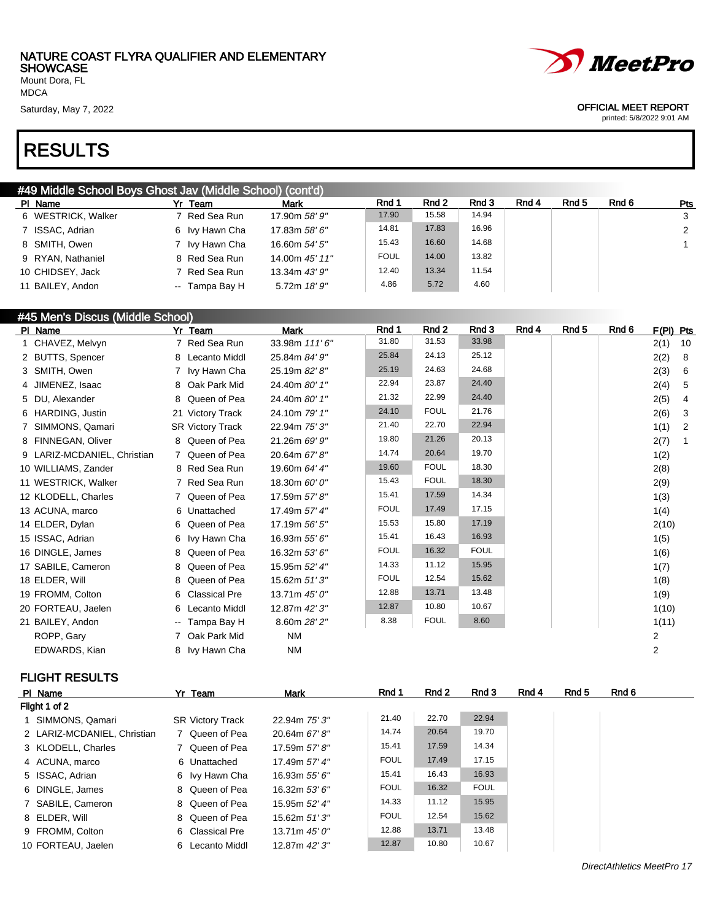NATURE COAST FLYRA QUALIFIER AND ELEMENTARY SHOWCASE
Mount Dora, FL
MDCA
Saturday, May 7, 2022

OFFICIAL MEET REPORT
printed: 5/8/2022 9:01 AM

# RESULTS

## #49 Middle School Boys Ghost Jav (Middle School) (cont'd)

| Pl | Name | Yr | Team | Mark | Rnd 1 | Rnd 2 | Rnd 3 | Rnd 4 | Rnd 5 | Rnd 6 | Pts |
|---|---|---|---|---|---|---|---|---|---|---|---|
| 6 | WESTRICK, Walker | 7 | Red Sea Run | 17.90m *58' 9"* | 17.90 | 15.58 | 14.94 | | | | 3 |
| 7 | ISSAC, Adrian | 6 | Ivy Hawn Cha | 17.83m *58' 6"* | 14.81 | 17.83 | 16.96 | | | | 2 |
| 8 | SMITH, Owen | 7 | Ivy Hawn Cha | 16.60m *54' 5"* | 15.43 | 16.60 | 14.68 | | | | 1 |
| 9 | RYAN, Nathaniel | 8 | Red Sea Run | 14.00m *45' 11"* | FOUL | 14.00 | 13.82 | | | | |
| 10 | CHIDSEY, Jack | 7 | Red Sea Run | 13.34m *43' 9"* | 12.40 | 13.34 | 11.54 | | | | |
| 11 | BAILEY, Andon | -- | Tampa Bay H | 5.72m *18' 9"* | 4.86 | 5.72 | 4.60 | | | | |

## #45 Men's Discus (Middle School)

| Pl | Name | Yr | Team | Mark | Rnd 1 | Rnd 2 | Rnd 3 | Rnd 4 | Rnd 5 | Rnd 6 | F(Pl) | Pts |
|---|---|---|---|---|---|---|---|---|---|---|---|---|
| 1 | CHAVEZ, Melvyn | 7 | Red Sea Run | 33.98m *111' 6"* | 31.80 | 31.53 | 33.98 | | | | 2(1) | 10 |
| 2 | BUTTS, Spencer | 8 | Lecanto Middl | 25.84m *84' 9"* | 25.84 | 24.13 | 25.12 | | | | 2(2) | 8 |
| 3 | SMITH, Owen | 7 | Ivy Hawn Cha | 25.19m *82' 8"* | 25.19 | 24.63 | 24.68 | | | | 2(3) | 6 |
| 4 | JIMENEZ, Isaac | 8 | Oak Park Mid | 24.40m *80' 1"* | 22.94 | 23.87 | 24.40 | | | | 2(4) | 5 |
| 5 | DU, Alexander | 8 | Queen of Pea | 24.40m *80' 1"* | 21.32 | 22.99 | 24.40 | | | | 2(5) | 4 |
| 6 | HARDING, Justin | 21 | Victory Track | 24.10m *79' 1"* | 24.10 | FOUL | 21.76 | | | | 2(6) | 3 |
| 7 | SIMMONS, Qamari | SR | Victory Track | 22.94m *75' 3"* | 21.40 | 22.70 | 22.94 | | | | 1(1) | 2 |
| 8 | FINNEGAN, Oliver | 8 | Queen of Pea | 21.26m *69' 9"* | 19.80 | 21.26 | 20.13 | | | | 2(7) | 1 |
| 9 | LARIZ-MCDANIEL, Christian | 7 | Queen of Pea | 20.64m *67' 8"* | 14.74 | 20.64 | 19.70 | | | | 1(2) | |
| 10 | WILLIAMS, Zander | 8 | Red Sea Run | 19.60m *64' 4"* | 19.60 | FOUL | 18.30 | | | | 2(8) | |
| 11 | WESTRICK, Walker | 7 | Red Sea Run | 18.30m *60' 0"* | 15.43 | FOUL | 18.30 | | | | 2(9) | |
| 12 | KLODELL, Charles | 7 | Queen of Pea | 17.59m *57' 8"* | 15.41 | 17.59 | 14.34 | | | | 1(3) | |
| 13 | ACUNA, marco | 6 | Unattached | 17.49m *57' 4"* | FOUL | 17.49 | 17.15 | | | | 1(4) | |
| 14 | ELDER, Dylan | 6 | Queen of Pea | 17.19m *56' 5"* | 15.53 | 15.80 | 17.19 | | | | 2(10) | |
| 15 | ISSAC, Adrian | 6 | Ivy Hawn Cha | 16.93m *55' 6"* | 15.41 | 16.43 | 16.93 | | | | 1(5) | |
| 16 | DINGLE, James | 8 | Queen of Pea | 16.32m *53' 6"* | FOUL | 16.32 | FOUL | | | | 1(6) | |
| 17 | SABILE, Cameron | 8 | Queen of Pea | 15.95m *52' 4"* | 14.33 | 11.12 | 15.95 | | | | 1(7) | |
| 18 | ELDER, Will | 8 | Queen of Pea | 15.62m *51' 3"* | FOUL | 12.54 | 15.62 | | | | 1(8) | |
| 19 | FROMM, Colton | 6 | Classical Pre | 13.71m *45' 0"* | 12.88 | 13.71 | 13.48 | | | | 1(9) | |
| 20 | FORTEAU, Jaelen | 6 | Lecanto Middl | 12.87m *42' 3"* | 12.87 | 10.80 | 10.67 | | | | 1(10) | |
| 21 | BAILEY, Andon | -- | Tampa Bay H | 8.60m *28' 2"* | 8.38 | FOUL | 8.60 | | | | 1(11) | |
| | ROPP, Gary | 7 | Oak Park Mid | NM | | | | | | | 2 | |
| | EDWARDS, Kian | 8 | Ivy Hawn Cha | NM | | | | | | | 2 | |

### FLIGHT RESULTS

| Pl | Name | Yr | Team | Mark | Rnd 1 | Rnd 2 | Rnd 3 | Rnd 4 | Rnd 5 | Rnd 6 |
|---|---|---|---|---|---|---|---|---|---|---|
| Flight 1 of 2 | | | | | | | | | | |
| 1 | SIMMONS, Qamari | SR | Victory Track | 22.94m *75' 3"* | 21.40 | 22.70 | 22.94 | | | |
| 2 | LARIZ-MCDANIEL, Christian | 7 | Queen of Pea | 20.64m *67' 8"* | 14.74 | 20.64 | 19.70 | | | |
| 3 | KLODELL, Charles | 7 | Queen of Pea | 17.59m *57' 8"* | 15.41 | 17.59 | 14.34 | | | |
| 4 | ACUNA, marco | 6 | Unattached | 17.49m *57' 4"* | FOUL | 17.49 | 17.15 | | | |
| 5 | ISSAC, Adrian | 6 | Ivy Hawn Cha | 16.93m *55' 6"* | 15.41 | 16.43 | 16.93 | | | |
| 6 | DINGLE, James | 8 | Queen of Pea | 16.32m *53' 6"* | FOUL | 16.32 | FOUL | | | |
| 7 | SABILE, Cameron | 8 | Queen of Pea | 15.95m *52' 4"* | 14.33 | 11.12 | 15.95 | | | |
| 8 | ELDER, Will | 8 | Queen of Pea | 15.62m *51' 3"* | FOUL | 12.54 | 15.62 | | | |
| 9 | FROMM, Colton | 6 | Classical Pre | 13.71m *45' 0"* | 12.88 | 13.71 | 13.48 | | | |
| 10 | FORTEAU, Jaelen | 6 | Lecanto Middl | 12.87m *42' 3"* | 12.87 | 10.80 | 10.67 | | | |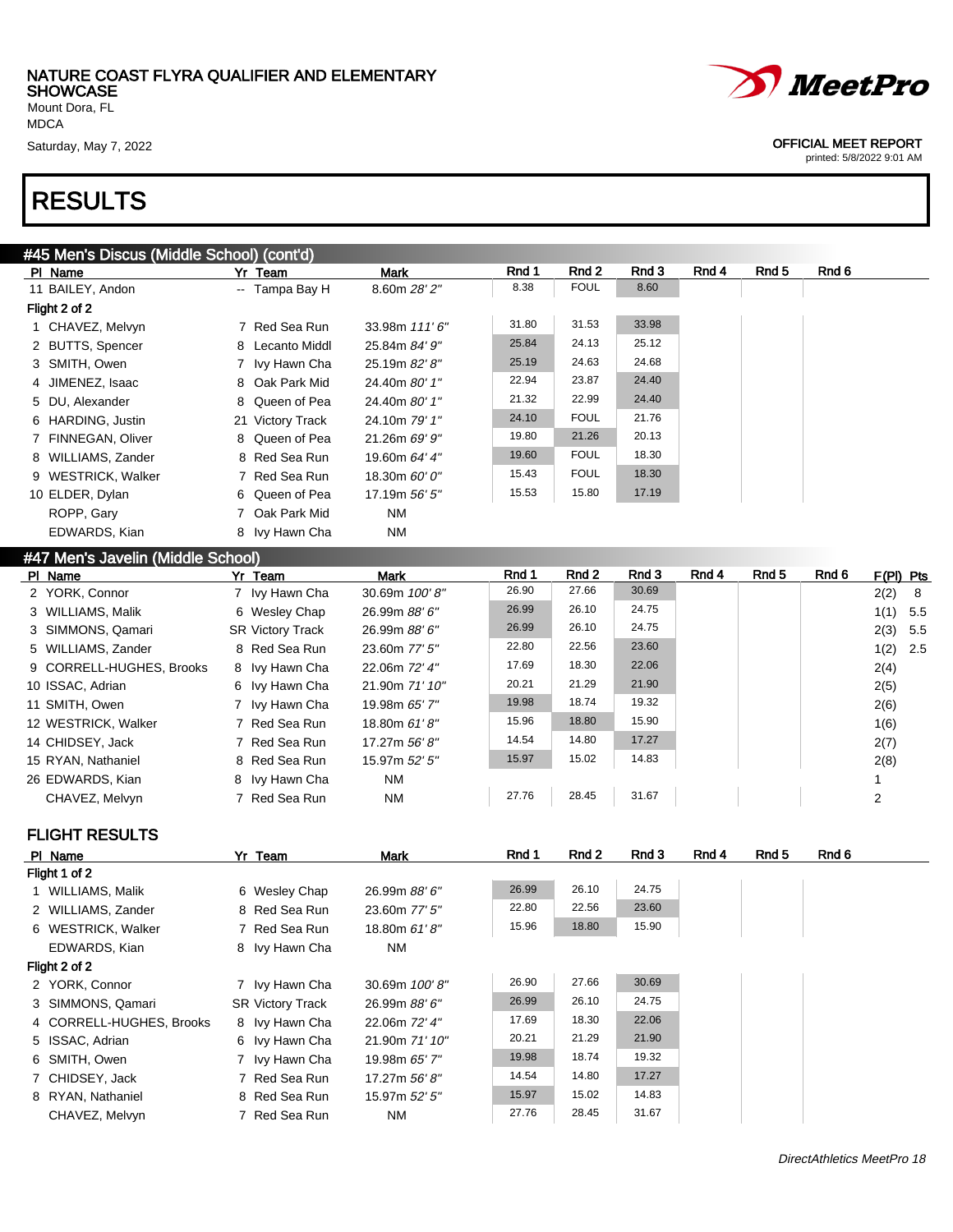NATURE COAST FLYRA QUALIFIER AND ELEMENTARY SHOWCASE
Mount Dora, FL
MDCA
Saturday, May 7, 2022

OFFICIAL MEET REPORT
printed: 5/8/2022 9:01 AM

# RESULTS

## #45 Men's Discus (Middle School) (cont'd)

| Pl | Name | Yr | Team | Mark | Rnd 1 | Rnd 2 | Rnd 3 | Rnd 4 | Rnd 5 | Rnd 6 |
|---|---|---|---|---|---|---|---|---|---|---|
| 11 | BAILEY, Andon | -- | Tampa Bay H | 8.60m *28' 2"* | 8.38 | FOUL | 8.60 | | | |
| **Flight 2 of 2** | | | | | | | | | | |
| 1 | CHAVEZ, Melvyn | 7 | Red Sea Run | 33.98m *111' 6"* | 31.80 | 31.53 | 33.98 | | | |
| 2 | BUTTS, Spencer | 8 | Lecanto Middl | 25.84m *84' 9"* | 25.84 | 24.13 | 25.12 | | | |
| 3 | SMITH, Owen | 7 | Ivy Hawn Cha | 25.19m *82' 8"* | 25.19 | 24.63 | 24.68 | | | |
| 4 | JIMENEZ, Isaac | 8 | Oak Park Mid | 24.40m *80' 1"* | 22.94 | 23.87 | 24.40 | | | |
| 5 | DU, Alexander | 8 | Queen of Pea | 24.40m *80' 1"* | 21.32 | 22.99 | 24.40 | | | |
| 6 | HARDING, Justin | 21 | Victory Track | 24.10m *79' 1"* | 24.10 | FOUL | 21.76 | | | |
| 7 | FINNEGAN, Oliver | 8 | Queen of Pea | 21.26m *69' 9"* | 19.80 | 21.26 | 20.13 | | | |
| 8 | WILLIAMS, Zander | 8 | Red Sea Run | 19.60m *64' 4"* | 19.60 | FOUL | 18.30 | | | |
| 9 | WESTRICK, Walker | 7 | Red Sea Run | 18.30m *60' 0"* | 15.43 | FOUL | 18.30 | | | |
| 10 | ELDER, Dylan | 6 | Queen of Pea | 17.19m *56' 5"* | 15.53 | 15.80 | 17.19 | | | |
| | ROPP, Gary | 7 | Oak Park Mid | NM | | | | | | |
| | EDWARDS, Kian | 8 | Ivy Hawn Cha | NM | | | | | | |

## #47 Men's Javelin (Middle School)

| Pl | Name | Yr | Team | Mark | Rnd 1 | Rnd 2 | Rnd 3 | Rnd 4 | Rnd 5 | Rnd 6 | F(Pl) | Pts |
|---|---|---|---|---|---|---|---|---|---|---|---|---|
| 2 | YORK, Connor | 7 | Ivy Hawn Cha | 30.69m *100' 8"* | 26.90 | 27.66 | 30.69 | | | | 2(2) | 8 |
| 3 | WILLIAMS, Malik | 6 | Wesley Chap | 26.99m *88' 6"* | 26.99 | 26.10 | 24.75 | | | | 1(1) | 5.5 |
| 3 | SIMMONS, Qamari | SR | Victory Track | 26.99m *88' 6"* | 26.99 | 26.10 | 24.75 | | | | 2(3) | 5.5 |
| 5 | WILLIAMS, Zander | 8 | Red Sea Run | 23.60m *77' 5"* | 22.80 | 22.56 | 23.60 | | | | 1(2) | 2.5 |
| 9 | CORRELL-HUGHES, Brooks | 8 | Ivy Hawn Cha | 22.06m *72' 4"* | 17.69 | 18.30 | 22.06 | | | | 2(4) | |
| 10 | ISSAC, Adrian | 6 | Ivy Hawn Cha | 21.90m *71' 10"* | 20.21 | 21.29 | 21.90 | | | | 2(5) | |
| 11 | SMITH, Owen | 7 | Ivy Hawn Cha | 19.98m *65' 7"* | 19.98 | 18.74 | 19.32 | | | | 2(6) | |
| 12 | WESTRICK, Walker | 7 | Red Sea Run | 18.80m *61' 8"* | 15.96 | 18.80 | 15.90 | | | | 1(6) | |
| 14 | CHIDSEY, Jack | 7 | Red Sea Run | 17.27m *56' 8"* | 14.54 | 14.80 | 17.27 | | | | 2(7) | |
| 15 | RYAN, Nathaniel | 8 | Red Sea Run | 15.97m *52' 5"* | 15.97 | 15.02 | 14.83 | | | | 2(8) | |
| 26 | EDWARDS, Kian | 8 | Ivy Hawn Cha | NM | | | | | | | 1 | |
| | CHAVEZ, Melvyn | 7 | Red Sea Run | NM | 27.76 | 28.45 | 31.67 | | | | 2 | |

### FLIGHT RESULTS

| Pl | Name | Yr | Team | Mark | Rnd 1 | Rnd 2 | Rnd 3 | Rnd 4 | Rnd 5 | Rnd 6 |
|---|---|---|---|---|---|---|---|---|---|---|
| **Flight 1 of 2** | | | | | | | | | | |
| 1 | WILLIAMS, Malik | 6 | Wesley Chap | 26.99m *88' 6"* | 26.99 | 26.10 | 24.75 | | | |
| 2 | WILLIAMS, Zander | 8 | Red Sea Run | 23.60m *77' 5"* | 22.80 | 22.56 | 23.60 | | | |
| 6 | WESTRICK, Walker | 7 | Red Sea Run | 18.80m *61' 8"* | 15.96 | 18.80 | 15.90 | | | |
| | EDWARDS, Kian | 8 | Ivy Hawn Cha | NM | | | | | | |
| **Flight 2 of 2** | | | | | | | | | | |
| 2 | YORK, Connor | 7 | Ivy Hawn Cha | 30.69m *100' 8"* | 26.90 | 27.66 | 30.69 | | | |
| 3 | SIMMONS, Qamari | SR | Victory Track | 26.99m *88' 6"* | 26.99 | 26.10 | 24.75 | | | |
| 4 | CORRELL-HUGHES, Brooks | 8 | Ivy Hawn Cha | 22.06m *72' 4"* | 17.69 | 18.30 | 22.06 | | | |
| 5 | ISSAC, Adrian | 6 | Ivy Hawn Cha | 21.90m *71' 10"* | 20.21 | 21.29 | 21.90 | | | |
| 6 | SMITH, Owen | 7 | Ivy Hawn Cha | 19.98m *65' 7"* | 19.98 | 18.74 | 19.32 | | | |
| 7 | CHIDSEY, Jack | 7 | Red Sea Run | 17.27m *56' 8"* | 14.54 | 14.80 | 17.27 | | | |
| 8 | RYAN, Nathaniel | 8 | Red Sea Run | 15.97m *52' 5"* | 15.97 | 15.02 | 14.83 | | | |
| | CHAVEZ, Melvyn | 7 | Red Sea Run | NM | 27.76 | 28.45 | 31.67 | | | |

*DirectAthletics MeetPro 18*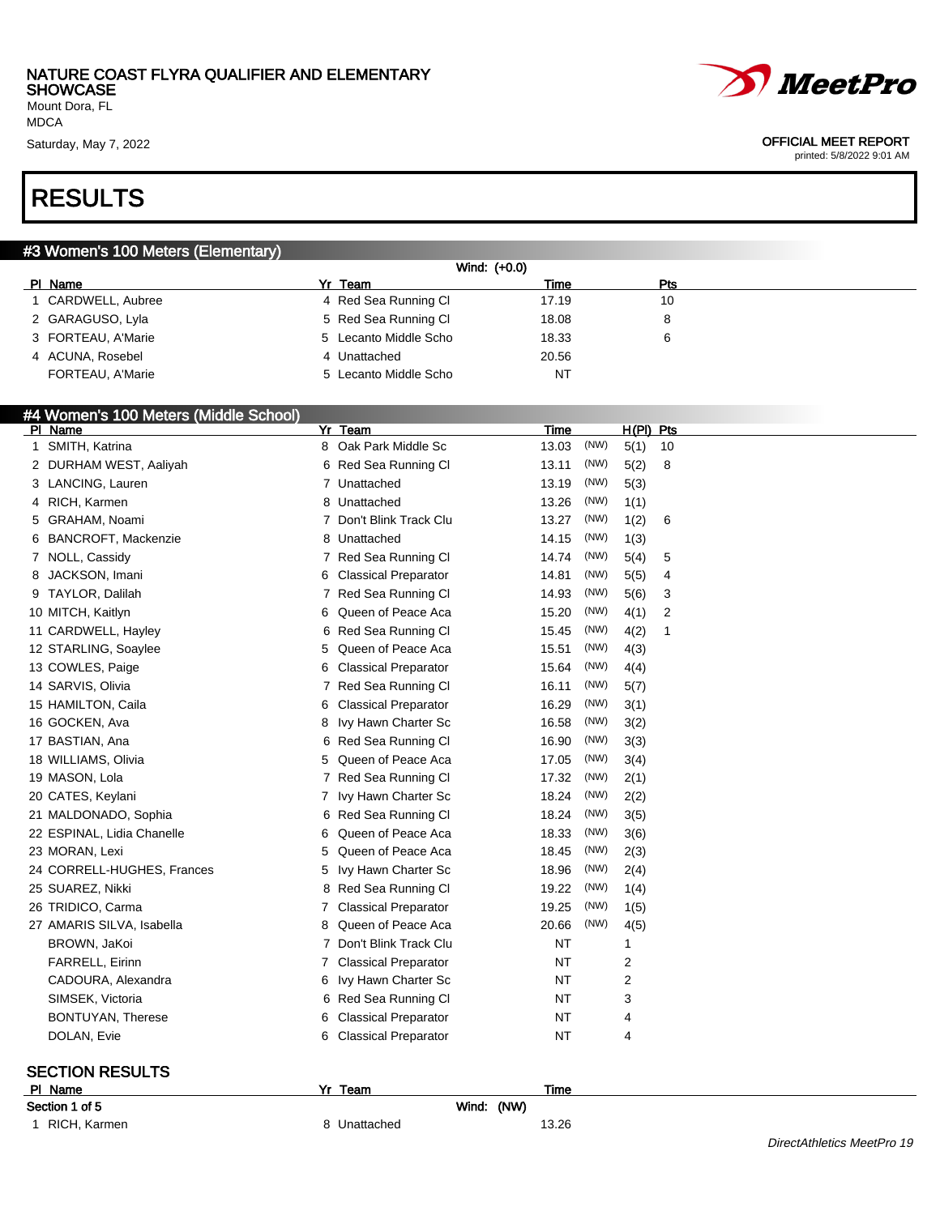NATURE COAST FLYRA QUALIFIER AND ELEMENTARY SHOWCASE
Mount Dora, FL
MDCA
Saturday, May 7, 2022

OFFICIAL MEET REPORT
printed: 5/8/2022 9:01 AM

# RESULTS

## #3 Women's 100 Meters (Elementary)

Wind: (+0.0)

| Pl | Name | Yr | Team | Time | Pts |
|---|---|---|---|---|---|
| 1 | CARDWELL, Aubree | 4 | Red Sea Running Cl | 17.19 | 10 |
| 2 | GARAGUSO, Lyla | 5 | Red Sea Running Cl | 18.08 | 8 |
| 3 | FORTEAU, A'Marie | 5 | Lecanto Middle Scho | 18.33 | 6 |
| 4 | ACUNA, Rosebel | 4 | Unattached | 20.56 | |
| | FORTEAU, A'Marie | 5 | Lecanto Middle Scho | NT | |

## #4 Women's 100 Meters (Middle School)

| Pl | Name | Yr | Team | Time | | H(Pl) | Pts |
|---|---|---|---|---|---|---|---|
| 1 | SMITH, Katrina | 8 | Oak Park Middle Sc | 13.03 | (NW) | 5(1) | 10 |
| 2 | DURHAM WEST, Aaliyah | 6 | Red Sea Running Cl | 13.11 | (NW) | 5(2) | 8 |
| 3 | LANCING, Lauren | 7 | Unattached | 13.19 | (NW) | 5(3) | |
| 4 | RICH, Karmen | 8 | Unattached | 13.26 | (NW) | 1(1) | |
| 5 | GRAHAM, Noami | 7 | Don't Blink Track Clu | 13.27 | (NW) | 1(2) | 6 |
| 6 | BANCROFT, Mackenzie | 8 | Unattached | 14.15 | (NW) | 1(3) | |
| 7 | NOLL, Cassidy | 7 | Red Sea Running Cl | 14.74 | (NW) | 5(4) | 5 |
| 8 | JACKSON, Imani | 6 | Classical Preparator | 14.81 | (NW) | 5(5) | 4 |
| 9 | TAYLOR, Dalilah | 7 | Red Sea Running Cl | 14.93 | (NW) | 5(6) | 3 |
| 10 | MITCH, Kaitlyn | 6 | Queen of Peace Aca | 15.20 | (NW) | 4(1) | 2 |
| 11 | CARDWELL, Hayley | 6 | Red Sea Running Cl | 15.45 | (NW) | 4(2) | 1 |
| 12 | STARLING, Soaylee | 5 | Queen of Peace Aca | 15.51 | (NW) | 4(3) | |
| 13 | COWLES, Paige | 6 | Classical Preparator | 15.64 | (NW) | 4(4) | |
| 14 | SARVIS, Olivia | 7 | Red Sea Running Cl | 16.11 | (NW) | 5(7) | |
| 15 | HAMILTON, Caila | 6 | Classical Preparator | 16.29 | (NW) | 3(1) | |
| 16 | GOCKEN, Ava | 8 | Ivy Hawn Charter Sc | 16.58 | (NW) | 3(2) | |
| 17 | BASTIAN, Ana | 6 | Red Sea Running Cl | 16.90 | (NW) | 3(3) | |
| 18 | WILLIAMS, Olivia | 5 | Queen of Peace Aca | 17.05 | (NW) | 3(4) | |
| 19 | MASON, Lola | 7 | Red Sea Running Cl | 17.32 | (NW) | 2(1) | |
| 20 | CATES, Keylani | 7 | Ivy Hawn Charter Sc | 18.24 | (NW) | 2(2) | |
| 21 | MALDONADO, Sophia | 6 | Red Sea Running Cl | 18.24 | (NW) | 3(5) | |
| 22 | ESPINAL, Lidia Chanelle | 6 | Queen of Peace Aca | 18.33 | (NW) | 3(6) | |
| 23 | MORAN, Lexi | 5 | Queen of Peace Aca | 18.45 | (NW) | 2(3) | |
| 24 | CORRELL-HUGHES, Frances | 5 | Ivy Hawn Charter Sc | 18.96 | (NW) | 2(4) | |
| 25 | SUAREZ, Nikki | 8 | Red Sea Running Cl | 19.22 | (NW) | 1(4) | |
| 26 | TRIDICO, Carma | 7 | Classical Preparator | 19.25 | (NW) | 1(5) | |
| 27 | AMARIS SILVA, Isabella | 8 | Queen of Peace Aca | 20.66 | (NW) | 4(5) | |
| | BROWN, JaKoi | 7 | Don't Blink Track Clu | NT | | 1 | |
| | FARRELL, Eirinn | 7 | Classical Preparator | NT | | 2 | |
| | CADOURA, Alexandra | 6 | Ivy Hawn Charter Sc | NT | | 2 | |
| | SIMSEK, Victoria | 6 | Red Sea Running Cl | NT | | 3 | |
| | BONTUYAN, Therese | 6 | Classical Preparator | NT | | 4 | |
| | DOLAN, Evie | 6 | Classical Preparator | NT | | 4 | |

### SECTION RESULTS

| Pl | Name | Yr | Team | Time |
|---|---|---|---|---|
| **Section 1 of 5** | | | Wind: (NW) | |
| 1 | RICH, Karmen | 8 | Unattached | 13.26 |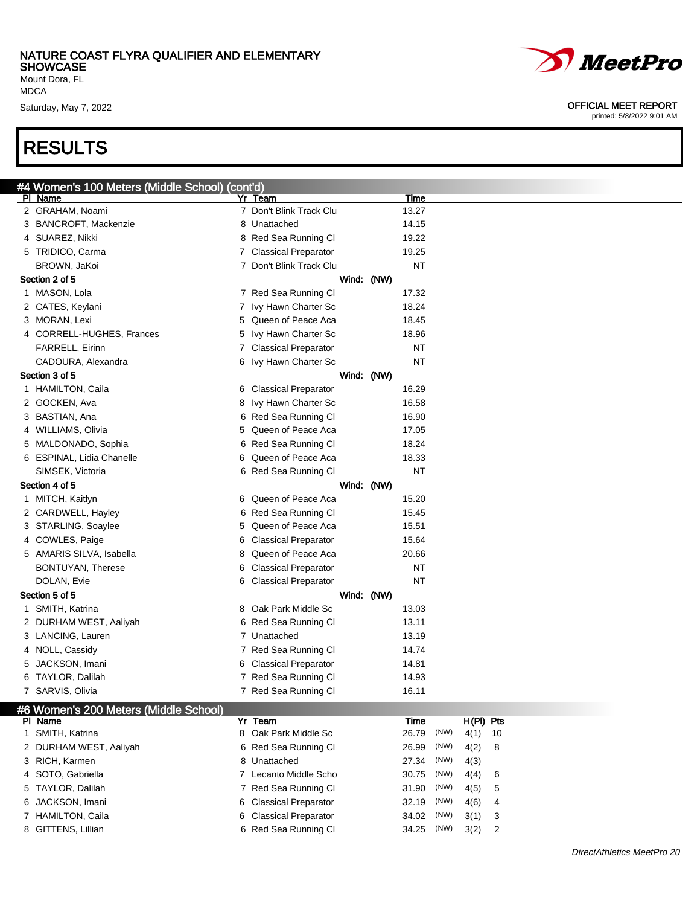NATURE COAST FLYRA QUALIFIER AND ELEMENTARY SHOWCASE
Mount Dora, FL
MDCA
Saturday, May 7, 2022

OFFICIAL MEET REPORT
printed: 5/8/2022 9:01 AM

# RESULTS

## #4 Women's 100 Meters (Middle School) (cont'd)

| Pl | Name | Yr | Team | Time |
|---|---|---|---|---|
| 2 | GRAHAM, Noami | 7 | Don't Blink Track Clu | 13.27 |
| 3 | BANCROFT, Mackenzie | 8 | Unattached | 14.15 |
| 4 | SUAREZ, Nikki | 8 | Red Sea Running Cl | 19.22 |
| 5 | TRIDICO, Carma | 7 | Classical Preparator | 19.25 |
| | BROWN, JaKoi | 7 | Don't Blink Track Clu | NT |
| **Section 2 of 5** | | | Wind: (NW) | |
| 1 | MASON, Lola | 7 | Red Sea Running Cl | 17.32 |
| 2 | CATES, Keylani | 7 | Ivy Hawn Charter Sc | 18.24 |
| 3 | MORAN, Lexi | 5 | Queen of Peace Aca | 18.45 |
| 4 | CORRELL-HUGHES, Frances | 5 | Ivy Hawn Charter Sc | 18.96 |
| | FARRELL, Eirinn | 7 | Classical Preparator | NT |
| | CADOURA, Alexandra | 6 | Ivy Hawn Charter Sc | NT |
| **Section 3 of 5** | | | Wind: (NW) | |
| 1 | HAMILTON, Caila | 6 | Classical Preparator | 16.29 |
| 2 | GOCKEN, Ava | 8 | Ivy Hawn Charter Sc | 16.58 |
| 3 | BASTIAN, Ana | 6 | Red Sea Running Cl | 16.90 |
| 4 | WILLIAMS, Olivia | 5 | Queen of Peace Aca | 17.05 |
| 5 | MALDONADO, Sophia | 6 | Red Sea Running Cl | 18.24 |
| 6 | ESPINAL, Lidia Chanelle | 6 | Queen of Peace Aca | 18.33 |
| | SIMSEK, Victoria | 6 | Red Sea Running Cl | NT |
| **Section 4 of 5** | | | Wind: (NW) | |
| 1 | MITCH, Kaitlyn | 6 | Queen of Peace Aca | 15.20 |
| 2 | CARDWELL, Hayley | 6 | Red Sea Running Cl | 15.45 |
| 3 | STARLING, Soaylee | 5 | Queen of Peace Aca | 15.51 |
| 4 | COWLES, Paige | 6 | Classical Preparator | 15.64 |
| 5 | AMARIS SILVA, Isabella | 8 | Queen of Peace Aca | 20.66 |
| | BONTUYAN, Therese | 6 | Classical Preparator | NT |
| | DOLAN, Evie | 6 | Classical Preparator | NT |
| **Section 5 of 5** | | | Wind: (NW) | |
| 1 | SMITH, Katrina | 8 | Oak Park Middle Sc | 13.03 |
| 2 | DURHAM WEST, Aaliyah | 6 | Red Sea Running Cl | 13.11 |
| 3 | LANCING, Lauren | 7 | Unattached | 13.19 |
| 4 | NOLL, Cassidy | 7 | Red Sea Running Cl | 14.74 |
| 5 | JACKSON, Imani | 6 | Classical Preparator | 14.81 |
| 6 | TAYLOR, Dalilah | 7 | Red Sea Running Cl | 14.93 |
| 7 | SARVIS, Olivia | 7 | Red Sea Running Cl | 16.11 |

## #6 Women's 200 Meters (Middle School)

| Pl | Name | Yr | Team | Time | | H(Pl) | Pts |
|---|---|---|---|---|---|---|---|
| 1 | SMITH, Katrina | 8 | Oak Park Middle Sc | 26.79 | (NW) | 4(1) | 10 |
| 2 | DURHAM WEST, Aaliyah | 6 | Red Sea Running Cl | 26.99 | (NW) | 4(2) | 8 |
| 3 | RICH, Karmen | 8 | Unattached | 27.34 | (NW) | 4(3) | |
| 4 | SOTO, Gabriella | 7 | Lecanto Middle Scho | 30.75 | (NW) | 4(4) | 6 |
| 5 | TAYLOR, Dalilah | 7 | Red Sea Running Cl | 31.90 | (NW) | 4(5) | 5 |
| 6 | JACKSON, Imani | 6 | Classical Preparator | 32.19 | (NW) | 4(6) | 4 |
| 7 | HAMILTON, Caila | 6 | Classical Preparator | 34.02 | (NW) | 3(1) | 3 |
| 8 | GITTENS, Lillian | 6 | Red Sea Running Cl | 34.25 | (NW) | 3(2) | 2 |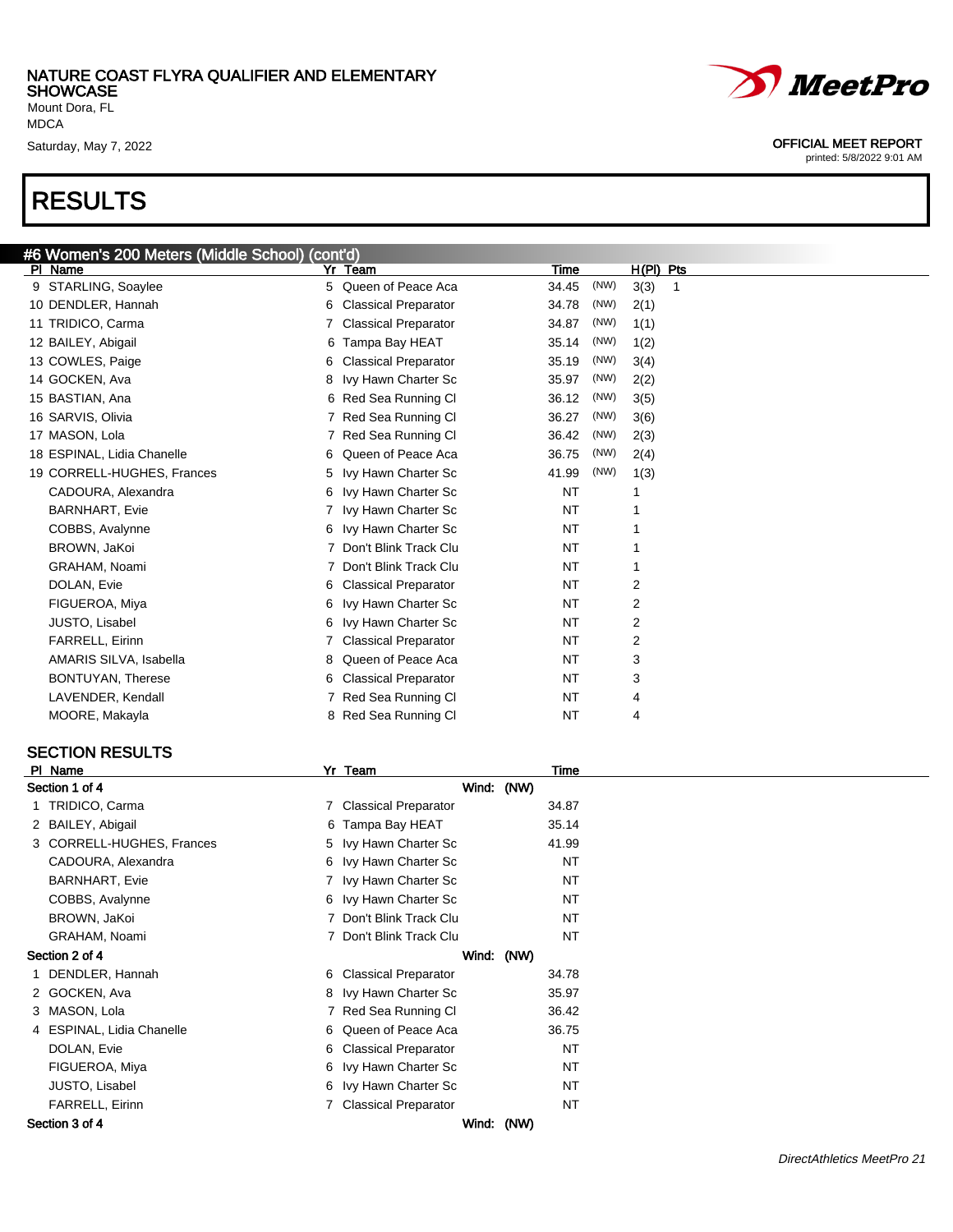NATURE COAST FLYRA QUALIFIER AND ELEMENTARY SHOWCASE
Mount Dora, FL
MDCA
Saturday, May 7, 2022

OFFICIAL MEET REPORT
printed: 5/8/2022 9:01 AM

# RESULTS

## #6 Women's 200 Meters (Middle School) (cont'd)

| Pl | Name | Yr | Team | Time | | H(Pl) | Pts |
|---|---|---|---|---|---|---|---|
| 9 | STARLING, Soaylee | 5 | Queen of Peace Aca | 34.45 | (NW) | 3(3) | 1 |
| 10 | DENDLER, Hannah | 6 | Classical Preparator | 34.78 | (NW) | 2(1) | |
| 11 | TRIDICO, Carma | 7 | Classical Preparator | 34.87 | (NW) | 1(1) | |
| 12 | BAILEY, Abigail | 6 | Tampa Bay HEAT | 35.14 | (NW) | 1(2) | |
| 13 | COWLES, Paige | 6 | Classical Preparator | 35.19 | (NW) | 3(4) | |
| 14 | GOCKEN, Ava | 8 | Ivy Hawn Charter Sc | 35.97 | (NW) | 2(2) | |
| 15 | BASTIAN, Ana | 6 | Red Sea Running Cl | 36.12 | (NW) | 3(5) | |
| 16 | SARVIS, Olivia | 7 | Red Sea Running Cl | 36.27 | (NW) | 3(6) | |
| 17 | MASON, Lola | 7 | Red Sea Running Cl | 36.42 | (NW) | 2(3) | |
| 18 | ESPINAL, Lidia Chanelle | 6 | Queen of Peace Aca | 36.75 | (NW) | 2(4) | |
| 19 | CORRELL-HUGHES, Frances | 5 | Ivy Hawn Charter Sc | 41.99 | (NW) | 1(3) | |
| | CADOURA, Alexandra | 6 | Ivy Hawn Charter Sc | NT | | 1 | |
| | BARNHART, Evie | 7 | Ivy Hawn Charter Sc | NT | | 1 | |
| | COBBS, Avalynne | 6 | Ivy Hawn Charter Sc | NT | | 1 | |
| | BROWN, JaKoi | 7 | Don't Blink Track Clu | NT | | 1 | |
| | GRAHAM, Noami | 7 | Don't Blink Track Clu | NT | | 1 | |
| | DOLAN, Evie | 6 | Classical Preparator | NT | | 2 | |
| | FIGUEROA, Miya | 6 | Ivy Hawn Charter Sc | NT | | 2 | |
| | JUSTO, Lisabel | 6 | Ivy Hawn Charter Sc | NT | | 2 | |
| | FARRELL, Eirinn | 7 | Classical Preparator | NT | | 2 | |
| | AMARIS SILVA, Isabella | 8 | Queen of Peace Aca | NT | | 3 | |
| | BONTUYAN, Therese | 6 | Classical Preparator | NT | | 3 | |
| | LAVENDER, Kendall | 7 | Red Sea Running Cl | NT | | 4 | |
| | MOORE, Makayla | 8 | Red Sea Running Cl | NT | | 4 | |

## SECTION RESULTS

| Pl | Name | Yr | Team | Time |
|---|---|---|---|---|
| **Section 1 of 4** | | | Wind: (NW) | |
| 1 | TRIDICO, Carma | 7 | Classical Preparator | 34.87 |
| 2 | BAILEY, Abigail | 6 | Tampa Bay HEAT | 35.14 |
| 3 | CORRELL-HUGHES, Frances | 5 | Ivy Hawn Charter Sc | 41.99 |
| | CADOURA, Alexandra | 6 | Ivy Hawn Charter Sc | NT |
| | BARNHART, Evie | 7 | Ivy Hawn Charter Sc | NT |
| | COBBS, Avalynne | 6 | Ivy Hawn Charter Sc | NT |
| | BROWN, JaKoi | 7 | Don't Blink Track Clu | NT |
| | GRAHAM, Noami | 7 | Don't Blink Track Clu | NT |
| **Section 2 of 4** | | | Wind: (NW) | |
| 1 | DENDLER, Hannah | 6 | Classical Preparator | 34.78 |
| 2 | GOCKEN, Ava | 8 | Ivy Hawn Charter Sc | 35.97 |
| 3 | MASON, Lola | 7 | Red Sea Running Cl | 36.42 |
| 4 | ESPINAL, Lidia Chanelle | 6 | Queen of Peace Aca | 36.75 |
| | DOLAN, Evie | 6 | Classical Preparator | NT |
| | FIGUEROA, Miya | 6 | Ivy Hawn Charter Sc | NT |
| | JUSTO, Lisabel | 6 | Ivy Hawn Charter Sc | NT |
| | FARRELL, Eirinn | 7 | Classical Preparator | NT |
| **Section 3 of 4** | | | Wind: (NW) | |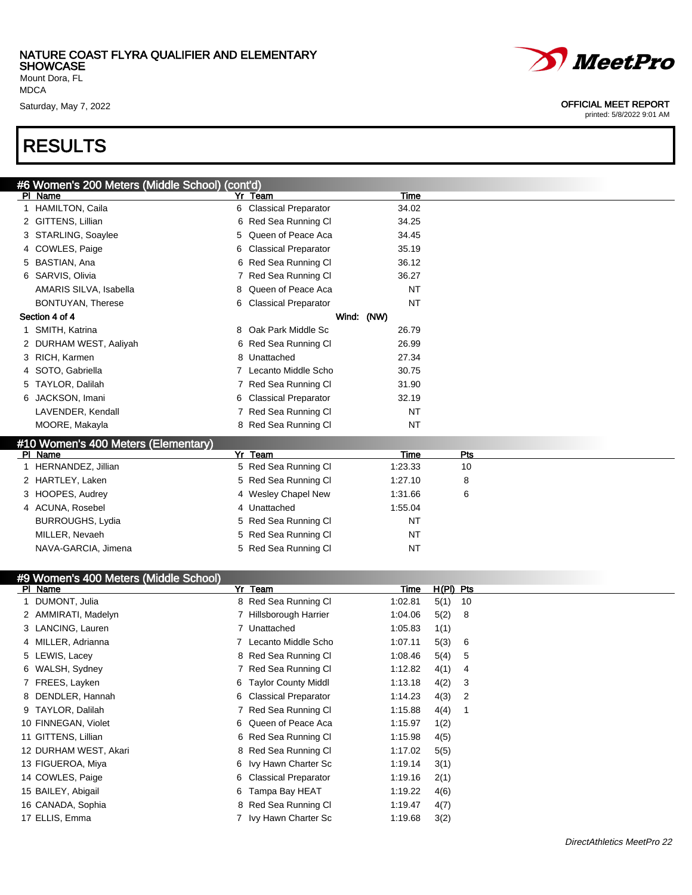NATURE COAST FLYRA QUALIFIER AND ELEMENTARY SHOWCASE
Mount Dora, FL
MDCA
Saturday, May 7, 2022

OFFICIAL MEET REPORT
printed: 5/8/2022 9:01 AM

# RESULTS

## #6 Women's 200 Meters (Middle School) (cont'd)

| Pl | Name | Yr | Team | Time |
|---|---|---|---|---|
| 1 | HAMILTON, Caila | 6 | Classical Preparator | 34.02 |
| 2 | GITTENS, Lillian | 6 | Red Sea Running Cl | 34.25 |
| 3 | STARLING, Soaylee | 5 | Queen of Peace Aca | 34.45 |
| 4 | COWLES, Paige | 6 | Classical Preparator | 35.19 |
| 5 | BASTIAN, Ana | 6 | Red Sea Running Cl | 36.12 |
| 6 | SARVIS, Olivia | 7 | Red Sea Running Cl | 36.27 |
| | AMARIS SILVA, Isabella | 8 | Queen of Peace Aca | NT |
| | BONTUYAN, Therese | 6 | Classical Preparator | NT |

**Section 4 of 4** Wind: (NW)

| Pl | Name | Yr | Team | Time |
|---|---|---|---|---|
| 1 | SMITH, Katrina | 8 | Oak Park Middle Sc | 26.79 |
| 2 | DURHAM WEST, Aaliyah | 6 | Red Sea Running Cl | 26.99 |
| 3 | RICH, Karmen | 8 | Unattached | 27.34 |
| 4 | SOTO, Gabriella | 7 | Lecanto Middle Scho | 30.75 |
| 5 | TAYLOR, Dalilah | 7 | Red Sea Running Cl | 31.90 |
| 6 | JACKSON, Imani | 6 | Classical Preparator | 32.19 |
| | LAVENDER, Kendall | 7 | Red Sea Running Cl | NT |
| | MOORE, Makayla | 8 | Red Sea Running Cl | NT |

## #10 Women's 400 Meters (Elementary)

| Pl | Name | Yr | Team | Time | Pts |
|---|---|---|---|---|---|
| 1 | HERNANDEZ, Jillian | 5 | Red Sea Running Cl | 1:23.33 | 10 |
| 2 | HARTLEY, Laken | 5 | Red Sea Running Cl | 1:27.10 | 8 |
| 3 | HOOPES, Audrey | 4 | Wesley Chapel New | 1:31.66 | 6 |
| 4 | ACUNA, Rosebel | 4 | Unattached | 1:55.04 | |
| | BURROUGHS, Lydia | 5 | Red Sea Running Cl | NT | |
| | MILLER, Nevaeh | 5 | Red Sea Running Cl | NT | |
| | NAVA-GARCIA, Jimena | 5 | Red Sea Running Cl | NT | |

## #9 Women's 400 Meters (Middle School)

| Pl | Name | Yr | Team | Time | H(Pl) | Pts |
|---|---|---|---|---|---|---|
| 1 | DUMONT, Julia | 8 | Red Sea Running Cl | 1:02.81 | 5(1) | 10 |
| 2 | AMMIRATI, Madelyn | 7 | Hillsborough Harrier | 1:04.06 | 5(2) | 8 |
| 3 | LANCING, Lauren | 7 | Unattached | 1:05.83 | 1(1) | |
| 4 | MILLER, Adrianna | 7 | Lecanto Middle Scho | 1:07.11 | 5(3) | 6 |
| 5 | LEWIS, Lacey | 8 | Red Sea Running Cl | 1:08.46 | 5(4) | 5 |
| 6 | WALSH, Sydney | 7 | Red Sea Running Cl | 1:12.82 | 4(1) | 4 |
| 7 | FREES, Layken | 6 | Taylor County Middl | 1:13.18 | 4(2) | 3 |
| 8 | DENDLER, Hannah | 6 | Classical Preparator | 1:14.23 | 4(3) | 2 |
| 9 | TAYLOR, Dalilah | 7 | Red Sea Running Cl | 1:15.88 | 4(4) | 1 |
| 10 | FINNEGAN, Violet | 6 | Queen of Peace Aca | 1:15.97 | 1(2) | |
| 11 | GITTENS, Lillian | 6 | Red Sea Running Cl | 1:15.98 | 4(5) | |
| 12 | DURHAM WEST, Akari | 8 | Red Sea Running Cl | 1:17.02 | 5(5) | |
| 13 | FIGUEROA, Miya | 6 | Ivy Hawn Charter Sc | 1:19.14 | 3(1) | |
| 14 | COWLES, Paige | 6 | Classical Preparator | 1:19.16 | 2(1) | |
| 15 | BAILEY, Abigail | 6 | Tampa Bay HEAT | 1:19.22 | 4(6) | |
| 16 | CANADA, Sophia | 8 | Red Sea Running Cl | 1:19.47 | 4(7) | |
| 17 | ELLIS, Emma | 7 | Ivy Hawn Charter Sc | 1:19.68 | 3(2) | |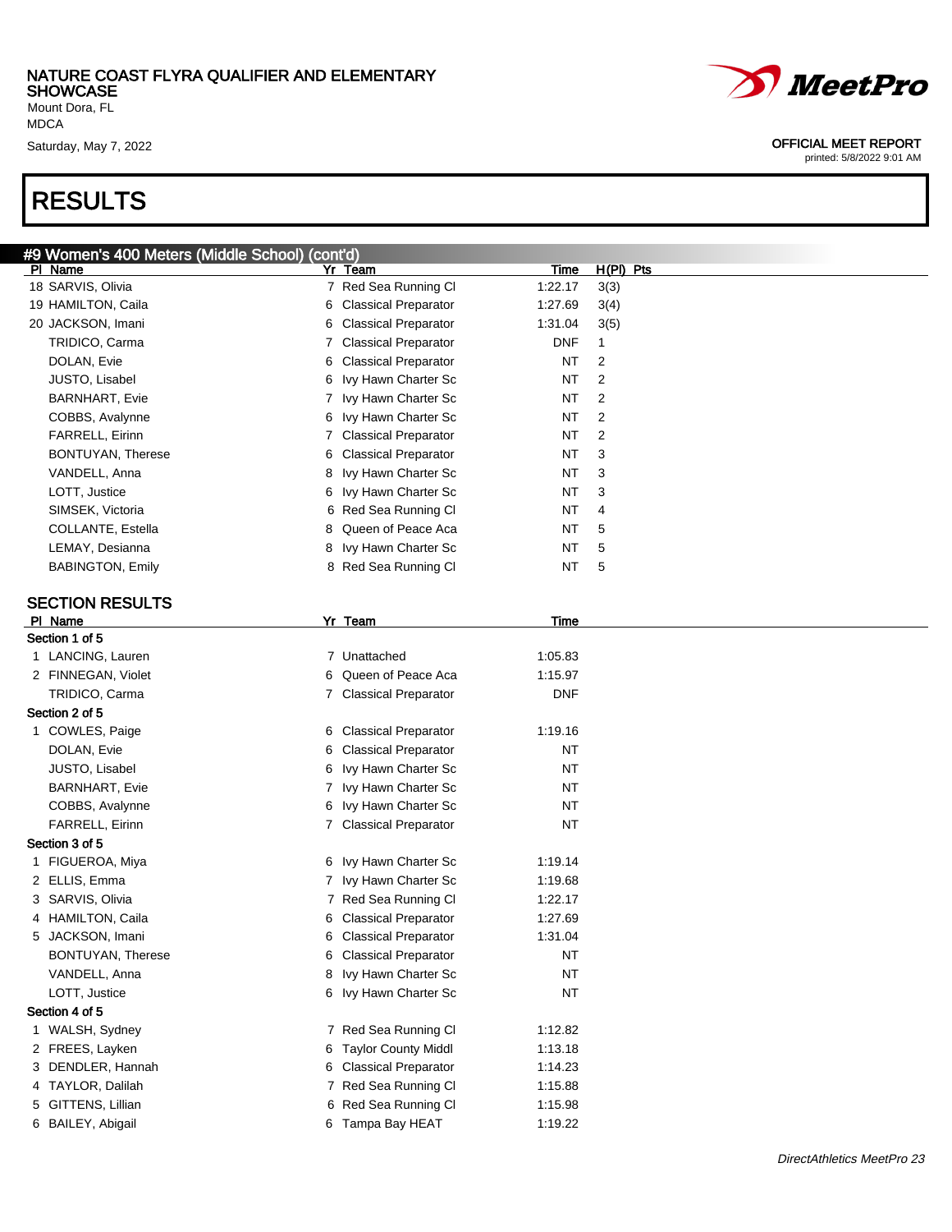NATURE COAST FLYRA QUALIFIER AND ELEMENTARY SHOWCASE
Mount Dora, FL
MDCA
Saturday, May 7, 2022

OFFICIAL MEET REPORT
printed: 5/8/2022 9:01 AM

# RESULTS

## #9 Women's 400 Meters (Middle School) (cont'd)

| Pl | Name | Yr | Team | Time | H(Pl) | Pts |
|---|---|---|---|---|---|---|
| 18 | SARVIS, Olivia | 7 | Red Sea Running Cl | 1:22.17 | 3(3) | |
| 19 | HAMILTON, Caila | 6 | Classical Preparator | 1:27.69 | 3(4) | |
| 20 | JACKSON, Imani | 6 | Classical Preparator | 1:31.04 | 3(5) | |
| | TRIDICO, Carma | 7 | Classical Preparator | DNF | 1 | |
| | DOLAN, Evie | 6 | Classical Preparator | NT | 2 | |
| | JUSTO, Lisabel | 6 | Ivy Hawn Charter Sc | NT | 2 | |
| | BARNHART, Evie | 7 | Ivy Hawn Charter Sc | NT | 2 | |
| | COBBS, Avalynne | 6 | Ivy Hawn Charter Sc | NT | 2 | |
| | FARRELL, Eirinn | 7 | Classical Preparator | NT | 2 | |
| | BONTUYAN, Therese | 6 | Classical Preparator | NT | 3 | |
| | VANDELL, Anna | 8 | Ivy Hawn Charter Sc | NT | 3 | |
| | LOTT, Justice | 6 | Ivy Hawn Charter Sc | NT | 3 | |
| | SIMSEK, Victoria | 6 | Red Sea Running Cl | NT | 4 | |
| | COLLANTE, Estella | 8 | Queen of Peace Aca | NT | 5 | |
| | LEMAY, Desianna | 8 | Ivy Hawn Charter Sc | NT | 5 | |
| | BABINGTON, Emily | 8 | Red Sea Running Cl | NT | 5 | |

### SECTION RESULTS

| Pl | Name | Yr | Team | Time |
|---|---|---|---|---|
| **Section 1 of 5** | | | | |
| 1 | LANCING, Lauren | 7 | Unattached | 1:05.83 |
| 2 | FINNEGAN, Violet | 6 | Queen of Peace Aca | 1:15.97 |
| | TRIDICO, Carma | 7 | Classical Preparator | DNF |
| **Section 2 of 5** | | | | |
| 1 | COWLES, Paige | 6 | Classical Preparator | 1:19.16 |
| | DOLAN, Evie | 6 | Classical Preparator | NT |
| | JUSTO, Lisabel | 6 | Ivy Hawn Charter Sc | NT |
| | BARNHART, Evie | 7 | Ivy Hawn Charter Sc | NT |
| | COBBS, Avalynne | 6 | Ivy Hawn Charter Sc | NT |
| | FARRELL, Eirinn | 7 | Classical Preparator | NT |
| **Section 3 of 5** | | | | |
| 1 | FIGUEROA, Miya | 6 | Ivy Hawn Charter Sc | 1:19.14 |
| 2 | ELLIS, Emma | 7 | Ivy Hawn Charter Sc | 1:19.68 |
| 3 | SARVIS, Olivia | 7 | Red Sea Running Cl | 1:22.17 |
| 4 | HAMILTON, Caila | 6 | Classical Preparator | 1:27.69 |
| 5 | JACKSON, Imani | 6 | Classical Preparator | 1:31.04 |
| | BONTUYAN, Therese | 6 | Classical Preparator | NT |
| | VANDELL, Anna | 8 | Ivy Hawn Charter Sc | NT |
| | LOTT, Justice | 6 | Ivy Hawn Charter Sc | NT |
| **Section 4 of 5** | | | | |
| 1 | WALSH, Sydney | 7 | Red Sea Running Cl | 1:12.82 |
| 2 | FREES, Layken | 6 | Taylor County Middl | 1:13.18 |
| 3 | DENDLER, Hannah | 6 | Classical Preparator | 1:14.23 |
| 4 | TAYLOR, Dalilah | 7 | Red Sea Running Cl | 1:15.88 |
| 5 | GITTENS, Lillian | 6 | Red Sea Running Cl | 1:15.98 |
| 6 | BAILEY, Abigail | 6 | Tampa Bay HEAT | 1:19.22 |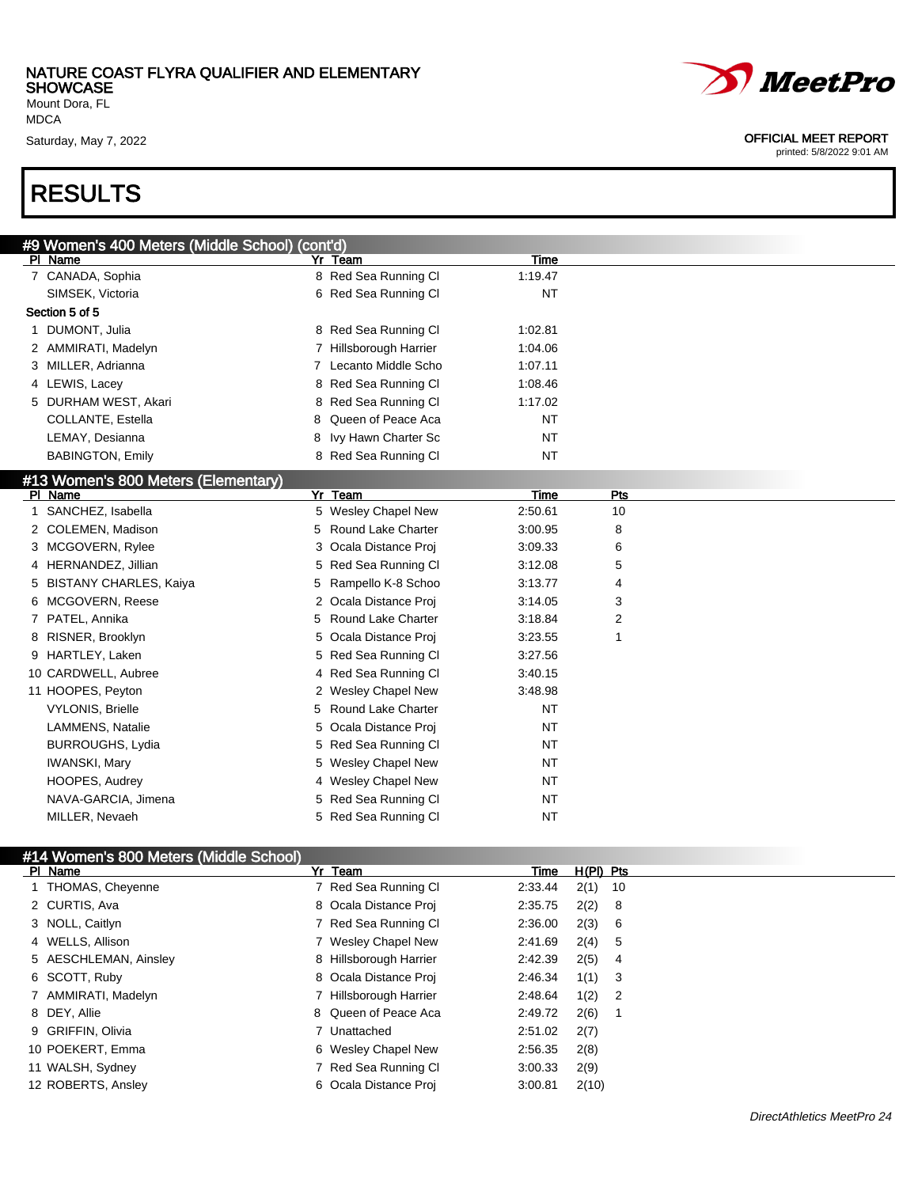NATURE COAST FLYRA QUALIFIER AND ELEMENTARY SHOWCASE
Mount Dora, FL
MDCA
Saturday, May 7, 2022

OFFICIAL MEET REPORT
printed: 5/8/2022 9:01 AM

# RESULTS

## #9 Women's 400 Meters (Middle School) (cont'd)

| Pl | Name | Yr | Team | Time |
|---|---|---|---|---|
| 7 | CANADA, Sophia | 8 | Red Sea Running Cl | 1:19.47 |
| | SIMSEK, Victoria | 6 | Red Sea Running Cl | NT |

**Section 5 of 5**

| Pl | Name | Yr | Team | Time |
|---|---|---|---|---|
| 1 | DUMONT, Julia | 8 | Red Sea Running Cl | 1:02.81 |
| 2 | AMMIRATI, Madelyn | 7 | Hillsborough Harrier | 1:04.06 |
| 3 | MILLER, Adrianna | 7 | Lecanto Middle Scho | 1:07.11 |
| 4 | LEWIS, Lacey | 8 | Red Sea Running Cl | 1:08.46 |
| 5 | DURHAM WEST, Akari | 8 | Red Sea Running Cl | 1:17.02 |
| | COLLANTE, Estella | 8 | Queen of Peace Aca | NT |
| | LEMAY, Desianna | 8 | Ivy Hawn Charter Sc | NT |
| | BABINGTON, Emily | 8 | Red Sea Running Cl | NT |

## #13 Women's 800 Meters (Elementary)

| Pl | Name | Yr | Team | Time | Pts |
|---|---|---|---|---|---|
| 1 | SANCHEZ, Isabella | 5 | Wesley Chapel New | 2:50.61 | 10 |
| 2 | COLEMEN, Madison | 5 | Round Lake Charter | 3:00.95 | 8 |
| 3 | MCGOVERN, Rylee | 3 | Ocala Distance Proj | 3:09.33 | 6 |
| 4 | HERNANDEZ, Jillian | 5 | Red Sea Running Cl | 3:12.08 | 5 |
| 5 | BISTANY CHARLES, Kaiya | 5 | Rampello K-8 Schoo | 3:13.77 | 4 |
| 6 | MCGOVERN, Reese | 2 | Ocala Distance Proj | 3:14.05 | 3 |
| 7 | PATEL, Annika | 5 | Round Lake Charter | 3:18.84 | 2 |
| 8 | RISNER, Brooklyn | 5 | Ocala Distance Proj | 3:23.55 | 1 |
| 9 | HARTLEY, Laken | 5 | Red Sea Running Cl | 3:27.56 | |
| 10 | CARDWELL, Aubree | 4 | Red Sea Running Cl | 3:40.15 | |
| 11 | HOOPES, Peyton | 2 | Wesley Chapel New | 3:48.98 | |
| | VYLONIS, Brielle | 5 | Round Lake Charter | NT | |
| | LAMMENS, Natalie | 5 | Ocala Distance Proj | NT | |
| | BURROUGHS, Lydia | 5 | Red Sea Running Cl | NT | |
| | IWANSKI, Mary | 5 | Wesley Chapel New | NT | |
| | HOOPES, Audrey | 4 | Wesley Chapel New | NT | |
| | NAVA-GARCIA, Jimena | 5 | Red Sea Running Cl | NT | |
| | MILLER, Nevaeh | 5 | Red Sea Running Cl | NT | |

## #14 Women's 800 Meters (Middle School)

| Pl | Name | Yr | Team | Time | H(Pl) | Pts |
|---|---|---|---|---|---|---|
| 1 | THOMAS, Cheyenne | 7 | Red Sea Running Cl | 2:33.44 | 2(1) | 10 |
| 2 | CURTIS, Ava | 8 | Ocala Distance Proj | 2:35.75 | 2(2) | 8 |
| 3 | NOLL, Caitlyn | 7 | Red Sea Running Cl | 2:36.00 | 2(3) | 6 |
| 4 | WELLS, Allison | 7 | Wesley Chapel New | 2:41.69 | 2(4) | 5 |
| 5 | AESCHLEMAN, Ainsley | 8 | Hillsborough Harrier | 2:42.39 | 2(5) | 4 |
| 6 | SCOTT, Ruby | 8 | Ocala Distance Proj | 2:46.34 | 1(1) | 3 |
| 7 | AMMIRATI, Madelyn | 7 | Hillsborough Harrier | 2:48.64 | 1(2) | 2 |
| 8 | DEY, Allie | 8 | Queen of Peace Aca | 2:49.72 | 2(6) | 1 |
| 9 | GRIFFIN, Olivia | 7 | Unattached | 2:51.02 | 2(7) | |
| 10 | POEKERT, Emma | 6 | Wesley Chapel New | 2:56.35 | 2(8) | |
| 11 | WALSH, Sydney | 7 | Red Sea Running Cl | 3:00.33 | 2(9) | |
| 12 | ROBERTS, Ansley | 6 | Ocala Distance Proj | 3:00.81 | 2(10) | |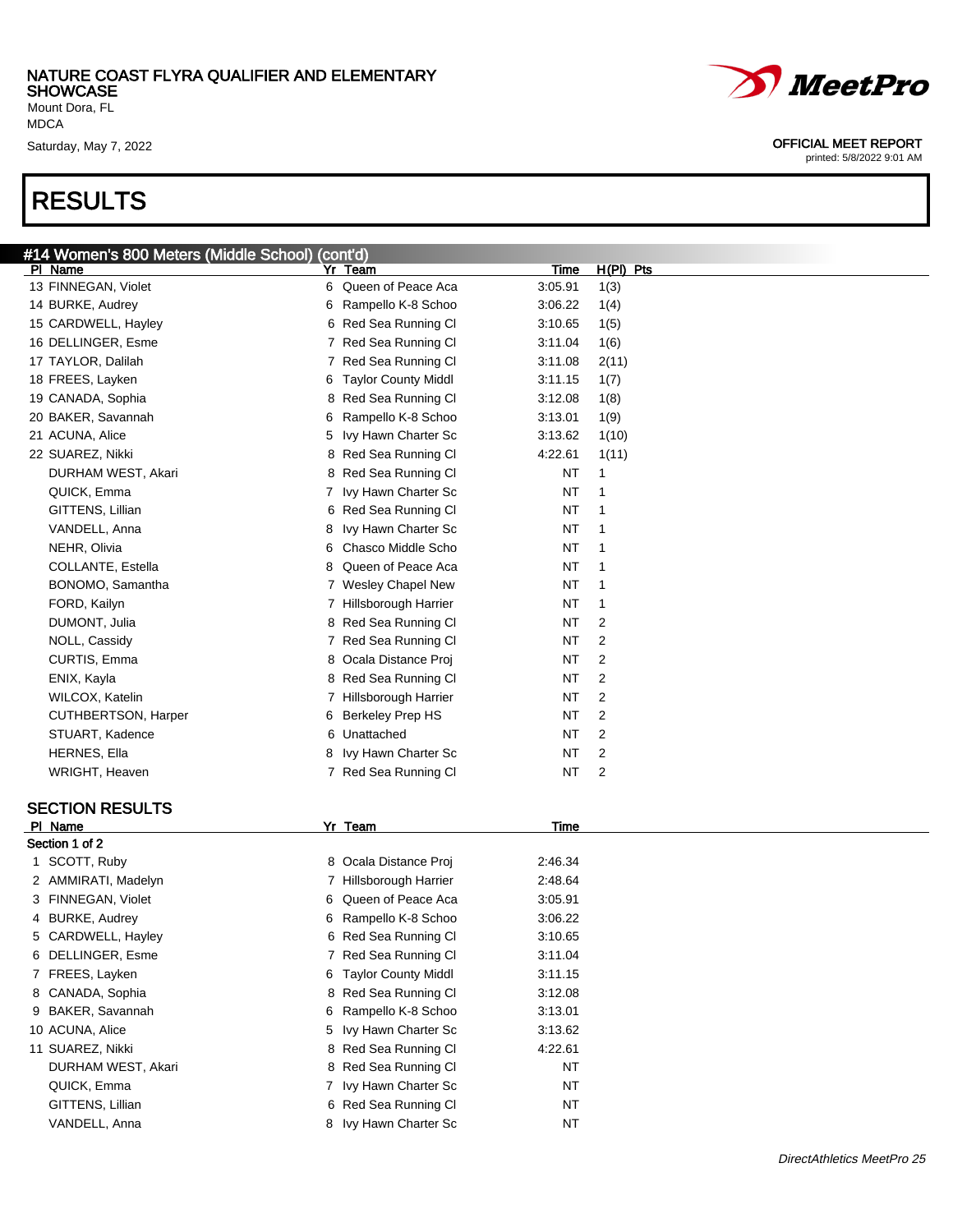NATURE COAST FLYRA QUALIFIER AND ELEMENTARY SHOWCASE
Mount Dora, FL
MDCA
Saturday, May 7, 2022

OFFICIAL MEET REPORT
printed: 5/8/2022 9:01 AM

# RESULTS

## #14 Women's 800 Meters (Middle School) (cont'd)

| Pl | Name | Yr | Team | Time | H(Pl) | Pts |
|---|---|---|---|---|---|---|
| 13 | FINNEGAN, Violet | 6 | Queen of Peace Aca | 3:05.91 | 1(3) | |
| 14 | BURKE, Audrey | 6 | Rampello K-8 Schoo | 3:06.22 | 1(4) | |
| 15 | CARDWELL, Hayley | 6 | Red Sea Running Cl | 3:10.65 | 1(5) | |
| 16 | DELLINGER, Esme | 7 | Red Sea Running Cl | 3:11.04 | 1(6) | |
| 17 | TAYLOR, Dalilah | 7 | Red Sea Running Cl | 3:11.08 | 2(11) | |
| 18 | FREES, Layken | 6 | Taylor County Middl | 3:11.15 | 1(7) | |
| 19 | CANADA, Sophia | 8 | Red Sea Running Cl | 3:12.08 | 1(8) | |
| 20 | BAKER, Savannah | 6 | Rampello K-8 Schoo | 3:13.01 | 1(9) | |
| 21 | ACUNA, Alice | 5 | Ivy Hawn Charter Sc | 3:13.62 | 1(10) | |
| 22 | SUAREZ, Nikki | 8 | Red Sea Running Cl | 4:22.61 | 1(11) | |
| | DURHAM WEST, Akari | 8 | Red Sea Running Cl | NT | 1 | |
| | QUICK, Emma | 7 | Ivy Hawn Charter Sc | NT | 1 | |
| | GITTENS, Lillian | 6 | Red Sea Running Cl | NT | 1 | |
| | VANDELL, Anna | 8 | Ivy Hawn Charter Sc | NT | 1 | |
| | NEHR, Olivia | 6 | Chasco Middle Scho | NT | 1 | |
| | COLLANTE, Estella | 8 | Queen of Peace Aca | NT | 1 | |
| | BONOMO, Samantha | 7 | Wesley Chapel New | NT | 1 | |
| | FORD, Kailyn | 7 | Hillsborough Harrier | NT | 1 | |
| | DUMONT, Julia | 8 | Red Sea Running Cl | NT | 2 | |
| | NOLL, Cassidy | 7 | Red Sea Running Cl | NT | 2 | |
| | CURTIS, Emma | 8 | Ocala Distance Proj | NT | 2 | |
| | ENIX, Kayla | 8 | Red Sea Running Cl | NT | 2 | |
| | WILCOX, Katelin | 7 | Hillsborough Harrier | NT | 2 | |
| | CUTHBERTSON, Harper | 6 | Berkeley Prep HS | NT | 2 | |
| | STUART, Kadence | 6 | Unattached | NT | 2 | |
| | HERNES, Ella | 8 | Ivy Hawn Charter Sc | NT | 2 | |
| | WRIGHT, Heaven | 7 | Red Sea Running Cl | NT | 2 | |

### SECTION RESULTS

Section 1 of 2

| Pl | Name | Yr | Team | Time |
|---|---|---|---|---|
| 1 | SCOTT, Ruby | 8 | Ocala Distance Proj | 2:46.34 |
| 2 | AMMIRATI, Madelyn | 7 | Hillsborough Harrier | 2:48.64 |
| 3 | FINNEGAN, Violet | 6 | Queen of Peace Aca | 3:05.91 |
| 4 | BURKE, Audrey | 6 | Rampello K-8 Schoo | 3:06.22 |
| 5 | CARDWELL, Hayley | 6 | Red Sea Running Cl | 3:10.65 |
| 6 | DELLINGER, Esme | 7 | Red Sea Running Cl | 3:11.04 |
| 7 | FREES, Layken | 6 | Taylor County Middl | 3:11.15 |
| 8 | CANADA, Sophia | 8 | Red Sea Running Cl | 3:12.08 |
| 9 | BAKER, Savannah | 6 | Rampello K-8 Schoo | 3:13.01 |
| 10 | ACUNA, Alice | 5 | Ivy Hawn Charter Sc | 3:13.62 |
| 11 | SUAREZ, Nikki | 8 | Red Sea Running Cl | 4:22.61 |
| | DURHAM WEST, Akari | 8 | Red Sea Running Cl | NT |
| | QUICK, Emma | 7 | Ivy Hawn Charter Sc | NT |
| | GITTENS, Lillian | 6 | Red Sea Running Cl | NT |
| | VANDELL, Anna | 8 | Ivy Hawn Charter Sc | NT |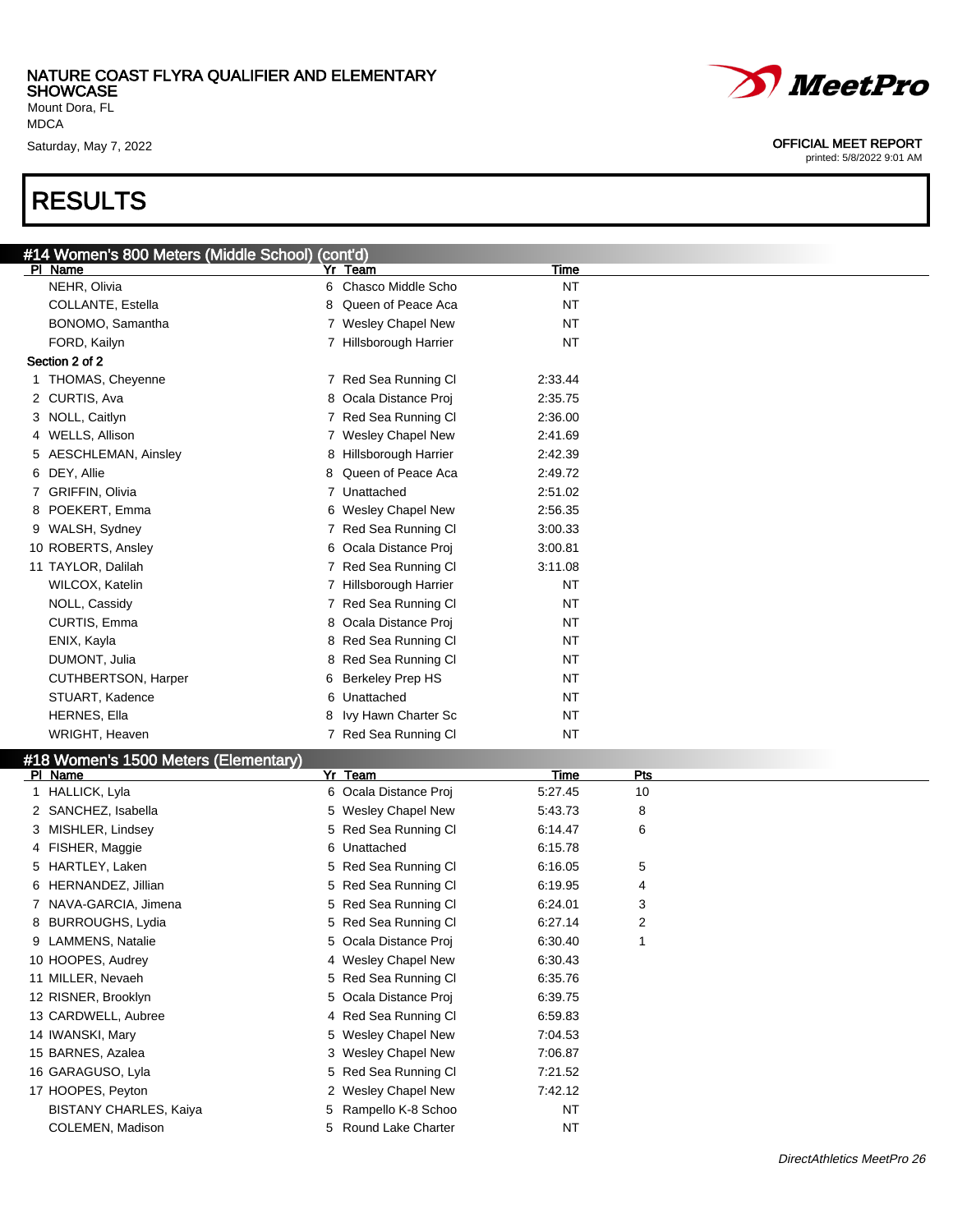# RESULTS

## #14 Women's 800 Meters (Middle School) (cont'd)

| Pl | Name | Yr | Team | Time |
|---|---|---|---|---|
| | NEHR, Olivia | 6 | Chasco Middle Scho | NT |
| | COLLANTE, Estella | 8 | Queen of Peace Aca | NT |
| | BONOMO, Samantha | 7 | Wesley Chapel New | NT |
| | FORD, Kailyn | 7 | Hillsborough Harrier | NT |
| **Section 2 of 2** | | | | |
| 1 | THOMAS, Cheyenne | 7 | Red Sea Running Cl | 2:33.44 |
| 2 | CURTIS, Ava | 8 | Ocala Distance Proj | 2:35.75 |
| 3 | NOLL, Caitlyn | 7 | Red Sea Running Cl | 2:36.00 |
| 4 | WELLS, Allison | 7 | Wesley Chapel New | 2:41.69 |
| 5 | AESCHLEMAN, Ainsley | 8 | Hillsborough Harrier | 2:42.39 |
| 6 | DEY, Allie | 8 | Queen of Peace Aca | 2:49.72 |
| 7 | GRIFFIN, Olivia | 7 | Unattached | 2:51.02 |
| 8 | POEKERT, Emma | 6 | Wesley Chapel New | 2:56.35 |
| 9 | WALSH, Sydney | 7 | Red Sea Running Cl | 3:00.33 |
| 10 | ROBERTS, Ansley | 6 | Ocala Distance Proj | 3:00.81 |
| 11 | TAYLOR, Dalilah | 7 | Red Sea Running Cl | 3:11.08 |
| | WILCOX, Katelin | 7 | Hillsborough Harrier | NT |
| | NOLL, Cassidy | 7 | Red Sea Running Cl | NT |
| | CURTIS, Emma | 8 | Ocala Distance Proj | NT |
| | ENIX, Kayla | 8 | Red Sea Running Cl | NT |
| | DUMONT, Julia | 8 | Red Sea Running Cl | NT |
| | CUTHBERTSON, Harper | 6 | Berkeley Prep HS | NT |
| | STUART, Kadence | 6 | Unattached | NT |
| | HERNES, Ella | 8 | Ivy Hawn Charter Sc | NT |
| | WRIGHT, Heaven | 7 | Red Sea Running Cl | NT |

## #18 Women's 1500 Meters (Elementary)

| Pl | Name | Yr | Team | Time | Pts |
|---|---|---|---|---|---|
| 1 | HALLICK, Lyla | 6 | Ocala Distance Proj | 5:27.45 | 10 |
| 2 | SANCHEZ, Isabella | 5 | Wesley Chapel New | 5:43.73 | 8 |
| 3 | MISHLER, Lindsey | 5 | Red Sea Running Cl | 6:14.47 | 6 |
| 4 | FISHER, Maggie | 6 | Unattached | 6:15.78 | |
| 5 | HARTLEY, Laken | 5 | Red Sea Running Cl | 6:16.05 | 5 |
| 6 | HERNANDEZ, Jillian | 5 | Red Sea Running Cl | 6:19.95 | 4 |
| 7 | NAVA-GARCIA, Jimena | 5 | Red Sea Running Cl | 6:24.01 | 3 |
| 8 | BURROUGHS, Lydia | 5 | Red Sea Running Cl | 6:27.14 | 2 |
| 9 | LAMMENS, Natalie | 5 | Ocala Distance Proj | 6:30.40 | 1 |
| 10 | HOOPES, Audrey | 4 | Wesley Chapel New | 6:30.43 | |
| 11 | MILLER, Nevaeh | 5 | Red Sea Running Cl | 6:35.76 | |
| 12 | RISNER, Brooklyn | 5 | Ocala Distance Proj | 6:39.75 | |
| 13 | CARDWELL, Aubree | 4 | Red Sea Running Cl | 6:59.83 | |
| 14 | IWANSKI, Mary | 5 | Wesley Chapel New | 7:04.53 | |
| 15 | BARNES, Azalea | 3 | Wesley Chapel New | 7:06.87 | |
| 16 | GARAGUSO, Lyla | 5 | Red Sea Running Cl | 7:21.52 | |
| 17 | HOOPES, Peyton | 2 | Wesley Chapel New | 7:42.12 | |
| | BISTANY CHARLES, Kaiya | 5 | Rampello K-8 Schoo | NT | |
| | COLEMEN, Madison | 5 | Round Lake Charter | NT | |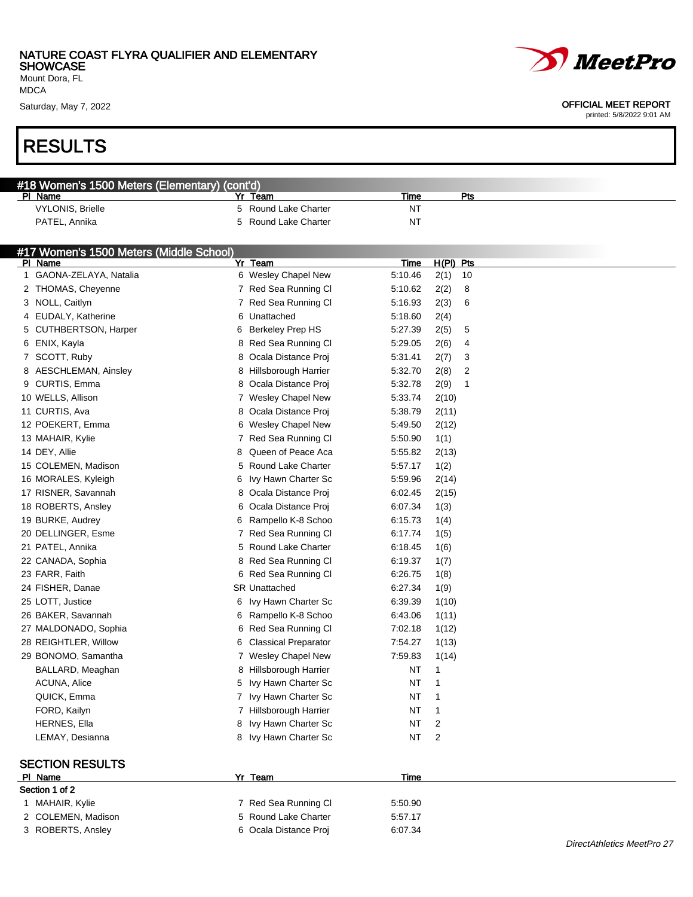NATURE COAST FLYRA QUALIFIER AND ELEMENTARY SHOWCASE
Mount Dora, FL
MDCA
Saturday, May 7, 2022

OFFICIAL MEET REPORT
printed: 5/8/2022 9:01 AM

# RESULTS

## #18 Women's 1500 Meters (Elementary) (cont'd)

| Pl | Name | Yr | Team | Time | Pts |
|---|---|---|---|---|---|
| | VYLONIS, Brielle | 5 | Round Lake Charter | NT | |
| | PATEL, Annika | 5 | Round Lake Charter | NT | |

## #17 Women's 1500 Meters (Middle School)

| Pl | Name | Yr | Team | Time | H(Pl) | Pts |
|---|---|---|---|---|---|---|
| 1 | GAONA-ZELAYA, Natalia | 6 | Wesley Chapel New | 5:10.46 | 2(1) | 10 |
| 2 | THOMAS, Cheyenne | 7 | Red Sea Running Cl | 5:10.62 | 2(2) | 8 |
| 3 | NOLL, Caitlyn | 7 | Red Sea Running Cl | 5:16.93 | 2(3) | 6 |
| 4 | EUDALY, Katherine | 6 | Unattached | 5:18.60 | 2(4) | |
| 5 | CUTHBERTSON, Harper | 6 | Berkeley Prep HS | 5:27.39 | 2(5) | 5 |
| 6 | ENIX, Kayla | 8 | Red Sea Running Cl | 5:29.05 | 2(6) | 4 |
| 7 | SCOTT, Ruby | 8 | Ocala Distance Proj | 5:31.41 | 2(7) | 3 |
| 8 | AESCHLEMAN, Ainsley | 8 | Hillsborough Harrier | 5:32.70 | 2(8) | 2 |
| 9 | CURTIS, Emma | 8 | Ocala Distance Proj | 5:32.78 | 2(9) | 1 |
| 10 | WELLS, Allison | 7 | Wesley Chapel New | 5:33.74 | 2(10) | |
| 11 | CURTIS, Ava | 8 | Ocala Distance Proj | 5:38.79 | 2(11) | |
| 12 | POEKERT, Emma | 6 | Wesley Chapel New | 5:49.50 | 2(12) | |
| 13 | MAHAIR, Kylie | 7 | Red Sea Running Cl | 5:50.90 | 1(1) | |
| 14 | DEY, Allie | 8 | Queen of Peace Aca | 5:55.82 | 2(13) | |
| 15 | COLEMEN, Madison | 5 | Round Lake Charter | 5:57.17 | 1(2) | |
| 16 | MORALES, Kyleigh | 6 | Ivy Hawn Charter Sc | 5:59.96 | 2(14) | |
| 17 | RISNER, Savannah | 8 | Ocala Distance Proj | 6:02.45 | 2(15) | |
| 18 | ROBERTS, Ansley | 6 | Ocala Distance Proj | 6:07.34 | 1(3) | |
| 19 | BURKE, Audrey | 6 | Rampello K-8 Schoo | 6:15.73 | 1(4) | |
| 20 | DELLINGER, Esme | 7 | Red Sea Running Cl | 6:17.74 | 1(5) | |
| 21 | PATEL, Annika | 5 | Round Lake Charter | 6:18.45 | 1(6) | |
| 22 | CANADA, Sophia | 8 | Red Sea Running Cl | 6:19.37 | 1(7) | |
| 23 | FARR, Faith | 6 | Red Sea Running Cl | 6:26.75 | 1(8) | |
| 24 | FISHER, Danae | SR | Unattached | 6:27.34 | 1(9) | |
| 25 | LOTT, Justice | 6 | Ivy Hawn Charter Sc | 6:39.39 | 1(10) | |
| 26 | BAKER, Savannah | 6 | Rampello K-8 Schoo | 6:43.06 | 1(11) | |
| 27 | MALDONADO, Sophia | 6 | Red Sea Running Cl | 7:02.18 | 1(12) | |
| 28 | REIGHTLER, Willow | 6 | Classical Preparator | 7:54.27 | 1(13) | |
| 29 | BONOMO, Samantha | 7 | Wesley Chapel New | 7:59.83 | 1(14) | |
| | BALLARD, Meaghan | 8 | Hillsborough Harrier | NT | 1 | |
| | ACUNA, Alice | 5 | Ivy Hawn Charter Sc | NT | 1 | |
| | QUICK, Emma | 7 | Ivy Hawn Charter Sc | NT | 1 | |
| | FORD, Kailyn | 7 | Hillsborough Harrier | NT | 1 | |
| | HERNES, Ella | 8 | Ivy Hawn Charter Sc | NT | 2 | |
| | LEMAY, Desianna | 8 | Ivy Hawn Charter Sc | NT | 2 | |

### SECTION RESULTS

| Pl | Name | Yr | Team | Time |
|---|---|---|---|---|
| Section 1 of 2 | | | | |
| 1 | MAHAIR, Kylie | 7 | Red Sea Running Cl | 5:50.90 |
| 2 | COLEMEN, Madison | 5 | Round Lake Charter | 5:57.17 |
| 3 | ROBERTS, Ansley | 6 | Ocala Distance Proj | 6:07.34 |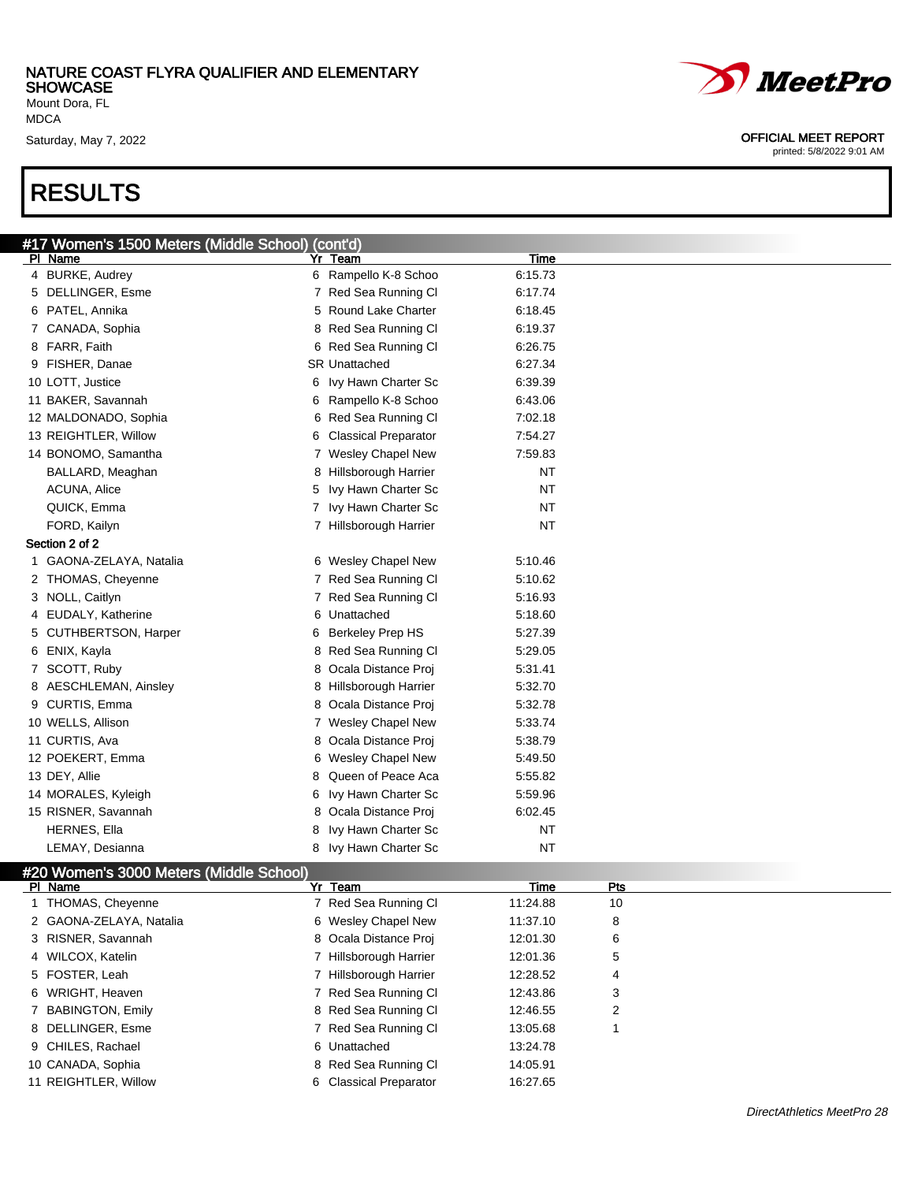NATURE COAST FLYRA QUALIFIER AND ELEMENTARY SHOWCASE
Mount Dora, FL
MDCA
Saturday, May 7, 2022

OFFICIAL MEET REPORT
printed: 5/8/2022 9:01 AM

# RESULTS

## #17 Women's 1500 Meters (Middle School) (cont'd)

| Pl | Name | Yr | Team | Time |
|---|---|---|---|---|
| 4 | BURKE, Audrey | 6 | Rampello K-8 Schoo | 6:15.73 |
| 5 | DELLINGER, Esme | 7 | Red Sea Running Cl | 6:17.74 |
| 6 | PATEL, Annika | 5 | Round Lake Charter | 6:18.45 |
| 7 | CANADA, Sophia | 8 | Red Sea Running Cl | 6:19.37 |
| 8 | FARR, Faith | 6 | Red Sea Running Cl | 6:26.75 |
| 9 | FISHER, Danae | SR | Unattached | 6:27.34 |
| 10 | LOTT, Justice | 6 | Ivy Hawn Charter Sc | 6:39.39 |
| 11 | BAKER, Savannah | 6 | Rampello K-8 Schoo | 6:43.06 |
| 12 | MALDONADO, Sophia | 6 | Red Sea Running Cl | 7:02.18 |
| 13 | REIGHTLER, Willow | 6 | Classical Preparator | 7:54.27 |
| 14 | BONOMO, Samantha | 7 | Wesley Chapel New | 7:59.83 |
| | BALLARD, Meaghan | 8 | Hillsborough Harrier | NT |
| | ACUNA, Alice | 5 | Ivy Hawn Charter Sc | NT |
| | QUICK, Emma | 7 | Ivy Hawn Charter Sc | NT |
| | FORD, Kailyn | 7 | Hillsborough Harrier | NT |

**Section 2 of 2**

| Pl | Name | Yr | Team | Time |
|---|---|---|---|---|
| 1 | GAONA-ZELAYA, Natalia | 6 | Wesley Chapel New | 5:10.46 |
| 2 | THOMAS, Cheyenne | 7 | Red Sea Running Cl | 5:10.62 |
| 3 | NOLL, Caitlyn | 7 | Red Sea Running Cl | 5:16.93 |
| 4 | EUDALY, Katherine | 6 | Unattached | 5:18.60 |
| 5 | CUTHBERTSON, Harper | 6 | Berkeley Prep HS | 5:27.39 |
| 6 | ENIX, Kayla | 8 | Red Sea Running Cl | 5:29.05 |
| 7 | SCOTT, Ruby | 8 | Ocala Distance Proj | 5:31.41 |
| 8 | AESCHLEMAN, Ainsley | 8 | Hillsborough Harrier | 5:32.70 |
| 9 | CURTIS, Emma | 8 | Ocala Distance Proj | 5:32.78 |
| 10 | WELLS, Allison | 7 | Wesley Chapel New | 5:33.74 |
| 11 | CURTIS, Ava | 8 | Ocala Distance Proj | 5:38.79 |
| 12 | POEKERT, Emma | 6 | Wesley Chapel New | 5:49.50 |
| 13 | DEY, Allie | 8 | Queen of Peace Aca | 5:55.82 |
| 14 | MORALES, Kyleigh | 6 | Ivy Hawn Charter Sc | 5:59.96 |
| 15 | RISNER, Savannah | 8 | Ocala Distance Proj | 6:02.45 |
| | HERNES, Ella | 8 | Ivy Hawn Charter Sc | NT |
| | LEMAY, Desianna | 8 | Ivy Hawn Charter Sc | NT |

## #20 Women's 3000 Meters (Middle School)

| Pl | Name | Yr | Team | Time | Pts |
|---|---|---|---|---|---|
| 1 | THOMAS, Cheyenne | 7 | Red Sea Running Cl | 11:24.88 | 10 |
| 2 | GAONA-ZELAYA, Natalia | 6 | Wesley Chapel New | 11:37.10 | 8 |
| 3 | RISNER, Savannah | 8 | Ocala Distance Proj | 12:01.30 | 6 |
| 4 | WILCOX, Katelin | 7 | Hillsborough Harrier | 12:01.36 | 5 |
| 5 | FOSTER, Leah | 7 | Hillsborough Harrier | 12:28.52 | 4 |
| 6 | WRIGHT, Heaven | 7 | Red Sea Running Cl | 12:43.86 | 3 |
| 7 | BABINGTON, Emily | 8 | Red Sea Running Cl | 12:46.55 | 2 |
| 8 | DELLINGER, Esme | 7 | Red Sea Running Cl | 13:05.68 | 1 |
| 9 | CHILES, Rachael | 6 | Unattached | 13:24.78 | |
| 10 | CANADA, Sophia | 8 | Red Sea Running Cl | 14:05.91 | |
| 11 | REIGHTLER, Willow | 6 | Classical Preparator | 16:27.65 | |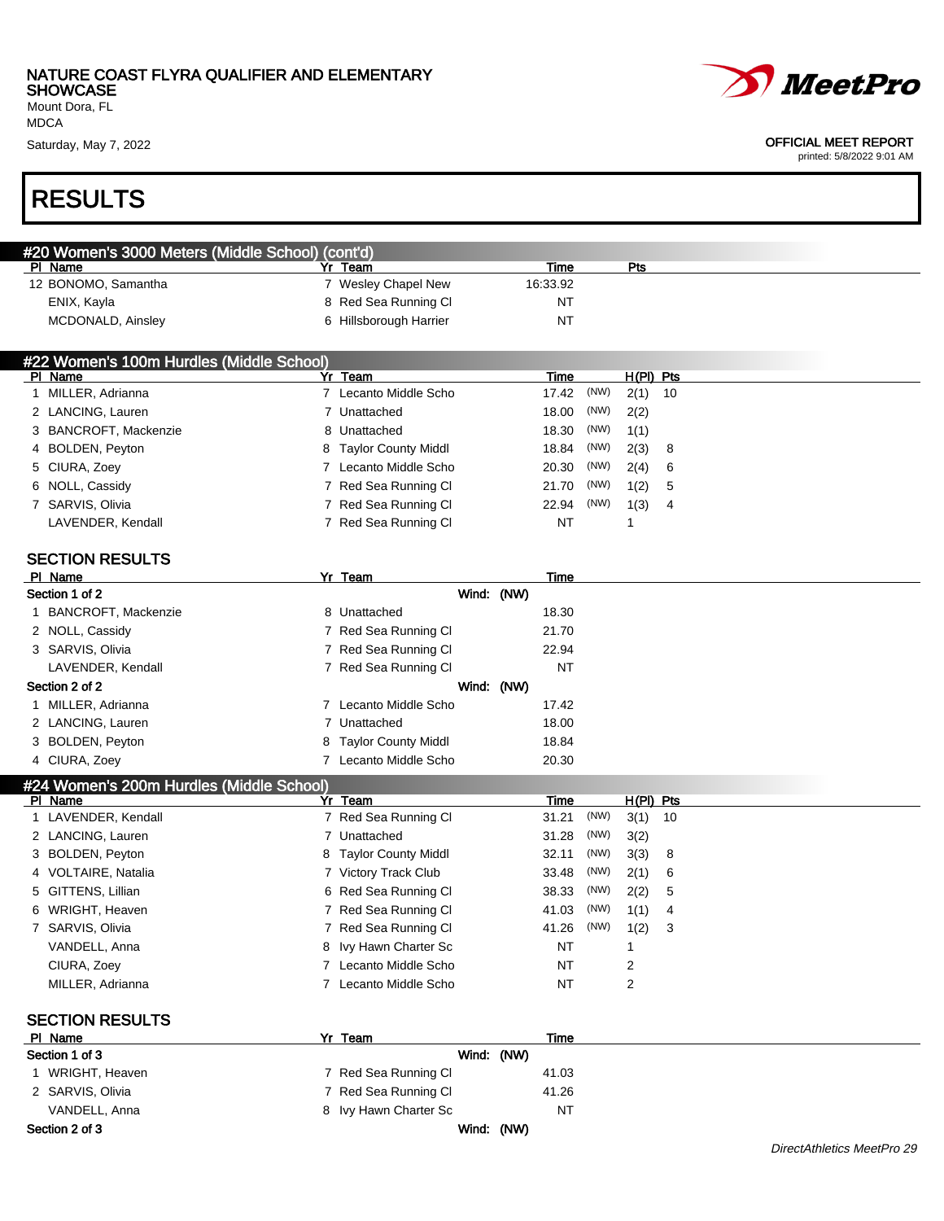# RESULTS

## #20 Women's 3000 Meters (Middle School) (cont'd)

| Pl | Name | Yr | Team | Time | Pts |
|---|---|---|---|---|---|
| 12 | BONOMO, Samantha | 7 | Wesley Chapel New | 16:33.92 | |
| | ENIX, Kayla | 8 | Red Sea Running Cl | NT | |
| | MCDONALD, Ainsley | 6 | Hillsborough Harrier | NT | |

## #22 Women's 100m Hurdles (Middle School)

| Pl | Name | Yr | Team | Time | | H(Pl) | Pts |
|---|---|---|---|---|---|---|---|
| 1 | MILLER, Adrianna | 7 | Lecanto Middle Scho | 17.42 | (NW) | 2(1) | 10 |
| 2 | LANCING, Lauren | 7 | Unattached | 18.00 | (NW) | 2(2) | |
| 3 | BANCROFT, Mackenzie | 8 | Unattached | 18.30 | (NW) | 1(1) | |
| 4 | BOLDEN, Peyton | 8 | Taylor County Middl | 18.84 | (NW) | 2(3) | 8 |
| 5 | CIURA, Zoey | 7 | Lecanto Middle Scho | 20.30 | (NW) | 2(4) | 6 |
| 6 | NOLL, Cassidy | 7 | Red Sea Running Cl | 21.70 | (NW) | 1(2) | 5 |
| 7 | SARVIS, Olivia | 7 | Red Sea Running Cl | 22.94 | (NW) | 1(3) | 4 |
| | LAVENDER, Kendall | 7 | Red Sea Running Cl | NT | | 1 | |

### SECTION RESULTS

| Pl | Name | Yr | Team | Time |
|---|---|---|---|---|
| **Section 1 of 2** | | | Wind: (NW) | |
| 1 | BANCROFT, Mackenzie | 8 | Unattached | 18.30 |
| 2 | NOLL, Cassidy | 7 | Red Sea Running Cl | 21.70 |
| 3 | SARVIS, Olivia | 7 | Red Sea Running Cl | 22.94 |
| | LAVENDER, Kendall | 7 | Red Sea Running Cl | NT |
| **Section 2 of 2** | | | Wind: (NW) | |
| 1 | MILLER, Adrianna | 7 | Lecanto Middle Scho | 17.42 |
| 2 | LANCING, Lauren | 7 | Unattached | 18.00 |
| 3 | BOLDEN, Peyton | 8 | Taylor County Middl | 18.84 |
| 4 | CIURA, Zoey | 7 | Lecanto Middle Scho | 20.30 |

## #24 Women's 200m Hurdles (Middle School)

| Pl | Name | Yr | Team | Time | | H(Pl) | Pts |
|---|---|---|---|---|---|---|---|
| 1 | LAVENDER, Kendall | 7 | Red Sea Running Cl | 31.21 | (NW) | 3(1) | 10 |
| 2 | LANCING, Lauren | 7 | Unattached | 31.28 | (NW) | 3(2) | |
| 3 | BOLDEN, Peyton | 8 | Taylor County Middl | 32.11 | (NW) | 3(3) | 8 |
| 4 | VOLTAIRE, Natalia | 7 | Victory Track Club | 33.48 | (NW) | 2(1) | 6 |
| 5 | GITTENS, Lillian | 6 | Red Sea Running Cl | 38.33 | (NW) | 2(2) | 5 |
| 6 | WRIGHT, Heaven | 7 | Red Sea Running Cl | 41.03 | (NW) | 1(1) | 4 |
| 7 | SARVIS, Olivia | 7 | Red Sea Running Cl | 41.26 | (NW) | 1(2) | 3 |
| | VANDELL, Anna | 8 | Ivy Hawn Charter Sc | NT | | 1 | |
| | CIURA, Zoey | 7 | Lecanto Middle Scho | NT | | 2 | |
| | MILLER, Adrianna | 7 | Lecanto Middle Scho | NT | | 2 | |

### SECTION RESULTS

| Pl | Name | Yr | Team | Time |
|---|---|---|---|---|
| **Section 1 of 3** | | | Wind: (NW) | |
| 1 | WRIGHT, Heaven | 7 | Red Sea Running Cl | 41.03 |
| 2 | SARVIS, Olivia | 7 | Red Sea Running Cl | 41.26 |
| | VANDELL, Anna | 8 | Ivy Hawn Charter Sc | NT |
| **Section 2 of 3** | | | Wind: (NW) | |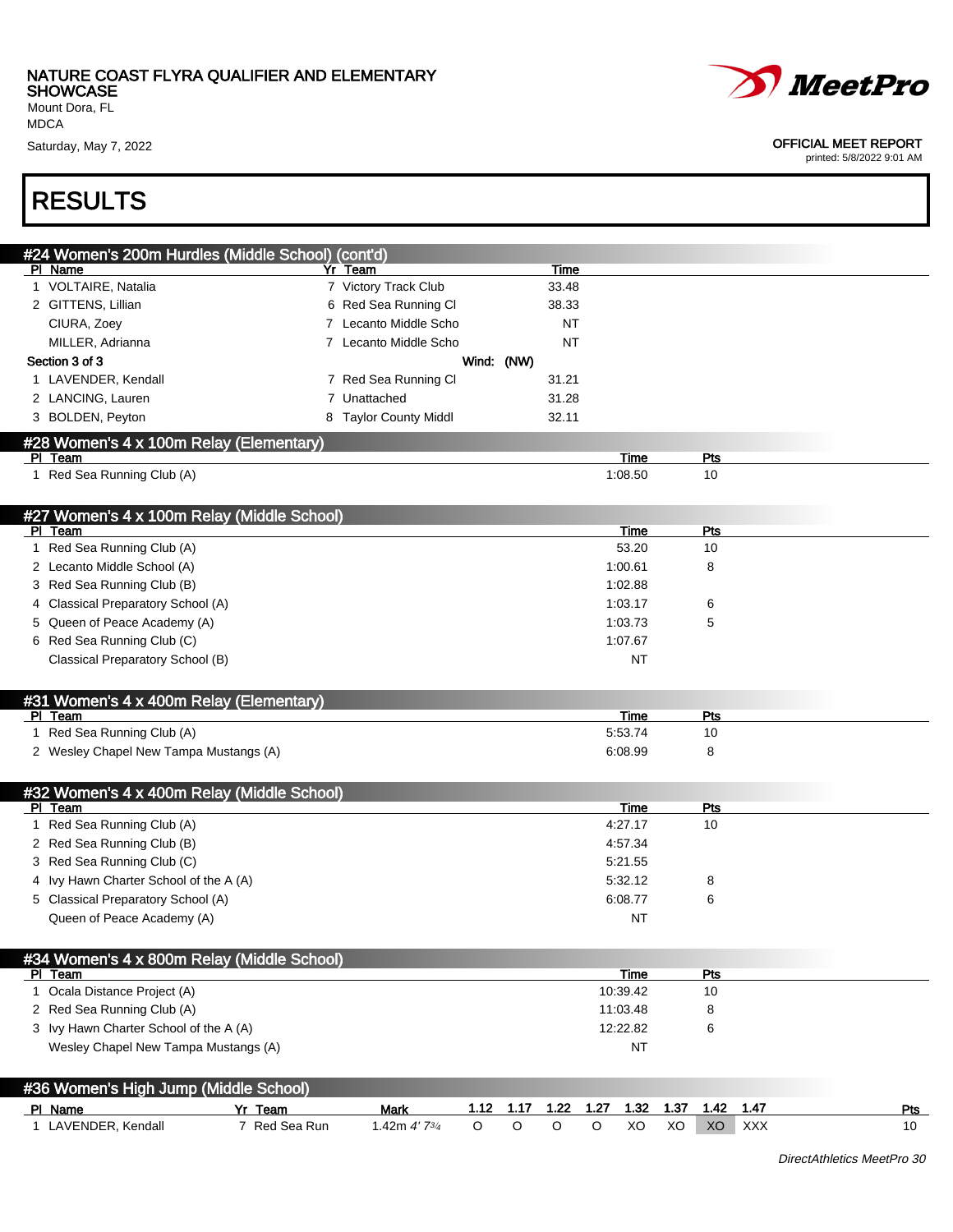NATURE COAST FLYRA QUALIFIER AND ELEMENTARY SHOWCASE
Mount Dora, FL
MDCA
Saturday, May 7, 2022

OFFICIAL MEET REPORT
printed: 5/8/2022 9:01 AM

# RESULTS

## #24 Women's 200m Hurdles (Middle School) (cont'd)

| Pl | Name | Yr | Team | Time |
|---|---|---|---|---|
| 1 | VOLTAIRE, Natalia | 7 | Victory Track Club | 33.48 |
| 2 | GITTENS, Lillian | 6 | Red Sea Running Cl | 38.33 |
| | CIURA, Zoey | 7 | Lecanto Middle Scho | NT |
| | MILLER, Adrianna | 7 | Lecanto Middle Scho | NT |

**Section 3 of 3** Wind: (NW)

| Pl | Name | Yr | Team | Time |
|---|---|---|---|---|
| 1 | LAVENDER, Kendall | 7 | Red Sea Running Cl | 31.21 |
| 2 | LANCING, Lauren | 7 | Unattached | 31.28 |
| 3 | BOLDEN, Peyton | 8 | Taylor County Middl | 32.11 |

## #28 Women's 4 x 100m Relay (Elementary)

| Pl | Team | Time | Pts |
|---|---|---|---|
| 1 | Red Sea Running Club (A) | 1:08.50 | 10 |

## #27 Women's 4 x 100m Relay (Middle School)

| Pl | Team | Time | Pts |
|---|---|---|---|
| 1 | Red Sea Running Club (A) | 53.20 | 10 |
| 2 | Lecanto Middle School (A) | 1:00.61 | 8 |
| 3 | Red Sea Running Club (B) | 1:02.88 | |
| 4 | Classical Preparatory School (A) | 1:03.17 | 6 |
| 5 | Queen of Peace Academy (A) | 1:03.73 | 5 |
| 6 | Red Sea Running Club (C) | 1:07.67 | |
| | Classical Preparatory School (B) | NT | |

## #31 Women's 4 x 400m Relay (Elementary)

| Pl | Team | Time | Pts |
|---|---|---|---|
| 1 | Red Sea Running Club (A) | 5:53.74 | 10 |
| 2 | Wesley Chapel New Tampa Mustangs (A) | 6:08.99 | 8 |

## #32 Women's 4 x 400m Relay (Middle School)

| Pl | Team | Time | Pts |
|---|---|---|---|
| 1 | Red Sea Running Club (A) | 4:27.17 | 10 |
| 2 | Red Sea Running Club (B) | 4:57.34 | |
| 3 | Red Sea Running Club (C) | 5:21.55 | |
| 4 | Ivy Hawn Charter School of the A (A) | 5:32.12 | 8 |
| 5 | Classical Preparatory School (A) | 6:08.77 | 6 |
| | Queen of Peace Academy (A) | NT | |

## #34 Women's 4 x 800m Relay (Middle School)

| Pl | Team | Time | Pts |
|---|---|---|---|
| 1 | Ocala Distance Project (A) | 10:39.42 | 10 |
| 2 | Red Sea Running Club (A) | 11:03.48 | 8 |
| 3 | Ivy Hawn Charter School of the A (A) | 12:22.82 | 6 |
| | Wesley Chapel New Tampa Mustangs (A) | NT | |

## #36 Women's High Jump (Middle School)

| Pl | Name | Yr | Team | Mark | 1.12 | 1.17 | 1.22 | 1.27 | 1.32 | 1.37 | 1.42 | 1.47 | Pts |
|---|---|---|---|---|---|---|---|---|---|---|---|---|---|
| 1 | LAVENDER, Kendall | 7 | Red Sea Run | 1.42m 4' 7¾ | O | O | O | O | XO | XO | XO | XXX | 10 |

DirectAthletics MeetPro 30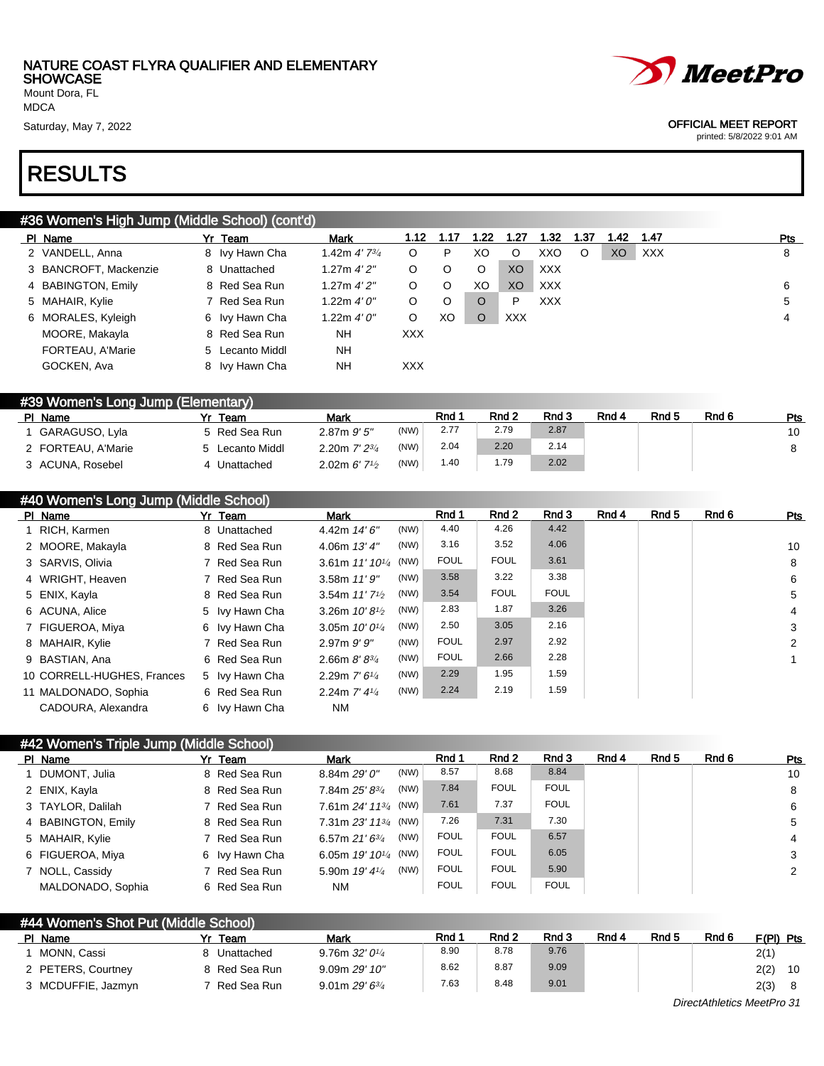NATURE COAST FLYRA QUALIFIER AND ELEMENTARY SHOWCASE
Mount Dora, FL
MDCA
Saturday, May 7, 2022

OFFICIAL MEET REPORT
printed: 5/8/2022 9:01 AM

# RESULTS

## #36 Women's High Jump (Middle School) (cont'd)

| Pl | Name | Yr | Team | Mark | 1.12 | 1.17 | 1.22 | 1.27 | 1.32 | 1.37 | 1.42 | 1.47 | Pts |
|---|---|---|---|---|---|---|---|---|---|---|---|---|---|
| 2 | VANDELL, Anna | 8 | Ivy Hawn Cha | 1.42m *4' 7¾* | O | P | XO | O | XXO | O | XO | XXX | 8 |
| 3 | BANCROFT, Mackenzie | 8 | Unattached | 1.27m *4' 2"* | O | O | O | XO | XXX | | | | |
| 4 | BABINGTON, Emily | 8 | Red Sea Run | 1.27m *4' 2"* | O | O | XO | XO | XXX | | | | 6 |
| 5 | MAHAIR, Kylie | 7 | Red Sea Run | 1.22m *4' 0"* | O | O | O | P | XXX | | | | 5 |
| 6 | MORALES, Kyleigh | 6 | Ivy Hawn Cha | 1.22m *4' 0"* | O | XO | O | XXX | | | | | 4 |
| | MOORE, Makayla | 8 | Red Sea Run | NH | XXX | | | | | | | | |
| | FORTEAU, A'Marie | 5 | Lecanto Middl | NH | | | | | | | | | |
| | GOCKEN, Ava | 8 | Ivy Hawn Cha | NH | XXX | | | | | | | | |

## #39 Women's Long Jump (Elementary)

| Pl | Name | Yr | Team | Mark | | Rnd 1 | Rnd 2 | Rnd 3 | Rnd 4 | Rnd 5 | Rnd 6 | Pts |
|---|---|---|---|---|---|---|---|---|---|---|---|---|
| 1 | GARAGUSO, Lyla | 5 | Red Sea Run | 2.87m *9' 5"* | (NW) | 2.77 | 2.79 | 2.87 | | | | 10 |
| 2 | FORTEAU, A'Marie | 5 | Lecanto Middl | 2.20m *7' 2¾* | (NW) | 2.04 | 2.20 | 2.14 | | | | 8 |
| 3 | ACUNA, Rosebel | 4 | Unattached | 2.02m *6' 7½* | (NW) | 1.40 | 1.79 | 2.02 | | | | |

## #40 Women's Long Jump (Middle School)

| Pl | Name | Yr | Team | Mark | | Rnd 1 | Rnd 2 | Rnd 3 | Rnd 4 | Rnd 5 | Rnd 6 | Pts |
|---|---|---|---|---|---|---|---|---|---|---|---|---|
| 1 | RICH, Karmen | 8 | Unattached | 4.42m *14' 6"* | (NW) | 4.40 | 4.26 | 4.42 | | | | |
| 2 | MOORE, Makayla | 8 | Red Sea Run | 4.06m *13' 4"* | (NW) | 3.16 | 3.52 | 4.06 | | | | 10 |
| 3 | SARVIS, Olivia | 7 | Red Sea Run | 3.61m *11' 10¼* | (NW) | FOUL | FOUL | 3.61 | | | | 8 |
| 4 | WRIGHT, Heaven | 7 | Red Sea Run | 3.58m *11' 9"* | (NW) | 3.58 | 3.22 | 3.38 | | | | 6 |
| 5 | ENIX, Kayla | 8 | Red Sea Run | 3.54m *11' 7½* | (NW) | 3.54 | FOUL | FOUL | | | | 5 |
| 6 | ACUNA, Alice | 5 | Ivy Hawn Cha | 3.26m *10' 8½* | (NW) | 2.83 | 1.87 | 3.26 | | | | 4 |
| 7 | FIGUEROA, Miya | 6 | Ivy Hawn Cha | 3.05m *10' 0¼* | (NW) | 2.50 | 3.05 | 2.16 | | | | 3 |
| 8 | MAHAIR, Kylie | 7 | Red Sea Run | 2.97m *9' 9"* | (NW) | FOUL | 2.97 | 2.92 | | | | 2 |
| 9 | BASTIAN, Ana | 6 | Red Sea Run | 2.66m *8' 8¾* | (NW) | FOUL | 2.66 | 2.28 | | | | 1 |
| 10 | CORRELL-HUGHES, Frances | 5 | Ivy Hawn Cha | 2.29m *7' 6¼* | (NW) | 2.29 | 1.95 | 1.59 | | | | |
| 11 | MALDONADO, Sophia | 6 | Red Sea Run | 2.24m *7' 4¼* | (NW) | 2.24 | 2.19 | 1.59 | | | | |
| | CADOURA, Alexandra | 6 | Ivy Hawn Cha | NM | | | | | | | | |

## #42 Women's Triple Jump (Middle School)

| Pl | Name | Yr | Team | Mark | | Rnd 1 | Rnd 2 | Rnd 3 | Rnd 4 | Rnd 5 | Rnd 6 | Pts |
|---|---|---|---|---|---|---|---|---|---|---|---|---|
| 1 | DUMONT, Julia | 8 | Red Sea Run | 8.84m *29' 0"* | (NW) | 8.57 | 8.68 | 8.84 | | | | 10 |
| 2 | ENIX, Kayla | 8 | Red Sea Run | 7.84m *25' 8¾* | (NW) | 7.84 | FOUL | FOUL | | | | 8 |
| 3 | TAYLOR, Dalilah | 7 | Red Sea Run | 7.61m *24' 11¾* | (NW) | 7.61 | 7.37 | FOUL | | | | 6 |
| 4 | BABINGTON, Emily | 8 | Red Sea Run | 7.31m *23' 11¾* | (NW) | 7.26 | 7.31 | 7.30 | | | | 5 |
| 5 | MAHAIR, Kylie | 7 | Red Sea Run | 6.57m *21' 6¾* | (NW) | FOUL | FOUL | 6.57 | | | | 4 |
| 6 | FIGUEROA, Miya | 6 | Ivy Hawn Cha | 6.05m *19' 10¼* | (NW) | FOUL | FOUL | 6.05 | | | | 3 |
| 7 | NOLL, Cassidy | 7 | Red Sea Run | 5.90m *19' 4¼* | (NW) | FOUL | FOUL | 5.90 | | | | 2 |
| | MALDONADO, Sophia | 6 | Red Sea Run | NM | | FOUL | FOUL | FOUL | | | | |

## #44 Women's Shot Put (Middle School)

| Pl | Name | Yr | Team | Mark | Rnd 1 | Rnd 2 | Rnd 3 | Rnd 4 | Rnd 5 | Rnd 6 | F(Pl) | Pts |
|---|---|---|---|---|---|---|---|---|---|---|---|---|
| 1 | MONN, Cassi | 8 | Unattached | 9.76m *32' 0¼* | 8.90 | 8.78 | 9.76 | | | | 2(1) | |
| 2 | PETERS, Courtney | 8 | Red Sea Run | 9.09m *29' 10"* | 8.62 | 8.87 | 9.09 | | | | 2(2) | 10 |
| 3 | MCDUFFIE, Jazmyn | 7 | Red Sea Run | 9.01m *29' 6¾* | 7.63 | 8.48 | 9.01 | | | | 2(3) | 8 |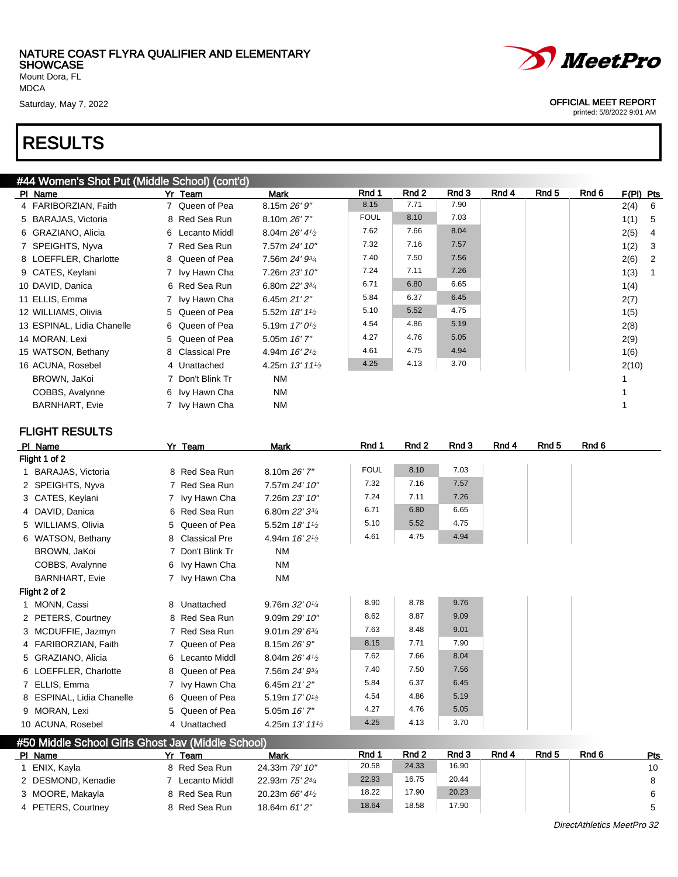NATURE COAST FLYRA QUALIFIER AND ELEMENTARY SHOWCASE
Mount Dora, FL
MDCA
Saturday, May 7, 2022

OFFICIAL MEET REPORT
printed: 5/8/2022 9:01 AM

# RESULTS

## #44 Women's Shot Put (Middle School) (cont'd)

| Pl | Name | Yr | Team | Mark | Rnd 1 | Rnd 2 | Rnd 3 | Rnd 4 | Rnd 5 | Rnd 6 | F(Pl) | Pts |
|---|---|---|---|---|---|---|---|---|---|---|---|---|
| 4 | FARIBORZIAN, Faith | 7 | Queen of Pea | 8.15m *26' 9"* | 8.15 | 7.71 | 7.90 | | | | 2(4) | 6 |
| 5 | BARAJAS, Victoria | 8 | Red Sea Run | 8.10m *26' 7"* | FOUL | 8.10 | 7.03 | | | | 1(1) | 5 |
| 6 | GRAZIANO, Alicia | 6 | Lecanto Middl | 8.04m *26' 4½* | 7.62 | 7.66 | 8.04 | | | | 2(5) | 4 |
| 7 | SPEIGHTS, Nyva | 7 | Red Sea Run | 7.57m *24' 10"* | 7.32 | 7.16 | 7.57 | | | | 1(2) | 3 |
| 8 | LOEFFLER, Charlotte | 8 | Queen of Pea | 7.56m *24' 9¾* | 7.40 | 7.50 | 7.56 | | | | 2(6) | 2 |
| 9 | CATES, Keylani | 7 | Ivy Hawn Cha | 7.26m *23' 10"* | 7.24 | 7.11 | 7.26 | | | | 1(3) | 1 |
| 10 | DAVID, Danica | 6 | Red Sea Run | 6.80m *22' 3¾* | 6.71 | 6.80 | 6.65 | | | | 1(4) | |
| 11 | ELLIS, Emma | 7 | Ivy Hawn Cha | 6.45m *21' 2"* | 5.84 | 6.37 | 6.45 | | | | 2(7) | |
| 12 | WILLIAMS, Olivia | 5 | Queen of Pea | 5.52m *18' 1½* | 5.10 | 5.52 | 4.75 | | | | 1(5) | |
| 13 | ESPINAL, Lidia Chanelle | 6 | Queen of Pea | 5.19m *17' 0½* | 4.54 | 4.86 | 5.19 | | | | 2(8) | |
| 14 | MORAN, Lexi | 5 | Queen of Pea | 5.05m *16' 7"* | 4.27 | 4.76 | 5.05 | | | | 2(9) | |
| 15 | WATSON, Bethany | 8 | Classical Pre | 4.94m *16' 2½* | 4.61 | 4.75 | 4.94 | | | | 1(6) | |
| 16 | ACUNA, Rosebel | 4 | Unattached | 4.25m *13' 11½* | 4.25 | 4.13 | 3.70 | | | | 2(10) | |
| | BROWN, JaKoi | 7 | Don't Blink Tr | NM | | | | | | | 1 | |
| | COBBS, Avalynne | 6 | Ivy Hawn Cha | NM | | | | | | | 1 | |
| | BARNHART, Evie | 7 | Ivy Hawn Cha | NM | | | | | | | 1 | |

### FLIGHT RESULTS

| Pl | Name | Yr | Team | Mark | Rnd 1 | Rnd 2 | Rnd 3 | Rnd 4 | Rnd 5 | Rnd 6 |
|---|---|---|---|---|---|---|---|---|---|---|
| **Flight 1 of 2** | | | | | | | | | | |
| 1 | BARAJAS, Victoria | 8 | Red Sea Run | 8.10m *26' 7"* | FOUL | 8.10 | 7.03 | | | |
| 2 | SPEIGHTS, Nyva | 7 | Red Sea Run | 7.57m *24' 10"* | 7.32 | 7.16 | 7.57 | | | |
| 3 | CATES, Keylani | 7 | Ivy Hawn Cha | 7.26m *23' 10"* | 7.24 | 7.11 | 7.26 | | | |
| 4 | DAVID, Danica | 6 | Red Sea Run | 6.80m *22' 3¾* | 6.71 | 6.80 | 6.65 | | | |
| 5 | WILLIAMS, Olivia | 5 | Queen of Pea | 5.52m *18' 1½* | 5.10 | 5.52 | 4.75 | | | |
| 6 | WATSON, Bethany | 8 | Classical Pre | 4.94m *16' 2½* | 4.61 | 4.75 | 4.94 | | | |
| | BROWN, JaKoi | 7 | Don't Blink Tr | NM | | | | | | |
| | COBBS, Avalynne | 6 | Ivy Hawn Cha | NM | | | | | | |
| | BARNHART, Evie | 7 | Ivy Hawn Cha | NM | | | | | | |
| **Flight 2 of 2** | | | | | | | | | | |
| 1 | MONN, Cassi | 8 | Unattached | 9.76m *32' 0¼* | 8.90 | 8.78 | 9.76 | | | |
| 2 | PETERS, Courtney | 8 | Red Sea Run | 9.09m *29' 10"* | 8.62 | 8.87 | 9.09 | | | |
| 3 | MCDUFFIE, Jazmyn | 7 | Red Sea Run | 9.01m *29' 6¾* | 7.63 | 8.48 | 9.01 | | | |
| 4 | FARIBORZIAN, Faith | 7 | Queen of Pea | 8.15m *26' 9"* | 8.15 | 7.71 | 7.90 | | | |
| 5 | GRAZIANO, Alicia | 6 | Lecanto Middl | 8.04m *26' 4½* | 7.62 | 7.66 | 8.04 | | | |
| 6 | LOEFFLER, Charlotte | 8 | Queen of Pea | 7.56m *24' 9¾* | 7.40 | 7.50 | 7.56 | | | |
| 7 | ELLIS, Emma | 7 | Ivy Hawn Cha | 6.45m *21' 2"* | 5.84 | 6.37 | 6.45 | | | |
| 8 | ESPINAL, Lidia Chanelle | 6 | Queen of Pea | 5.19m *17' 0½* | 4.54 | 4.86 | 5.19 | | | |
| 9 | MORAN, Lexi | 5 | Queen of Pea | 5.05m *16' 7"* | 4.27 | 4.76 | 5.05 | | | |
| 10 | ACUNA, Rosebel | 4 | Unattached | 4.25m *13' 11½* | 4.25 | 4.13 | 3.70 | | | |

## #50 Middle School Girls Ghost Jav (Middle School)

| Pl | Name | Yr | Team | Mark | Rnd 1 | Rnd 2 | Rnd 3 | Rnd 4 | Rnd 5 | Rnd 6 | Pts |
|---|---|---|---|---|---|---|---|---|---|---|---|
| 1 | ENIX, Kayla | 8 | Red Sea Run | 24.33m *79' 10"* | 20.58 | 24.33 | 16.90 | | | | 10 |
| 2 | DESMOND, Kenadie | 7 | Lecanto Middl | 22.93m *75' 2¾* | 22.93 | 16.75 | 20.44 | | | | 8 |
| 3 | MOORE, Makayla | 8 | Red Sea Run | 20.23m *66' 4½* | 18.22 | 17.90 | 20.23 | | | | 6 |
| 4 | PETERS, Courtney | 8 | Red Sea Run | 18.64m *61' 2"* | 18.64 | 18.58 | 17.90 | | | | 5 |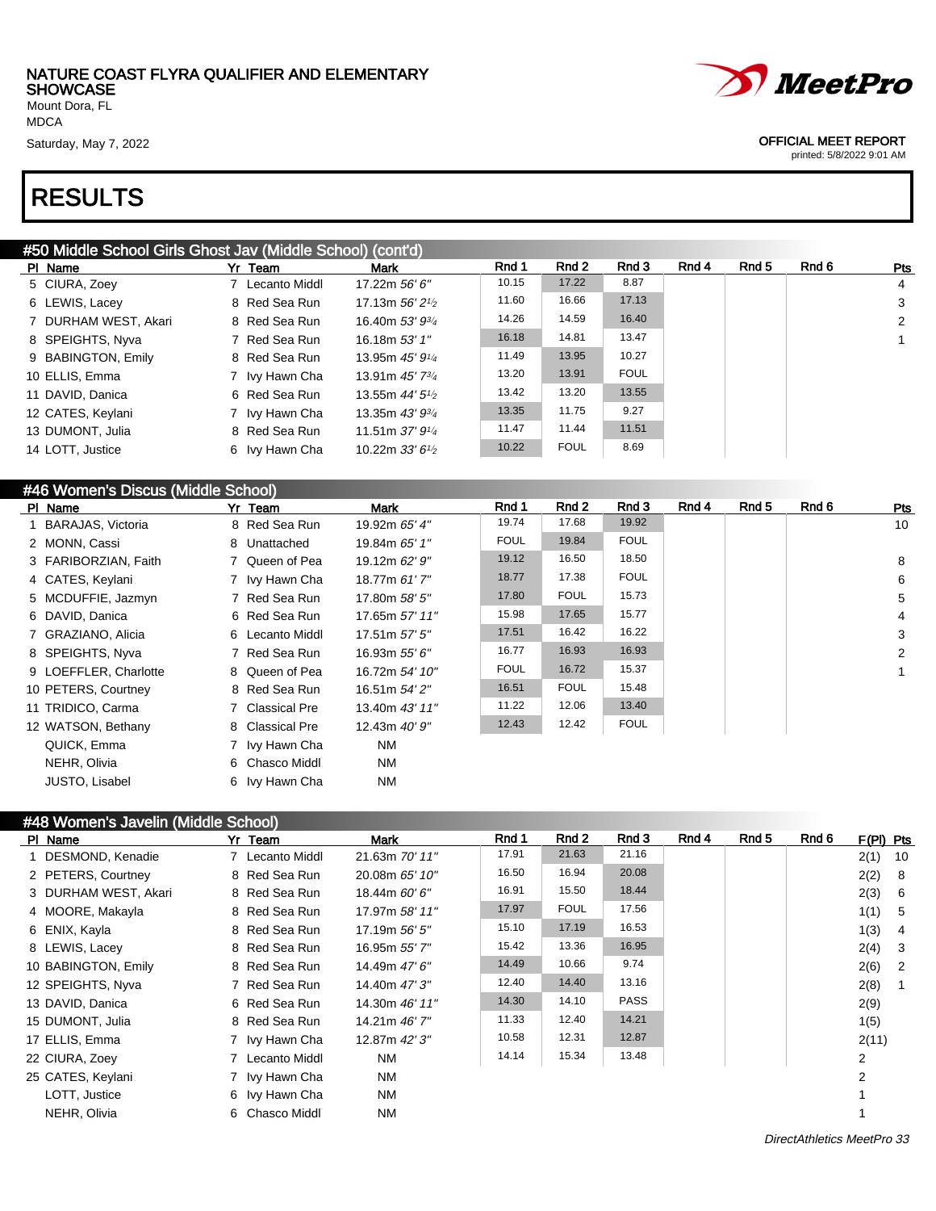NATURE COAST FLYRA QUALIFIER AND ELEMENTARY SHOWCASE
Mount Dora, FL
MDCA
Saturday, May 7, 2022

OFFICIAL MEET REPORT
printed: 5/8/2022 9:01 AM

# RESULTS

## #50 Middle School Girls Ghost Jav (Middle School) (cont'd)

| Pl | Name | Yr | Team | Mark | Rnd 1 | Rnd 2 | Rnd 3 | Rnd 4 | Rnd 5 | Rnd 6 | Pts |
|---|---|---|---|---|---|---|---|---|---|---|---|
| 5 | CIURA, Zoey | 7 | Lecanto Middl | 17.22m *56' 6"* | 10.15 | 17.22 | 8.87 | | | | 4 |
| 6 | LEWIS, Lacey | 8 | Red Sea Run | 17.13m *56' 2½* | 11.60 | 16.66 | 17.13 | | | | 3 |
| 7 | DURHAM WEST, Akari | 8 | Red Sea Run | 16.40m *53' 9¾* | 14.26 | 14.59 | 16.40 | | | | 2 |
| 8 | SPEIGHTS, Nyva | 7 | Red Sea Run | 16.18m *53' 1"* | 16.18 | 14.81 | 13.47 | | | | 1 |
| 9 | BABINGTON, Emily | 8 | Red Sea Run | 13.95m *45' 9¼* | 11.49 | 13.95 | 10.27 | | | | |
| 10 | ELLIS, Emma | 7 | Ivy Hawn Cha | 13.91m *45' 7¾* | 13.20 | 13.91 | FOUL | | | | |
| 11 | DAVID, Danica | 6 | Red Sea Run | 13.55m *44' 5½* | 13.42 | 13.20 | 13.55 | | | | |
| 12 | CATES, Keylani | 7 | Ivy Hawn Cha | 13.35m *43' 9¾* | 13.35 | 11.75 | 9.27 | | | | |
| 13 | DUMONT, Julia | 8 | Red Sea Run | 11.51m *37' 9¼* | 11.47 | 11.44 | 11.51 | | | | |
| 14 | LOTT, Justice | 6 | Ivy Hawn Cha | 10.22m *33' 6½* | 10.22 | FOUL | 8.69 | | | | |

## #46 Women's Discus (Middle School)

| Pl | Name | Yr | Team | Mark | Rnd 1 | Rnd 2 | Rnd 3 | Rnd 4 | Rnd 5 | Rnd 6 | Pts |
|---|---|---|---|---|---|---|---|---|---|---|---|
| 1 | BARAJAS, Victoria | 8 | Red Sea Run | 19.92m *65' 4"* | 19.74 | 17.68 | 19.92 | | | | 10 |
| 2 | MONN, Cassi | 8 | Unattached | 19.84m *65' 1"* | FOUL | 19.84 | FOUL | | | | |
| 3 | FARIBORZIAN, Faith | 7 | Queen of Pea | 19.12m *62' 9"* | 19.12 | 16.50 | 18.50 | | | | 8 |
| 4 | CATES, Keylani | 7 | Ivy Hawn Cha | 18.77m *61' 7"* | 18.77 | 17.38 | FOUL | | | | 6 |
| 5 | MCDUFFIE, Jazmyn | 7 | Red Sea Run | 17.80m *58' 5"* | 17.80 | FOUL | 15.73 | | | | 5 |
| 6 | DAVID, Danica | 6 | Red Sea Run | 17.65m *57' 11"* | 15.98 | 17.65 | 15.77 | | | | 4 |
| 7 | GRAZIANO, Alicia | 6 | Lecanto Middl | 17.51m *57' 5"* | 17.51 | 16.42 | 16.22 | | | | 3 |
| 8 | SPEIGHTS, Nyva | 7 | Red Sea Run | 16.93m *55' 6"* | 16.77 | 16.93 | 16.93 | | | | 2 |
| 9 | LOEFFLER, Charlotte | 8 | Queen of Pea | 16.72m *54' 10"* | FOUL | 16.72 | 15.37 | | | | 1 |
| 10 | PETERS, Courtney | 8 | Red Sea Run | 16.51m *54' 2"* | 16.51 | FOUL | 15.48 | | | | |
| 11 | TRIDICO, Carma | 7 | Classical Pre | 13.40m *43' 11"* | 11.22 | 12.06 | 13.40 | | | | |
| 12 | WATSON, Bethany | 8 | Classical Pre | 12.43m *40' 9"* | 12.43 | 12.42 | FOUL | | | | |
| | QUICK, Emma | 7 | Ivy Hawn Cha | NM | | | | | | | |
| | NEHR, Olivia | 6 | Chasco Middl | NM | | | | | | | |
| | JUSTO, Lisabel | 6 | Ivy Hawn Cha | NM | | | | | | | |

## #48 Women's Javelin (Middle School)

| Pl | Name | Yr | Team | Mark | Rnd 1 | Rnd 2 | Rnd 3 | Rnd 4 | Rnd 5 | Rnd 6 | F(Pl) | Pts |
|---|---|---|---|---|---|---|---|---|---|---|---|---|
| 1 | DESMOND, Kenadie | 7 | Lecanto Middl | 21.63m *70' 11"* | 17.91 | 21.63 | 21.16 | | | | 2(1) | 10 |
| 2 | PETERS, Courtney | 8 | Red Sea Run | 20.08m *65' 10"* | 16.50 | 16.94 | 20.08 | | | | 2(2) | 8 |
| 3 | DURHAM WEST, Akari | 8 | Red Sea Run | 18.44m *60' 6"* | 16.91 | 15.50 | 18.44 | | | | 2(3) | 6 |
| 4 | MOORE, Makayla | 8 | Red Sea Run | 17.97m *58' 11"* | 17.97 | FOUL | 17.56 | | | | 1(1) | 5 |
| 6 | ENIX, Kayla | 8 | Red Sea Run | 17.19m *56' 5"* | 15.10 | 17.19 | 16.53 | | | | 1(3) | 4 |
| 8 | LEWIS, Lacey | 8 | Red Sea Run | 16.95m *55' 7"* | 15.42 | 13.36 | 16.95 | | | | 2(4) | 3 |
| 10 | BABINGTON, Emily | 8 | Red Sea Run | 14.49m *47' 6"* | 14.49 | 10.66 | 9.74 | | | | 2(6) | 2 |
| 12 | SPEIGHTS, Nyva | 7 | Red Sea Run | 14.40m *47' 3"* | 12.40 | 14.40 | 13.16 | | | | 2(8) | 1 |
| 13 | DAVID, Danica | 6 | Red Sea Run | 14.30m *46' 11"* | 14.30 | 14.10 | PASS | | | | 2(9) | |
| 15 | DUMONT, Julia | 8 | Red Sea Run | 14.21m *46' 7"* | 11.33 | 12.40 | 14.21 | | | | 1(5) | |
| 17 | ELLIS, Emma | 7 | Ivy Hawn Cha | 12.87m *42' 3"* | 10.58 | 12.31 | 12.87 | | | | 2(11) | |
| 22 | CIURA, Zoey | 7 | Lecanto Middl | NM | 14.14 | 15.34 | 13.48 | | | | 2 | |
| 25 | CATES, Keylani | 7 | Ivy Hawn Cha | NM | | | | | | | 2 | |
| | LOTT, Justice | 6 | Ivy Hawn Cha | NM | | | | | | | 1 | |
| | NEHR, Olivia | 6 | Chasco Middl | NM | | | | | | | 1 | |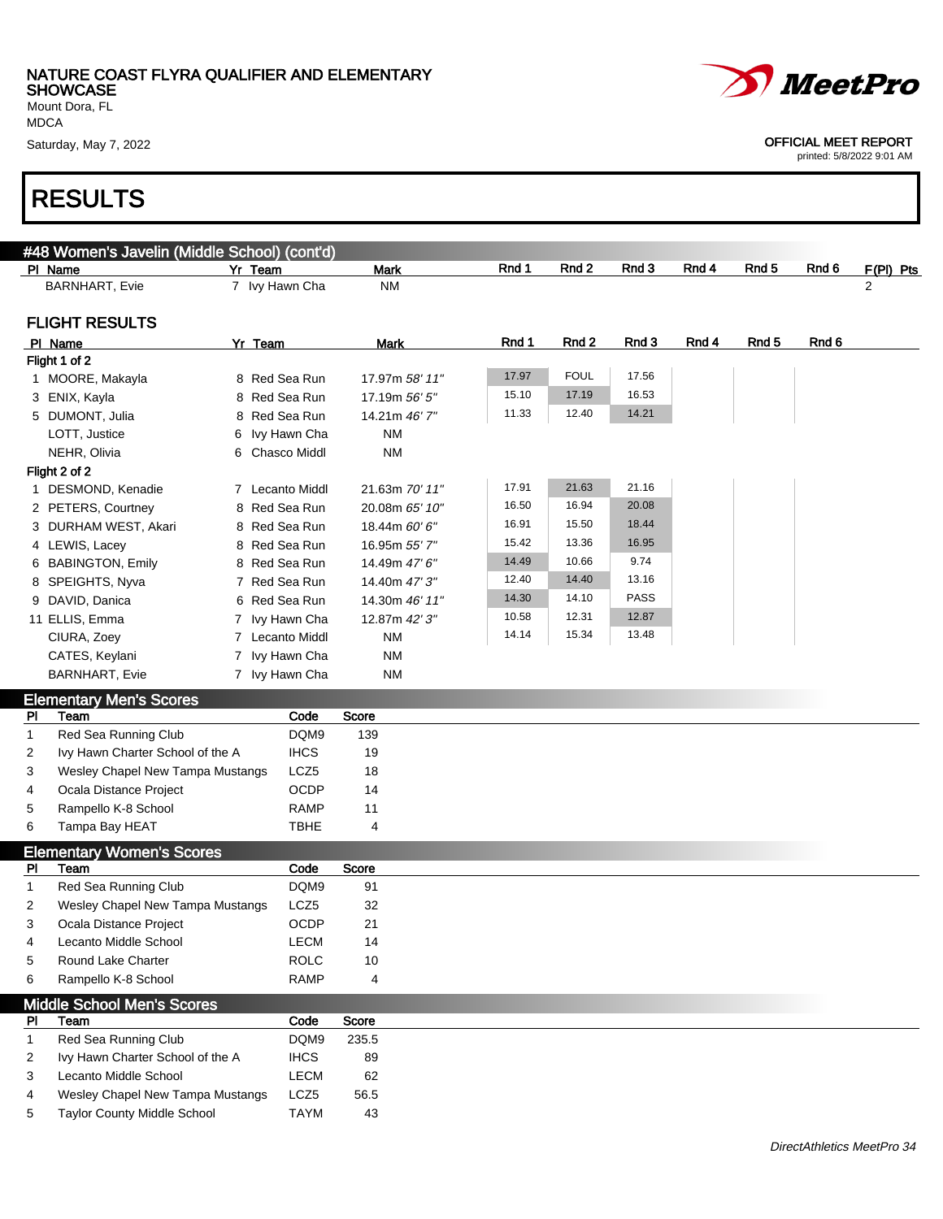NATURE COAST FLYRA QUALIFIER AND ELEMENTARY SHOWCASE
Mount Dora, FL
MDCA
Saturday, May 7, 2022

OFFICIAL MEET REPORT
printed: 5/8/2022 9:01 AM

# RESULTS

## #48 Women's Javelin (Middle School) (cont'd)

| Pl | Name | Yr | Team | Mark | Rnd 1 | Rnd 2 | Rnd 3 | Rnd 4 | Rnd 5 | Rnd 6 | F(Pl) | Pts |
|---|---|---|---|---|---|---|---|---|---|---|---|---|
| | BARNHART, Evie | 7 | Ivy Hawn Cha | NM | | | | | | | 2 | |

### FLIGHT RESULTS

| Pl | Name | Yr | Team | Mark | Rnd 1 | Rnd 2 | Rnd 3 | Rnd 4 | Rnd 5 | Rnd 6 |
|---|---|---|---|---|---|---|---|---|---|---|
| **Flight 1 of 2** | | | | | | | | | | |
| 1 | MOORE, Makayla | 8 | Red Sea Run | 17.97m *58' 11"* | 17.97 | FOUL | 17.56 | | | |
| 3 | ENIX, Kayla | 8 | Red Sea Run | 17.19m *56' 5"* | 15.10 | 17.19 | 16.53 | | | |
| 5 | DUMONT, Julia | 8 | Red Sea Run | 14.21m *46' 7"* | 11.33 | 12.40 | 14.21 | | | |
| | LOTT, Justice | 6 | Ivy Hawn Cha | NM | | | | | | |
| | NEHR, Olivia | 6 | Chasco Middl | NM | | | | | | |
| **Flight 2 of 2** | | | | | | | | | | |
| 1 | DESMOND, Kenadie | 7 | Lecanto Middl | 21.63m *70' 11"* | 17.91 | 21.63 | 21.16 | | | |
| 2 | PETERS, Courtney | 8 | Red Sea Run | 20.08m *65' 10"* | 16.50 | 16.94 | 20.08 | | | |
| 3 | DURHAM WEST, Akari | 8 | Red Sea Run | 18.44m *60' 6"* | 16.91 | 15.50 | 18.44 | | | |
| 4 | LEWIS, Lacey | 8 | Red Sea Run | 16.95m *55' 7"* | 15.42 | 13.36 | 16.95 | | | |
| 6 | BABINGTON, Emily | 8 | Red Sea Run | 14.49m *47' 6"* | 14.49 | 10.66 | 9.74 | | | |
| 8 | SPEIGHTS, Nyva | 7 | Red Sea Run | 14.40m *47' 3"* | 12.40 | 14.40 | 13.16 | | | |
| 9 | DAVID, Danica | 6 | Red Sea Run | 14.30m *46' 11"* | 14.30 | 14.10 | PASS | | | |
| 11 | ELLIS, Emma | 7 | Ivy Hawn Cha | 12.87m *42' 3"* | 10.58 | 12.31 | 12.87 | | | |
| | CIURA, Zoey | 7 | Lecanto Middl | NM | 14.14 | 15.34 | 13.48 | | | |
| | CATES, Keylani | 7 | Ivy Hawn Cha | NM | | | | | | |
| | BARNHART, Evie | 7 | Ivy Hawn Cha | NM | | | | | | |

## Elementary Men's Scores

| Pl | Team | Code | Score |
|---|---|---|---|
| 1 | Red Sea Running Club | DQM9 | 139 |
| 2 | Ivy Hawn Charter School of the A | IHCS | 19 |
| 3 | Wesley Chapel New Tampa Mustangs | LCZ5 | 18 |
| 4 | Ocala Distance Project | OCDP | 14 |
| 5 | Rampello K-8 School | RAMP | 11 |
| 6 | Tampa Bay HEAT | TBHE | 4 |

## Elementary Women's Scores

| Pl | Team | Code | Score |
|---|---|---|---|
| 1 | Red Sea Running Club | DQM9 | 91 |
| 2 | Wesley Chapel New Tampa Mustangs | LCZ5 | 32 |
| 3 | Ocala Distance Project | OCDP | 21 |
| 4 | Lecanto Middle School | LECM | 14 |
| 5 | Round Lake Charter | ROLC | 10 |
| 6 | Rampello K-8 School | RAMP | 4 |

## Middle School Men's Scores

| Pl | Team | Code | Score |
|---|---|---|---|
| 1 | Red Sea Running Club | DQM9 | 235.5 |
| 2 | Ivy Hawn Charter School of the A | IHCS | 89 |
| 3 | Lecanto Middle School | LECM | 62 |
| 4 | Wesley Chapel New Tampa Mustangs | LCZ5 | 56.5 |
| 5 | Taylor County Middle School | TAYM | 43 |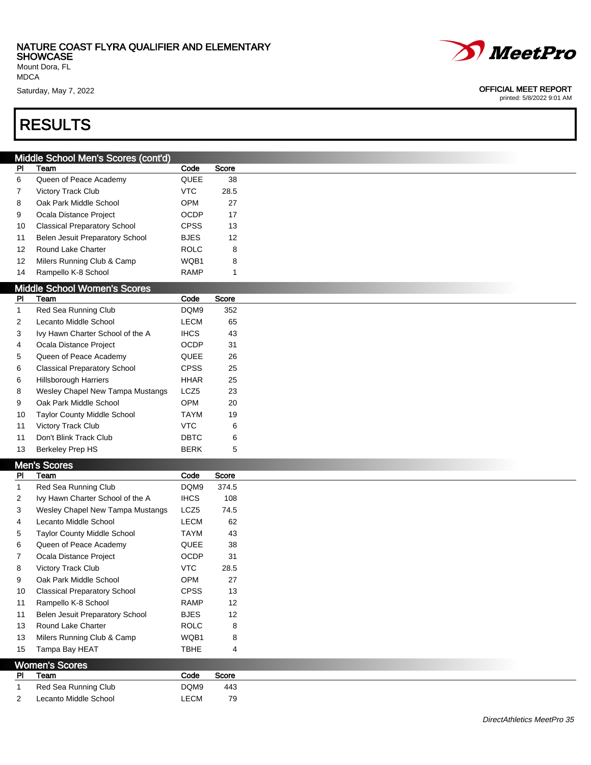NATURE COAST FLYRA QUALIFIER AND ELEMENTARY SHOWCASE
Mount Dora, FL
MDCA
Saturday, May 7, 2022

OFFICIAL MEET REPORT
printed: 5/8/2022 9:01 AM

# RESULTS

## Middle School Men's Scores (cont'd)

| Pl | Team | Code | Score |
|---|---|---|---|
| 6 | Queen of Peace Academy | QUEE | 38 |
| 7 | Victory Track Club | VTC | 28.5 |
| 8 | Oak Park Middle School | OPM | 27 |
| 9 | Ocala Distance Project | OCDP | 17 |
| 10 | Classical Preparatory School | CPSS | 13 |
| 11 | Belen Jesuit Preparatory School | BJES | 12 |
| 12 | Round Lake Charter | ROLC | 8 |
| 12 | Milers Running Club & Camp | WQB1 | 8 |
| 14 | Rampello K-8 School | RAMP | 1 |

## Middle School Women's Scores

| Pl | Team | Code | Score |
|---|---|---|---|
| 1 | Red Sea Running Club | DQM9 | 352 |
| 2 | Lecanto Middle School | LECM | 65 |
| 3 | Ivy Hawn Charter School of the A | IHCS | 43 |
| 4 | Ocala Distance Project | OCDP | 31 |
| 5 | Queen of Peace Academy | QUEE | 26 |
| 6 | Classical Preparatory School | CPSS | 25 |
| 6 | Hillsborough Harriers | HHAR | 25 |
| 8 | Wesley Chapel New Tampa Mustangs | LCZ5 | 23 |
| 9 | Oak Park Middle School | OPM | 20 |
| 10 | Taylor County Middle School | TAYM | 19 |
| 11 | Victory Track Club | VTC | 6 |
| 11 | Don't Blink Track Club | DBTC | 6 |
| 13 | Berkeley Prep HS | BERK | 5 |

## Men's Scores

| Pl | Team | Code | Score |
|---|---|---|---|
| 1 | Red Sea Running Club | DQM9 | 374.5 |
| 2 | Ivy Hawn Charter School of the A | IHCS | 108 |
| 3 | Wesley Chapel New Tampa Mustangs | LCZ5 | 74.5 |
| 4 | Lecanto Middle School | LECM | 62 |
| 5 | Taylor County Middle School | TAYM | 43 |
| 6 | Queen of Peace Academy | QUEE | 38 |
| 7 | Ocala Distance Project | OCDP | 31 |
| 8 | Victory Track Club | VTC | 28.5 |
| 9 | Oak Park Middle School | OPM | 27 |
| 10 | Classical Preparatory School | CPSS | 13 |
| 11 | Rampello K-8 School | RAMP | 12 |
| 11 | Belen Jesuit Preparatory School | BJES | 12 |
| 13 | Round Lake Charter | ROLC | 8 |
| 13 | Milers Running Club & Camp | WQB1 | 8 |
| 15 | Tampa Bay HEAT | TBHE | 4 |

## Women's Scores

| Pl | Team | Code | Score |
|---|---|---|---|
| 1 | Red Sea Running Club | DQM9 | 443 |
| 2 | Lecanto Middle School | LECM | 79 |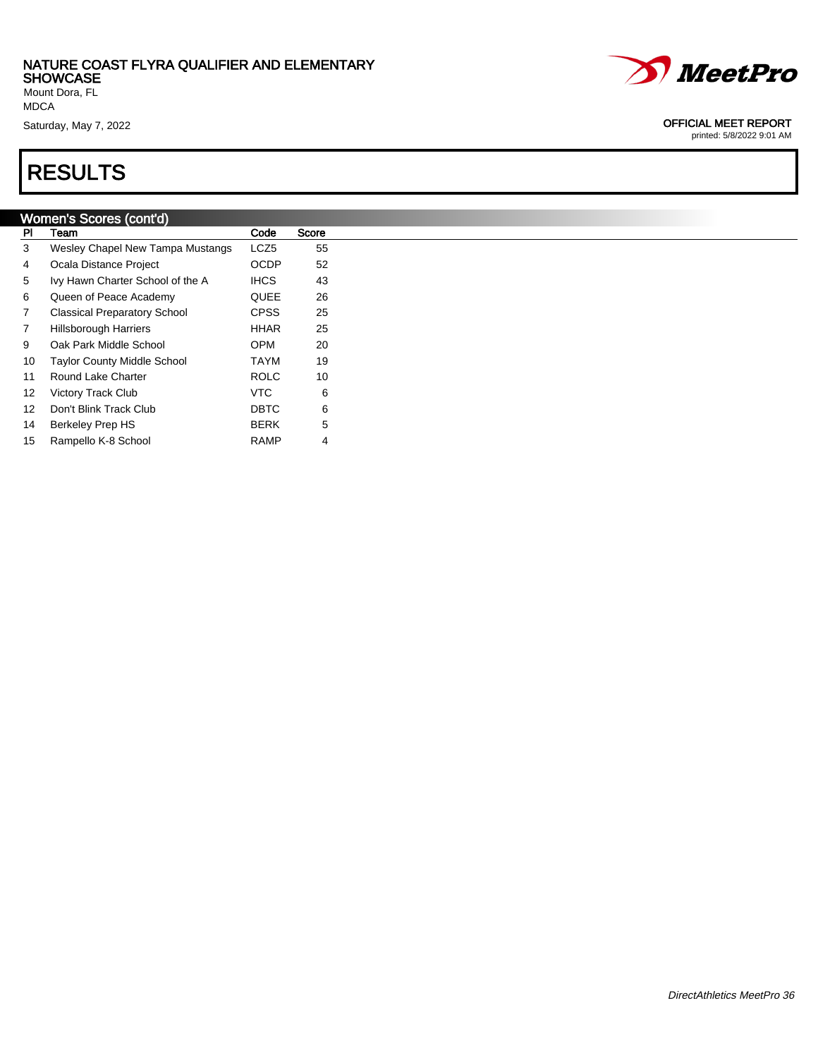NATURE COAST FLYRA QUALIFIER AND ELEMENTARY SHOWCASE
Mount Dora, FL
MDCA
Saturday, May 7, 2022

OFFICIAL MEET REPORT
printed: 5/8/2022 9:01 AM

# RESULTS

## Women's Scores (cont'd)

| Pl | Team | Code | Score |
|---|---|---|---|
| 3 | Wesley Chapel New Tampa Mustangs | LCZ5 | 55 |
| 4 | Ocala Distance Project | OCDP | 52 |
| 5 | Ivy Hawn Charter School of the A | IHCS | 43 |
| 6 | Queen of Peace Academy | QUEE | 26 |
| 7 | Classical Preparatory School | CPSS | 25 |
| 7 | Hillsborough Harriers | HHAR | 25 |
| 9 | Oak Park Middle School | OPM | 20 |
| 10 | Taylor County Middle School | TAYM | 19 |
| 11 | Round Lake Charter | ROLC | 10 |
| 12 | Victory Track Club | VTC | 6 |
| 12 | Don't Blink Track Club | DBTC | 6 |
| 14 | Berkeley Prep HS | BERK | 5 |
| 15 | Rampello K-8 School | RAMP | 4 |